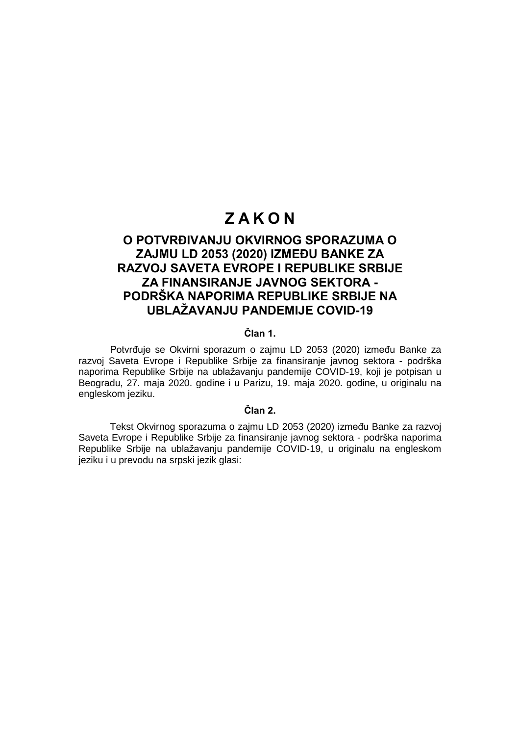# Z A K O N

## O POTVRĐIVANJU OKVIRNOG SPORAZUMA O ZAJMU LD 2053 (2020) IZMEĐU BANKE ZA RAZVOJ SAVETA EVROPE I REPUBLIKE SRBIJE ZA FINANSIRANJE JAVNOG SEKTORA - PODRŠKA NAPORIMA REPUBLIKE SRBIJE NA UBLAŽAVANJU PANDEMIJE COVID-19

### Član 1.

Potvrđuje se Okvirni sporazum o zajmu LD 2053 (2020) između Banke za razvoj Saveta Evrope i Republike Srbije za finansiranje javnog sektora - podrška naporima Republike Srbije na ublažavanju pandemije COVID-19, koji je potpisan u Beogradu, 27. maja 2020. godine i u Parizu, 19. maja 2020. godine, u originalu na engleskom jeziku.

### Član 2.

Tekst Okvirnog sporazuma o zajmu LD 2053 (2020) između Banke za razvoj Saveta Evrope i Republike Srbije za finansiranje javnog sektora - podrška naporima Republike Srbije na ublažavanju pandemije COVID-19, u originalu na engleskom jeziku i u prevodu na srpski jezik glasi: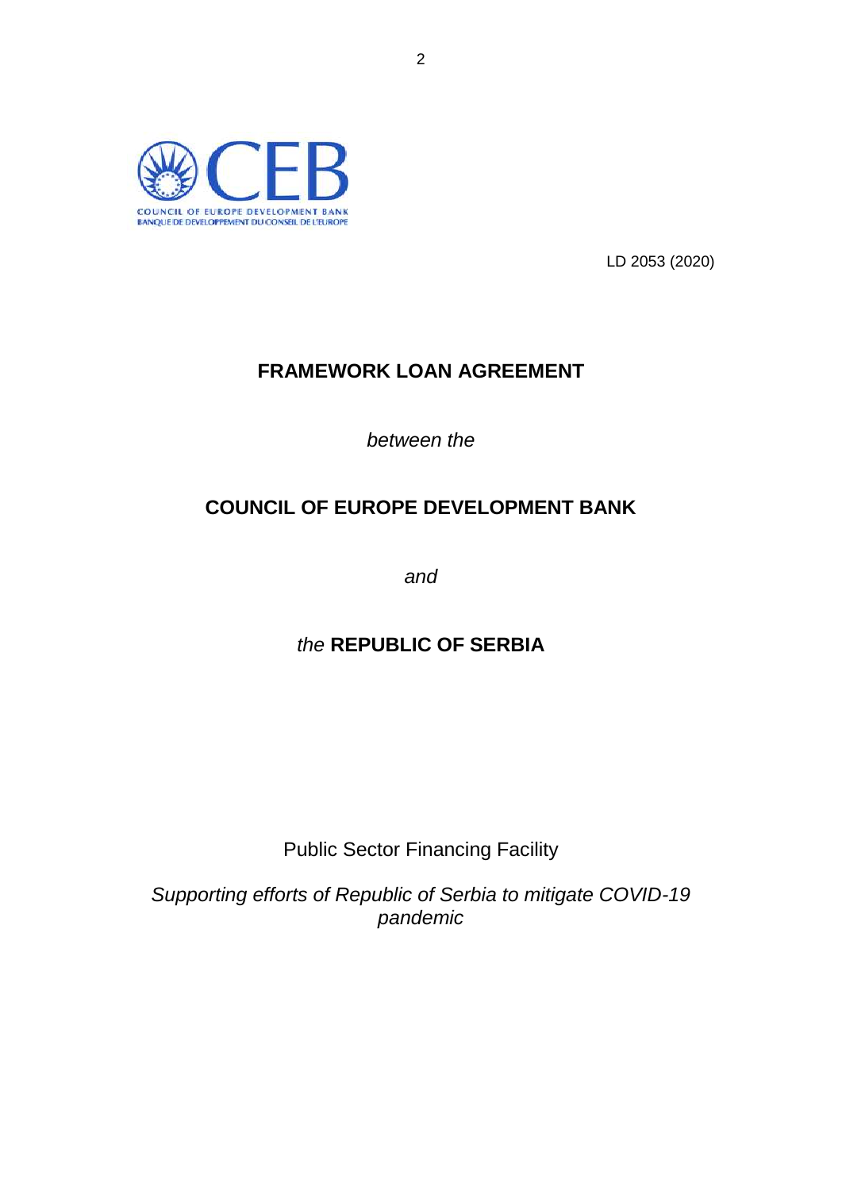COUNCIL OF EUROPE DEVELOPMENT BANK
BANQUE DE DEVELOPPEMENT DU CONSEIL DE L'EUROPE

LD 2053 (2020)

# FRAMEWORK LOAN AGREEMENT

*between the*

## COUNCIL OF EUROPE DEVELOPMENT BANK

*and*

## *the* REPUBLIC OF SERBIA

Public Sector Financing Facility

*Supporting efforts of Republic of Serbia to mitigate COVID-19 pandemic*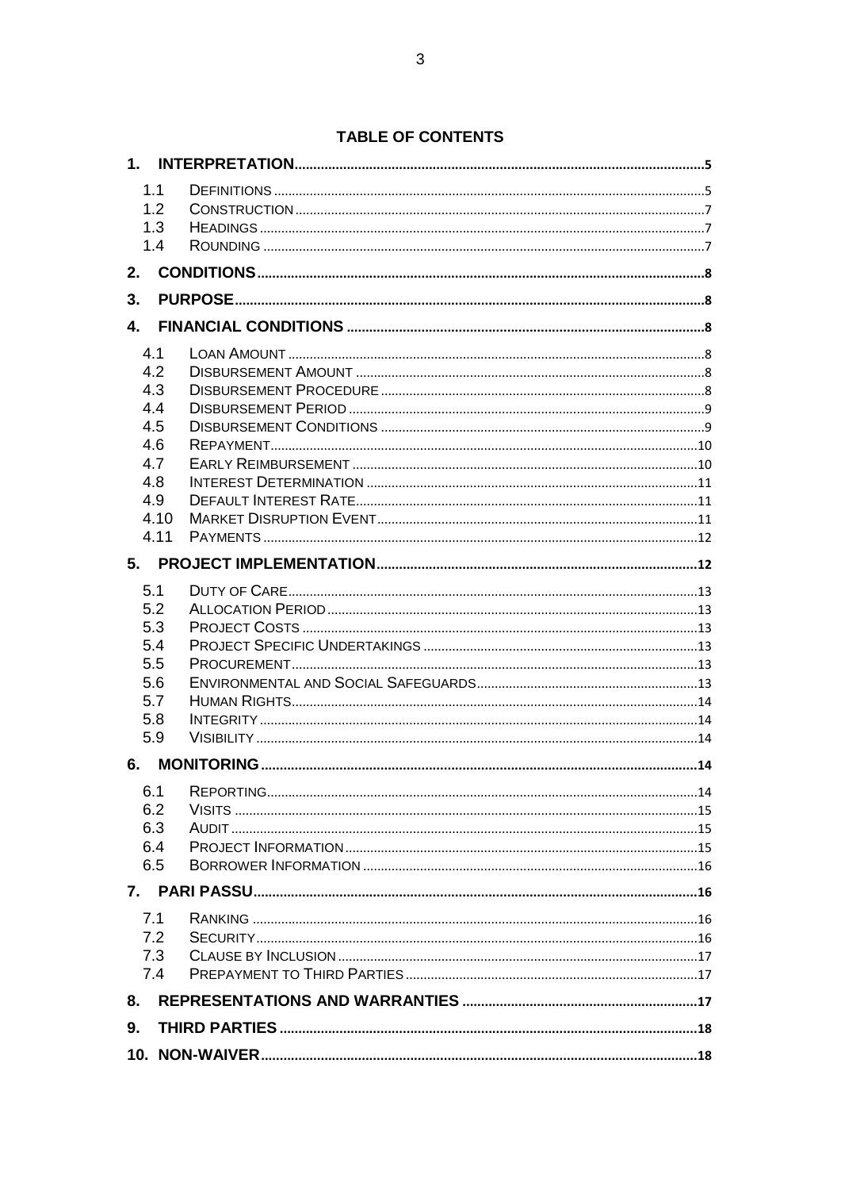## TABLE OF CONTENTS

**1. INTERPRETATION** ... 5

- 1.1 DEFINITIONS ... 5
- 1.2 CONSTRUCTION ... 7
- 1.3 HEADINGS ... 7
- 1.4 ROUNDING ... 7

**2. CONDITIONS** ... 8

**3. PURPOSE** ... 8

**4. FINANCIAL CONDITIONS** ... 8

- 4.1 LOAN AMOUNT ... 8
- 4.2 DISBURSEMENT AMOUNT ... 8
- 4.3 DISBURSEMENT PROCEDURE ... 8
- 4.4 DISBURSEMENT PERIOD ... 9
- 4.5 DISBURSEMENT CONDITIONS ... 9
- 4.6 REPAYMENT ... 10
- 4.7 EARLY REIMBURSEMENT ... 10
- 4.8 INTEREST DETERMINATION ... 11
- 4.9 DEFAULT INTEREST RATE ... 11
- 4.10 MARKET DISRUPTION EVENT ... 11
- 4.11 PAYMENTS ... 12

**5. PROJECT IMPLEMENTATION** ... 12

- 5.1 DUTY OF CARE ... 13
- 5.2 ALLOCATION PERIOD ... 13
- 5.3 PROJECT COSTS ... 13
- 5.4 PROJECT SPECIFIC UNDERTAKINGS ... 13
- 5.5 PROCUREMENT ... 13
- 5.6 ENVIRONMENTAL AND SOCIAL SAFEGUARDS ... 13
- 5.7 HUMAN RIGHTS ... 14
- 5.8 INTEGRITY ... 14
- 5.9 VISIBILITY ... 14

**6. MONITORING** ... 14

- 6.1 REPORTING ... 14
- 6.2 VISITS ... 15
- 6.3 AUDIT ... 15
- 6.4 PROJECT INFORMATION ... 15
- 6.5 BORROWER INFORMATION ... 16

**7. PARI PASSU** ... 16

- 7.1 RANKING ... 16
- 7.2 SECURITY ... 16
- 7.3 CLAUSE BY INCLUSION ... 17
- 7.4 PREPAYMENT TO THIRD PARTIES ... 17

**8. REPRESENTATIONS AND WARRANTIES** ... 17

**9. THIRD PARTIES** ... 18

**10. NON-WAIVER** ... 18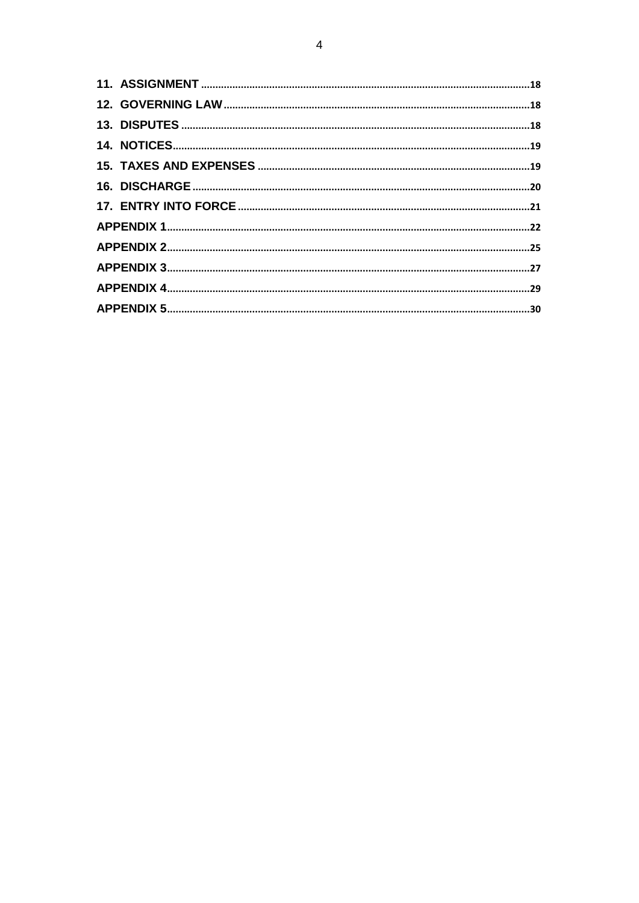**11. ASSIGNMENT** .................................................................................................................... 18

**12. GOVERNING LAW** .......................................................................................................... 18

**13. DISPUTES** ......................................................................................................................... 18

**14. NOTICES** ........................................................................................................................... 19

**15. TAXES AND EXPENSES** ............................................................................................... 19

**16. DISCHARGE** ..................................................................................................................... 20

**17. ENTRY INTO FORCE** ..................................................................................................... 21

**APPENDIX 1** ............................................................................................................................. 22

**APPENDIX 2** ............................................................................................................................. 25

**APPENDIX 3** ............................................................................................................................. 27

**APPENDIX 4** ............................................................................................................................. 29

**APPENDIX 5** ............................................................................................................................. 30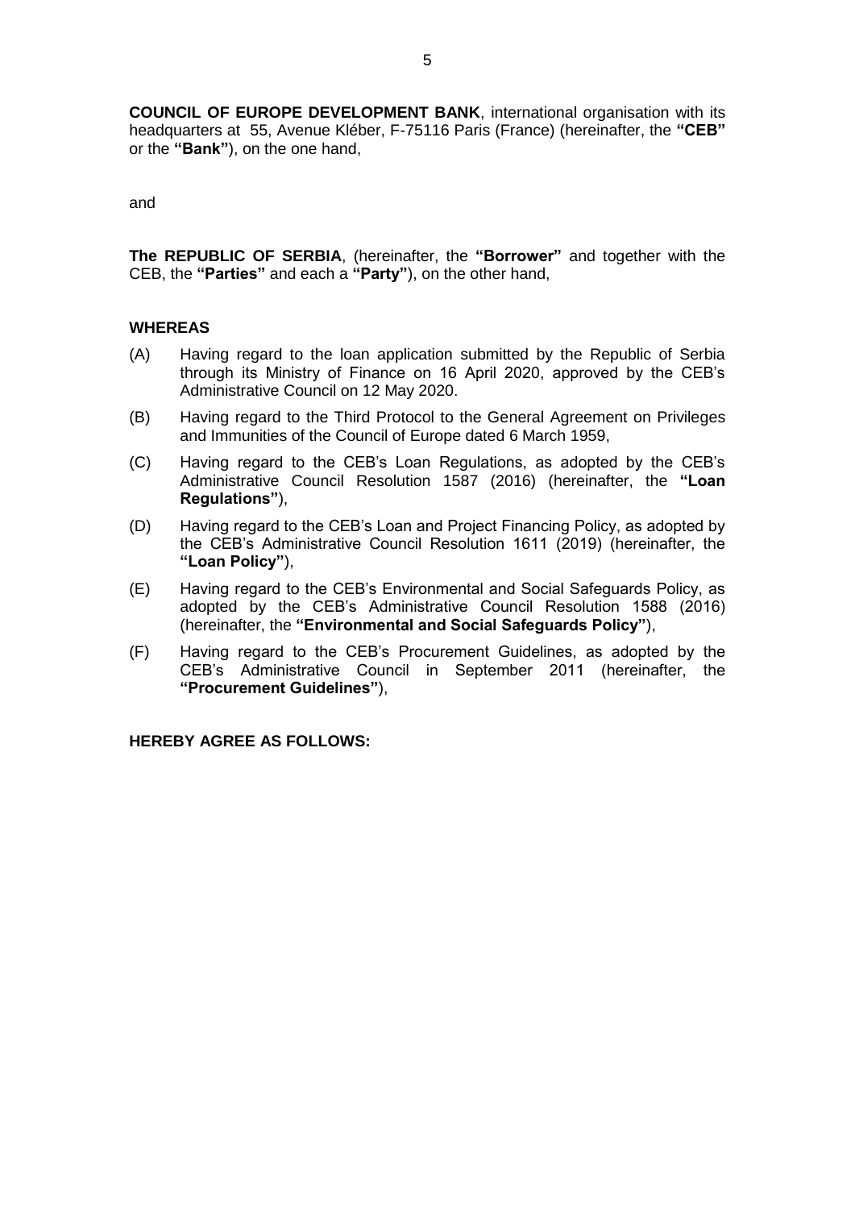**COUNCIL OF EUROPE DEVELOPMENT BANK**, international organisation with its headquarters at 55, Avenue Kléber, F-75116 Paris (France) (hereinafter, the **"CEB"** or the **"Bank"**), on the one hand,

and

**The REPUBLIC OF SERBIA**, (hereinafter, the **"Borrower"** and together with the CEB, the **"Parties"** and each a **"Party"**), on the other hand,

**WHEREAS**

(A) Having regard to the loan application submitted by the Republic of Serbia through its Ministry of Finance on 16 April 2020, approved by the CEB's Administrative Council on 12 May 2020.

(B) Having regard to the Third Protocol to the General Agreement on Privileges and Immunities of the Council of Europe dated 6 March 1959,

(C) Having regard to the CEB's Loan Regulations, as adopted by the CEB's Administrative Council Resolution 1587 (2016) (hereinafter, the **"Loan Regulations"**),

(D) Having regard to the CEB's Loan and Project Financing Policy, as adopted by the CEB's Administrative Council Resolution 1611 (2019) (hereinafter, the **"Loan Policy"**),

(E) Having regard to the CEB's Environmental and Social Safeguards Policy, as adopted by the CEB's Administrative Council Resolution 1588 (2016) (hereinafter, the **"Environmental and Social Safeguards Policy"**),

(F) Having regard to the CEB's Procurement Guidelines, as adopted by the CEB's Administrative Council in September 2011 (hereinafter, the **"Procurement Guidelines"**),

**HEREBY AGREE AS FOLLOWS:**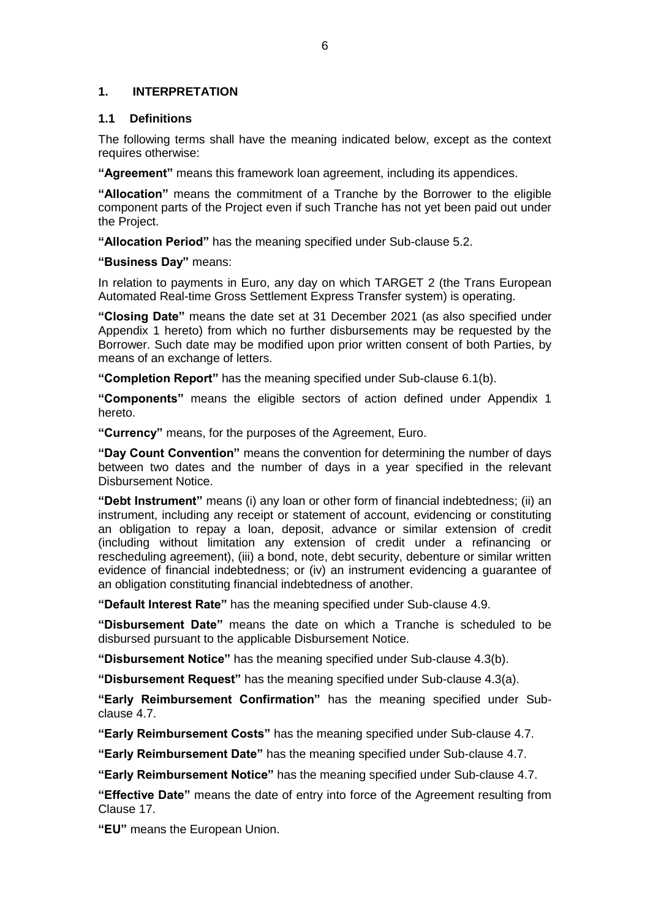## 1. INTERPRETATION

### 1.1 Definitions

The following terms shall have the meaning indicated below, except as the context requires otherwise:

**"Agreement"** means this framework loan agreement, including its appendices.

**"Allocation"** means the commitment of a Tranche by the Borrower to the eligible component parts of the Project even if such Tranche has not yet been paid out under the Project.

**"Allocation Period"** has the meaning specified under Sub-clause 5.2.

**"Business Day"** means:

In relation to payments in Euro, any day on which TARGET 2 (the Trans European Automated Real-time Gross Settlement Express Transfer system) is operating.

**"Closing Date"** means the date set at 31 December 2021 (as also specified under Appendix 1 hereto) from which no further disbursements may be requested by the Borrower. Such date may be modified upon prior written consent of both Parties, by means of an exchange of letters.

**"Completion Report"** has the meaning specified under Sub-clause 6.1(b).

**"Components"** means the eligible sectors of action defined under Appendix 1 hereto.

**"Currency"** means, for the purposes of the Agreement, Euro.

**"Day Count Convention"** means the convention for determining the number of days between two dates and the number of days in a year specified in the relevant Disbursement Notice.

**"Debt Instrument"** means (i) any loan or other form of financial indebtedness; (ii) an instrument, including any receipt or statement of account, evidencing or constituting an obligation to repay a loan, deposit, advance or similar extension of credit (including without limitation any extension of credit under a refinancing or rescheduling agreement), (iii) a bond, note, debt security, debenture or similar written evidence of financial indebtedness; or (iv) an instrument evidencing a guarantee of an obligation constituting financial indebtedness of another.

**"Default Interest Rate"** has the meaning specified under Sub-clause 4.9.

**"Disbursement Date"** means the date on which a Tranche is scheduled to be disbursed pursuant to the applicable Disbursement Notice.

**"Disbursement Notice"** has the meaning specified under Sub-clause 4.3(b).

**"Disbursement Request"** has the meaning specified under Sub-clause 4.3(a).

**"Early Reimbursement Confirmation"** has the meaning specified under Sub-clause 4.7.

**"Early Reimbursement Costs"** has the meaning specified under Sub-clause 4.7.

**"Early Reimbursement Date"** has the meaning specified under Sub-clause 4.7.

**"Early Reimbursement Notice"** has the meaning specified under Sub-clause 4.7.

**"Effective Date"** means the date of entry into force of the Agreement resulting from Clause 17.

**"EU"** means the European Union.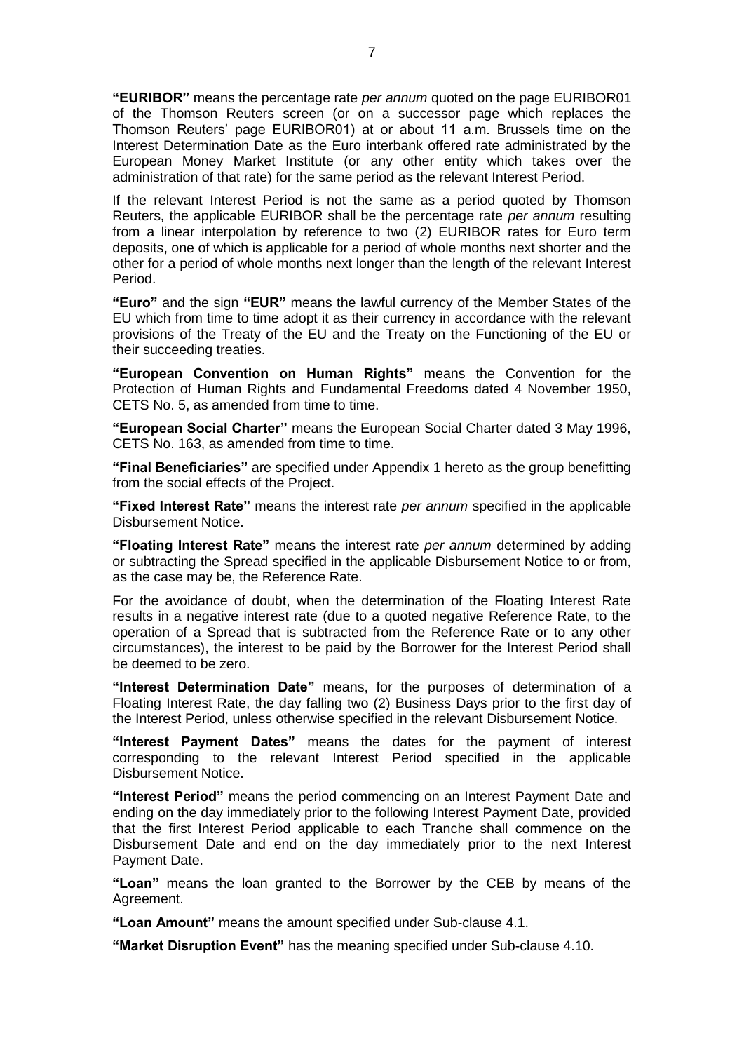**"EURIBOR"** means the percentage rate *per annum* quoted on the page EURIBOR01 of the Thomson Reuters screen (or on a successor page which replaces the Thomson Reuters' page EURIBOR01) at or about 11 a.m. Brussels time on the Interest Determination Date as the Euro interbank offered rate administrated by the European Money Market Institute (or any other entity which takes over the administration of that rate) for the same period as the relevant Interest Period.

If the relevant Interest Period is not the same as a period quoted by Thomson Reuters, the applicable EURIBOR shall be the percentage rate *per annum* resulting from a linear interpolation by reference to two (2) EURIBOR rates for Euro term deposits, one of which is applicable for a period of whole months next shorter and the other for a period of whole months next longer than the length of the relevant Interest Period.

**"Euro"** and the sign **"EUR"** means the lawful currency of the Member States of the EU which from time to time adopt it as their currency in accordance with the relevant provisions of the Treaty of the EU and the Treaty on the Functioning of the EU or their succeeding treaties.

**"European Convention on Human Rights"** means the Convention for the Protection of Human Rights and Fundamental Freedoms dated 4 November 1950, CETS No. 5, as amended from time to time.

**"European Social Charter"** means the European Social Charter dated 3 May 1996, CETS No. 163, as amended from time to time.

**"Final Beneficiaries"** are specified under Appendix 1 hereto as the group benefitting from the social effects of the Project.

**"Fixed Interest Rate"** means the interest rate *per annum* specified in the applicable Disbursement Notice.

**"Floating Interest Rate"** means the interest rate *per annum* determined by adding or subtracting the Spread specified in the applicable Disbursement Notice to or from, as the case may be, the Reference Rate.

For the avoidance of doubt, when the determination of the Floating Interest Rate results in a negative interest rate (due to a quoted negative Reference Rate, to the operation of a Spread that is subtracted from the Reference Rate or to any other circumstances), the interest to be paid by the Borrower for the Interest Period shall be deemed to be zero.

**"Interest Determination Date"** means, for the purposes of determination of a Floating Interest Rate, the day falling two (2) Business Days prior to the first day of the Interest Period, unless otherwise specified in the relevant Disbursement Notice.

**"Interest Payment Dates"** means the dates for the payment of interest corresponding to the relevant Interest Period specified in the applicable Disbursement Notice.

**"Interest Period"** means the period commencing on an Interest Payment Date and ending on the day immediately prior to the following Interest Payment Date, provided that the first Interest Period applicable to each Tranche shall commence on the Disbursement Date and end on the day immediately prior to the next Interest Payment Date.

**"Loan"** means the loan granted to the Borrower by the CEB by means of the Agreement.

**"Loan Amount"** means the amount specified under Sub-clause 4.1.

**"Market Disruption Event"** has the meaning specified under Sub-clause 4.10.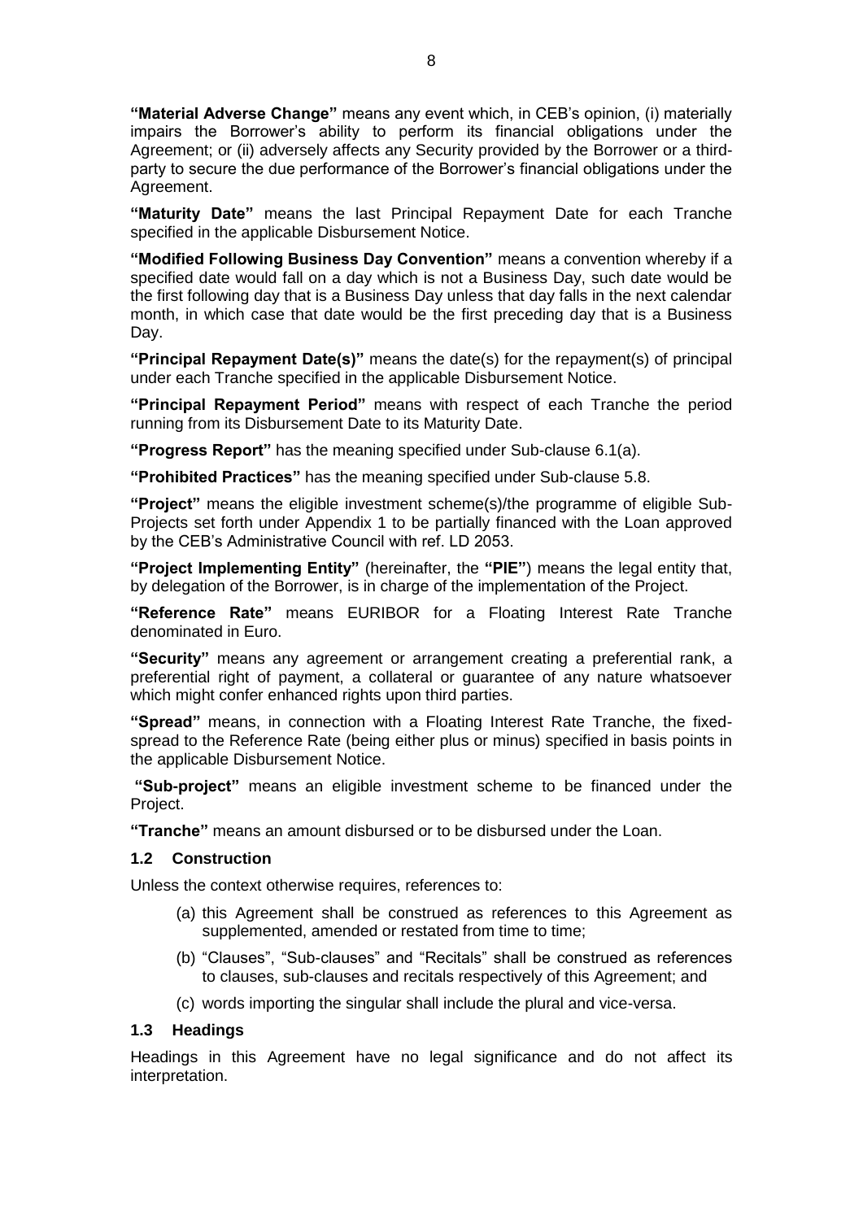**"Material Adverse Change"** means any event which, in CEB's opinion, (i) materially impairs the Borrower's ability to perform its financial obligations under the Agreement; or (ii) adversely affects any Security provided by the Borrower or a third-party to secure the due performance of the Borrower's financial obligations under the Agreement.

**"Maturity Date"** means the last Principal Repayment Date for each Tranche specified in the applicable Disbursement Notice.

**"Modified Following Business Day Convention"** means a convention whereby if a specified date would fall on a day which is not a Business Day, such date would be the first following day that is a Business Day unless that day falls in the next calendar month, in which case that date would be the first preceding day that is a Business Day.

**"Principal Repayment Date(s)"** means the date(s) for the repayment(s) of principal under each Tranche specified in the applicable Disbursement Notice.

**"Principal Repayment Period"** means with respect of each Tranche the period running from its Disbursement Date to its Maturity Date.

**"Progress Report"** has the meaning specified under Sub-clause 6.1(a).

**"Prohibited Practices"** has the meaning specified under Sub-clause 5.8.

**"Project"** means the eligible investment scheme(s)/the programme of eligible Sub-Projects set forth under Appendix 1 to be partially financed with the Loan approved by the CEB's Administrative Council with ref. LD 2053.

**"Project Implementing Entity"** (hereinafter, the **"PIE"**) means the legal entity that, by delegation of the Borrower, is in charge of the implementation of the Project.

**"Reference Rate"** means EURIBOR for a Floating Interest Rate Tranche denominated in Euro.

**"Security"** means any agreement or arrangement creating a preferential rank, a preferential right of payment, a collateral or guarantee of any nature whatsoever which might confer enhanced rights upon third parties.

**"Spread"** means, in connection with a Floating Interest Rate Tranche, the fixed-spread to the Reference Rate (being either plus or minus) specified in basis points in the applicable Disbursement Notice.

**"Sub-project"** means an eligible investment scheme to be financed under the Project.

**"Tranche"** means an amount disbursed or to be disbursed under the Loan.

### 1.2 Construction

Unless the context otherwise requires, references to:

(a) this Agreement shall be construed as references to this Agreement as supplemented, amended or restated from time to time;

(b) "Clauses", "Sub-clauses" and "Recitals" shall be construed as references to clauses, sub-clauses and recitals respectively of this Agreement; and

(c) words importing the singular shall include the plural and vice-versa.

### 1.3 Headings

Headings in this Agreement have no legal significance and do not affect its interpretation.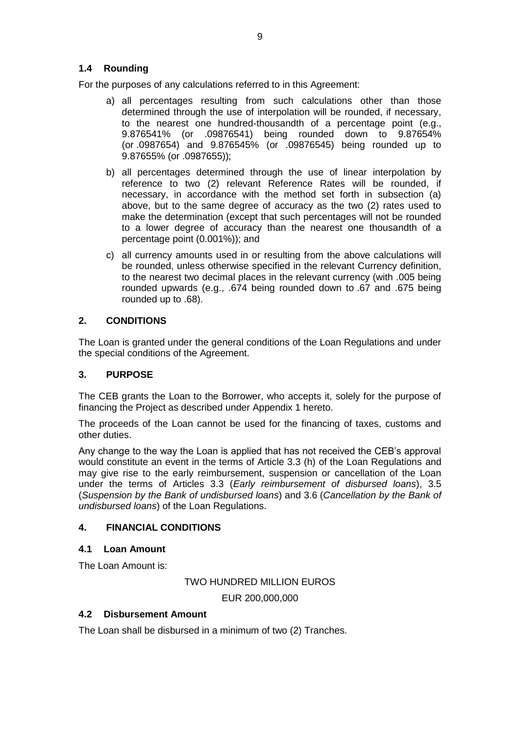### 1.4 Rounding

For the purposes of any calculations referred to in this Agreement:

a) all percentages resulting from such calculations other than those determined through the use of interpolation will be rounded, if necessary, to the nearest one hundred-thousandth of a percentage point (e.g., 9.876541% (or .09876541) being rounded down to 9.87654% (or .0987654) and 9.876545% (or .09876545) being rounded up to 9.87655% (or .0987655));

b) all percentages determined through the use of linear interpolation by reference to two (2) relevant Reference Rates will be rounded, if necessary, in accordance with the method set forth in subsection (a) above, but to the same degree of accuracy as the two (2) rates used to make the determination (except that such percentages will not be rounded to a lower degree of accuracy than the nearest one thousandth of a percentage point (0.001%)); and

c) all currency amounts used in or resulting from the above calculations will be rounded, unless otherwise specified in the relevant Currency definition, to the nearest two decimal places in the relevant currency (with .005 being rounded upwards (e.g., .674 being rounded down to .67 and .675 being rounded up to .68).

## 2. CONDITIONS

The Loan is granted under the general conditions of the Loan Regulations and under the special conditions of the Agreement.

## 3. PURPOSE

The CEB grants the Loan to the Borrower, who accepts it, solely for the purpose of financing the Project as described under Appendix 1 hereto.

The proceeds of the Loan cannot be used for the financing of taxes, customs and other duties.

Any change to the way the Loan is applied that has not received the CEB's approval would constitute an event in the terms of Article 3.3 (h) of the Loan Regulations and may give rise to the early reimbursement, suspension or cancellation of the Loan under the terms of Articles 3.3 (*Early reimbursement of disbursed loans*), 3.5 (*Suspension by the Bank of undisbursed loans*) and 3.6 (*Cancellation by the Bank of undisbursed loans*) of the Loan Regulations.

## 4. FINANCIAL CONDITIONS

### 4.1 Loan Amount

The Loan Amount is:

TWO HUNDRED MILLION EUROS

EUR 200,000,000

### 4.2 Disbursement Amount

The Loan shall be disbursed in a minimum of two (2) Tranches.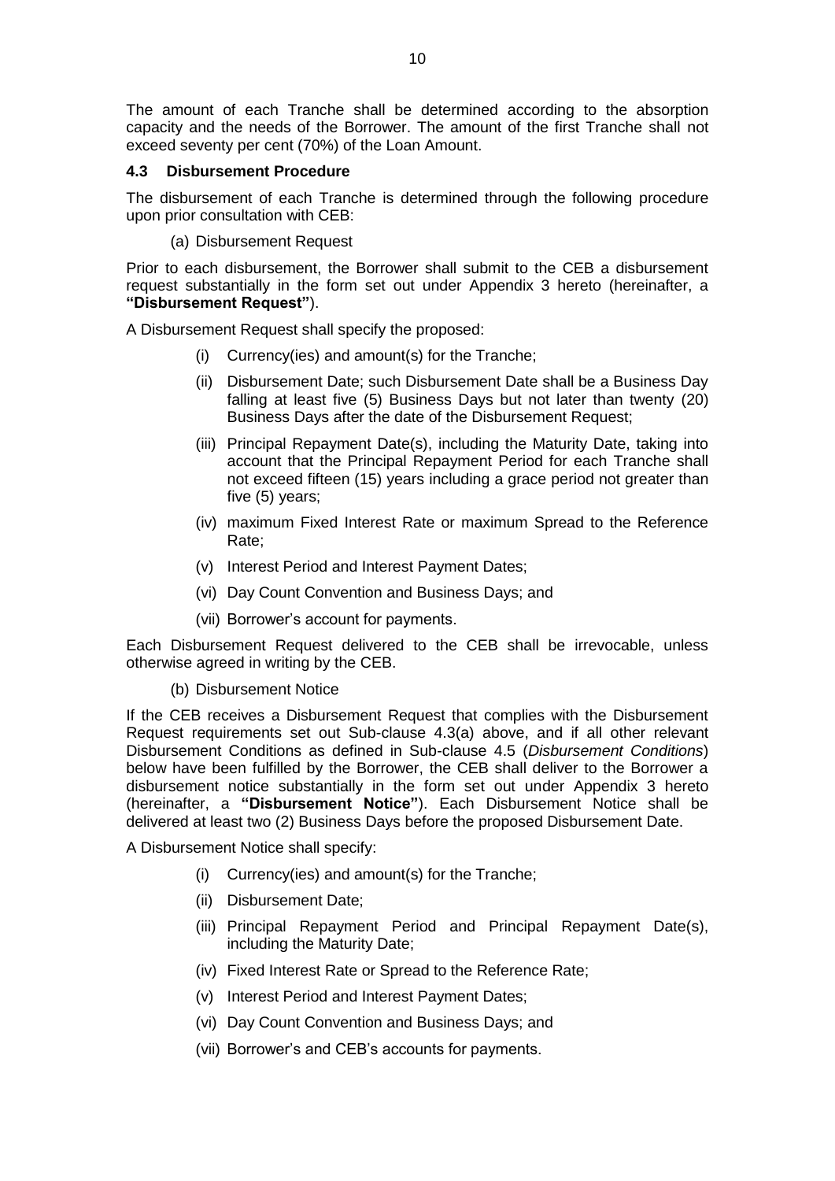The amount of each Tranche shall be determined according to the absorption capacity and the needs of the Borrower. The amount of the first Tranche shall not exceed seventy per cent (70%) of the Loan Amount.

### 4.3 Disbursement Procedure

The disbursement of each Tranche is determined through the following procedure upon prior consultation with CEB:

(a) Disbursement Request

Prior to each disbursement, the Borrower shall submit to the CEB a disbursement request substantially in the form set out under Appendix 3 hereto (hereinafter, a **"Disbursement Request"**).

A Disbursement Request shall specify the proposed:

- (i) Currency(ies) and amount(s) for the Tranche;
- (ii) Disbursement Date; such Disbursement Date shall be a Business Day falling at least five (5) Business Days but not later than twenty (20) Business Days after the date of the Disbursement Request;
- (iii) Principal Repayment Date(s), including the Maturity Date, taking into account that the Principal Repayment Period for each Tranche shall not exceed fifteen (15) years including a grace period not greater than five (5) years;
- (iv) maximum Fixed Interest Rate or maximum Spread to the Reference Rate;
- (v) Interest Period and Interest Payment Dates;
- (vi) Day Count Convention and Business Days; and
- (vii) Borrower's account for payments.

Each Disbursement Request delivered to the CEB shall be irrevocable, unless otherwise agreed in writing by the CEB.

(b) Disbursement Notice

If the CEB receives a Disbursement Request that complies with the Disbursement Request requirements set out Sub-clause 4.3(a) above, and if all other relevant Disbursement Conditions as defined in Sub-clause 4.5 (*Disbursement Conditions*) below have been fulfilled by the Borrower, the CEB shall deliver to the Borrower a disbursement notice substantially in the form set out under Appendix 3 hereto (hereinafter, a **"Disbursement Notice"**). Each Disbursement Notice shall be delivered at least two (2) Business Days before the proposed Disbursement Date.

A Disbursement Notice shall specify:

- (i) Currency(ies) and amount(s) for the Tranche;
- (ii) Disbursement Date;
- (iii) Principal Repayment Period and Principal Repayment Date(s), including the Maturity Date;
- (iv) Fixed Interest Rate or Spread to the Reference Rate;
- (v) Interest Period and Interest Payment Dates;
- (vi) Day Count Convention and Business Days; and
- (vii) Borrower's and CEB's accounts for payments.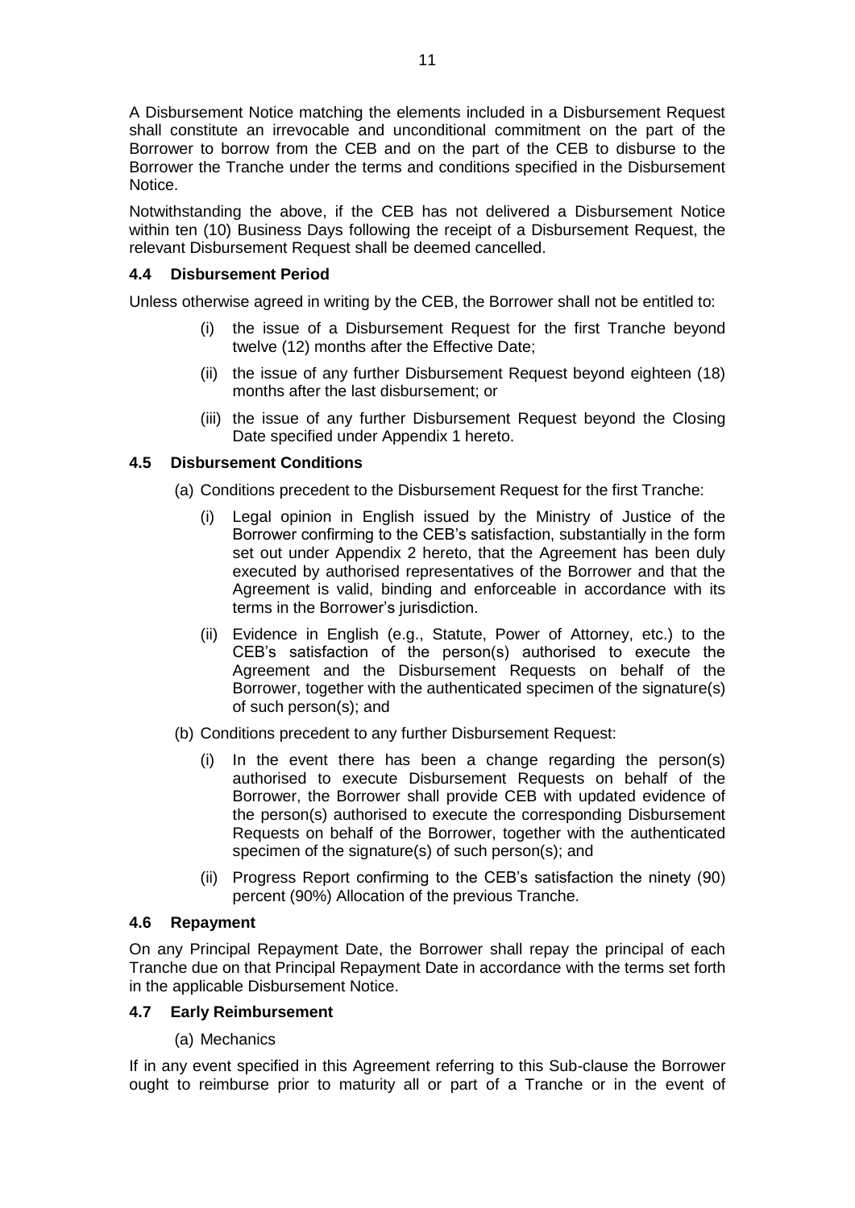A Disbursement Notice matching the elements included in a Disbursement Request shall constitute an irrevocable and unconditional commitment on the part of the Borrower to borrow from the CEB and on the part of the CEB to disburse to the Borrower the Tranche under the terms and conditions specified in the Disbursement Notice.

Notwithstanding the above, if the CEB has not delivered a Disbursement Notice within ten (10) Business Days following the receipt of a Disbursement Request, the relevant Disbursement Request shall be deemed cancelled.

### 4.4 Disbursement Period

Unless otherwise agreed in writing by the CEB, the Borrower shall not be entitled to:

(i) the issue of a Disbursement Request for the first Tranche beyond twelve (12) months after the Effective Date;

(ii) the issue of any further Disbursement Request beyond eighteen (18) months after the last disbursement; or

(iii) the issue of any further Disbursement Request beyond the Closing Date specified under Appendix 1 hereto.

### 4.5 Disbursement Conditions

(a) Conditions precedent to the Disbursement Request for the first Tranche:

(i) Legal opinion in English issued by the Ministry of Justice of the Borrower confirming to the CEB's satisfaction, substantially in the form set out under Appendix 2 hereto, that the Agreement has been duly executed by authorised representatives of the Borrower and that the Agreement is valid, binding and enforceable in accordance with its terms in the Borrower's jurisdiction.

(ii) Evidence in English (e.g., Statute, Power of Attorney, etc.) to the CEB's satisfaction of the person(s) authorised to execute the Agreement and the Disbursement Requests on behalf of the Borrower, together with the authenticated specimen of the signature(s) of such person(s); and

(b) Conditions precedent to any further Disbursement Request:

(i) In the event there has been a change regarding the person(s) authorised to execute Disbursement Requests on behalf of the Borrower, the Borrower shall provide CEB with updated evidence of the person(s) authorised to execute the corresponding Disbursement Requests on behalf of the Borrower, together with the authenticated specimen of the signature(s) of such person(s); and

(ii) Progress Report confirming to the CEB's satisfaction the ninety (90) percent (90%) Allocation of the previous Tranche.

### 4.6 Repayment

On any Principal Repayment Date, the Borrower shall repay the principal of each Tranche due on that Principal Repayment Date in accordance with the terms set forth in the applicable Disbursement Notice.

### 4.7 Early Reimbursement

(a) Mechanics

If in any event specified in this Agreement referring to this Sub-clause the Borrower ought to reimburse prior to maturity all or part of a Tranche or in the event of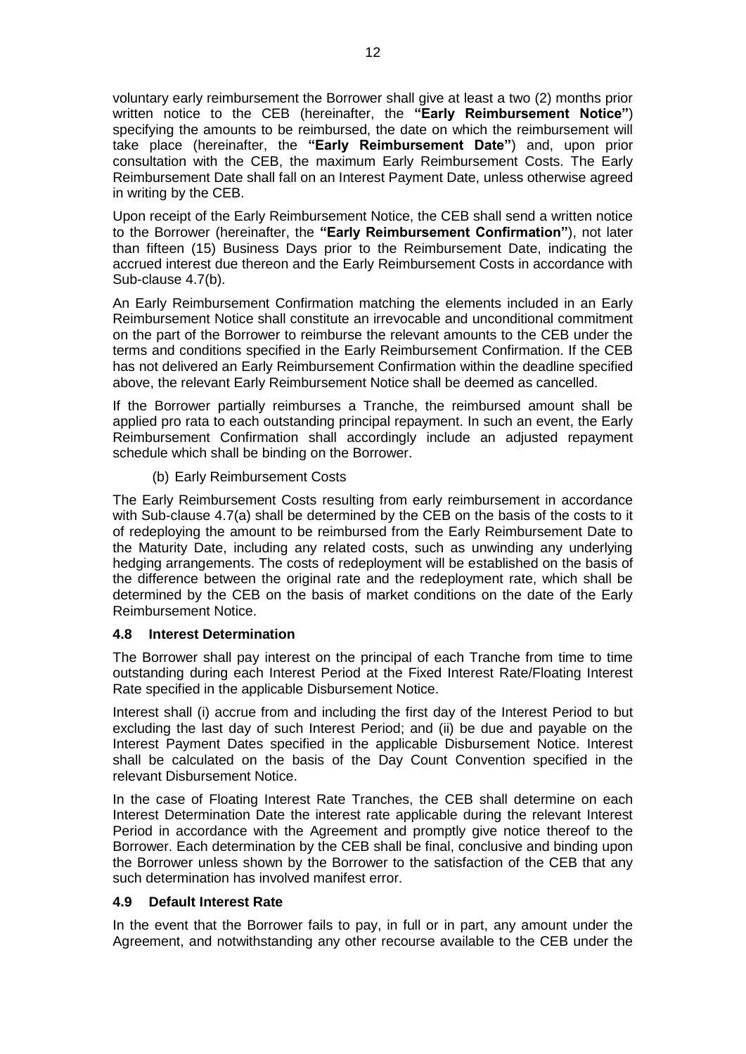voluntary early reimbursement the Borrower shall give at least a two (2) months prior written notice to the CEB (hereinafter, the **"Early Reimbursement Notice"**) specifying the amounts to be reimbursed, the date on which the reimbursement will take place (hereinafter, the **"Early Reimbursement Date"**) and, upon prior consultation with the CEB, the maximum Early Reimbursement Costs. The Early Reimbursement Date shall fall on an Interest Payment Date, unless otherwise agreed in writing by the CEB.

Upon receipt of the Early Reimbursement Notice, the CEB shall send a written notice to the Borrower (hereinafter, the **"Early Reimbursement Confirmation"**), not later than fifteen (15) Business Days prior to the Reimbursement Date, indicating the accrued interest due thereon and the Early Reimbursement Costs in accordance with Sub-clause 4.7(b).

An Early Reimbursement Confirmation matching the elements included in an Early Reimbursement Notice shall constitute an irrevocable and unconditional commitment on the part of the Borrower to reimburse the relevant amounts to the CEB under the terms and conditions specified in the Early Reimbursement Confirmation. If the CEB has not delivered an Early Reimbursement Confirmation within the deadline specified above, the relevant Early Reimbursement Notice shall be deemed as cancelled.

If the Borrower partially reimburses a Tranche, the reimbursed amount shall be applied pro rata to each outstanding principal repayment. In such an event, the Early Reimbursement Confirmation shall accordingly include an adjusted repayment schedule which shall be binding on the Borrower.

(b) Early Reimbursement Costs

The Early Reimbursement Costs resulting from early reimbursement in accordance with Sub-clause 4.7(a) shall be determined by the CEB on the basis of the costs to it of redeploying the amount to be reimbursed from the Early Reimbursement Date to the Maturity Date, including any related costs, such as unwinding any underlying hedging arrangements. The costs of redeployment will be established on the basis of the difference between the original rate and the redeployment rate, which shall be determined by the CEB on the basis of market conditions on the date of the Early Reimbursement Notice.

### 4.8 Interest Determination

The Borrower shall pay interest on the principal of each Tranche from time to time outstanding during each Interest Period at the Fixed Interest Rate/Floating Interest Rate specified in the applicable Disbursement Notice.

Interest shall (i) accrue from and including the first day of the Interest Period to but excluding the last day of such Interest Period; and (ii) be due and payable on the Interest Payment Dates specified in the applicable Disbursement Notice. Interest shall be calculated on the basis of the Day Count Convention specified in the relevant Disbursement Notice.

In the case of Floating Interest Rate Tranches, the CEB shall determine on each Interest Determination Date the interest rate applicable during the relevant Interest Period in accordance with the Agreement and promptly give notice thereof to the Borrower. Each determination by the CEB shall be final, conclusive and binding upon the Borrower unless shown by the Borrower to the satisfaction of the CEB that any such determination has involved manifest error.

### 4.9 Default Interest Rate

In the event that the Borrower fails to pay, in full or in part, any amount under the Agreement, and notwithstanding any other recourse available to the CEB under the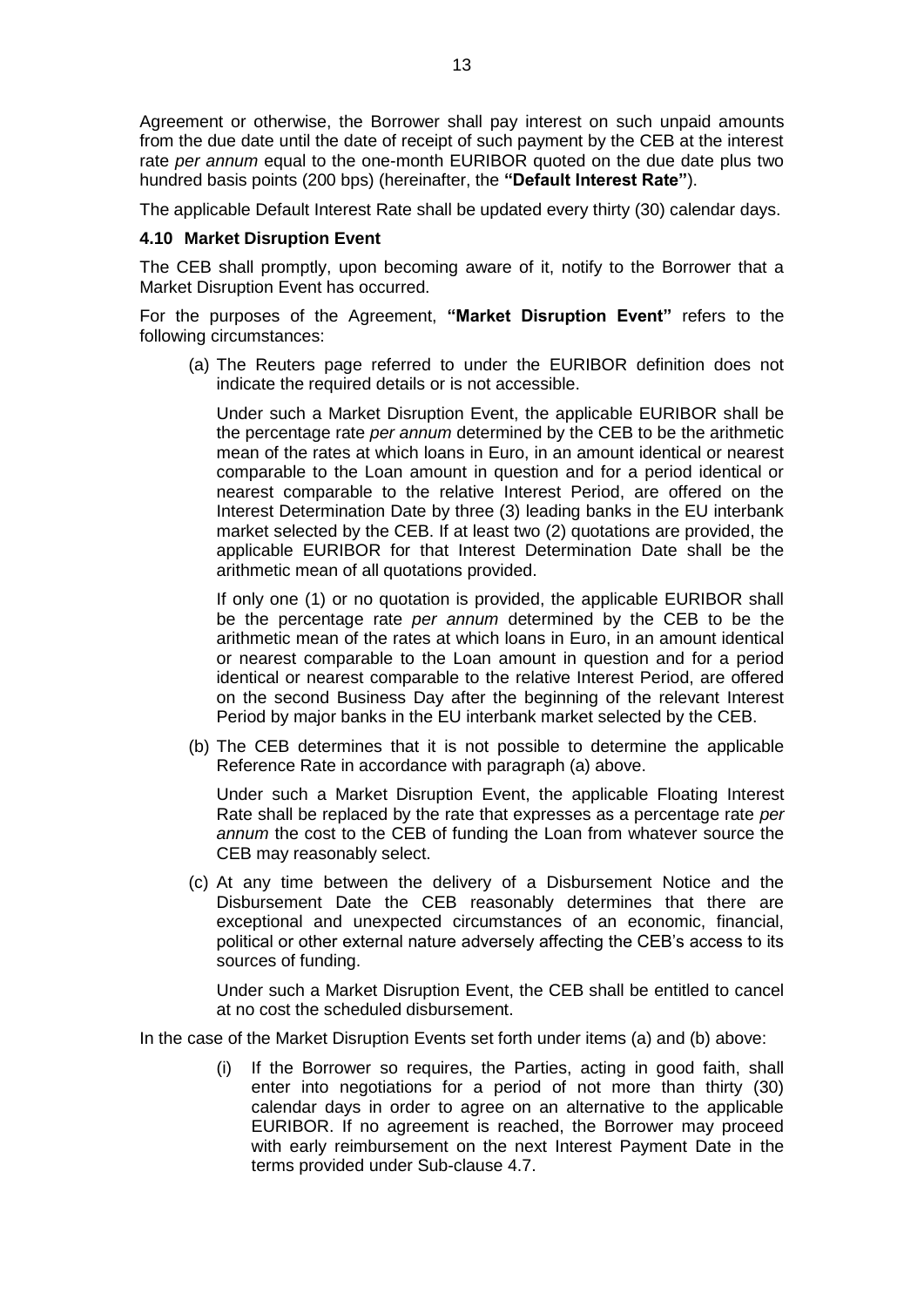Agreement or otherwise, the Borrower shall pay interest on such unpaid amounts from the due date until the date of receipt of such payment by the CEB at the interest rate *per annum* equal to the one-month EURIBOR quoted on the due date plus two hundred basis points (200 bps) (hereinafter, the **"Default Interest Rate"**).

The applicable Default Interest Rate shall be updated every thirty (30) calendar days.

### 4.10 Market Disruption Event

The CEB shall promptly, upon becoming aware of it, notify to the Borrower that a Market Disruption Event has occurred.

For the purposes of the Agreement, **"Market Disruption Event"** refers to the following circumstances:

(a) The Reuters page referred to under the EURIBOR definition does not indicate the required details or is not accessible.

Under such a Market Disruption Event, the applicable EURIBOR shall be the percentage rate *per annum* determined by the CEB to be the arithmetic mean of the rates at which loans in Euro, in an amount identical or nearest comparable to the Loan amount in question and for a period identical or nearest comparable to the relative Interest Period, are offered on the Interest Determination Date by three (3) leading banks in the EU interbank market selected by the CEB. If at least two (2) quotations are provided, the applicable EURIBOR for that Interest Determination Date shall be the arithmetic mean of all quotations provided.

If only one (1) or no quotation is provided, the applicable EURIBOR shall be the percentage rate *per annum* determined by the CEB to be the arithmetic mean of the rates at which loans in Euro, in an amount identical or nearest comparable to the Loan amount in question and for a period identical or nearest comparable to the relative Interest Period, are offered on the second Business Day after the beginning of the relevant Interest Period by major banks in the EU interbank market selected by the CEB.

(b) The CEB determines that it is not possible to determine the applicable Reference Rate in accordance with paragraph (a) above.

Under such a Market Disruption Event, the applicable Floating Interest Rate shall be replaced by the rate that expresses as a percentage rate *per annum* the cost to the CEB of funding the Loan from whatever source the CEB may reasonably select.

(c) At any time between the delivery of a Disbursement Notice and the Disbursement Date the CEB reasonably determines that there are exceptional and unexpected circumstances of an economic, financial, political or other external nature adversely affecting the CEB's access to its sources of funding.

Under such a Market Disruption Event, the CEB shall be entitled to cancel at no cost the scheduled disbursement.

In the case of the Market Disruption Events set forth under items (a) and (b) above:

(i) If the Borrower so requires, the Parties, acting in good faith, shall enter into negotiations for a period of not more than thirty (30) calendar days in order to agree on an alternative to the applicable EURIBOR. If no agreement is reached, the Borrower may proceed with early reimbursement on the next Interest Payment Date in the terms provided under Sub-clause 4.7.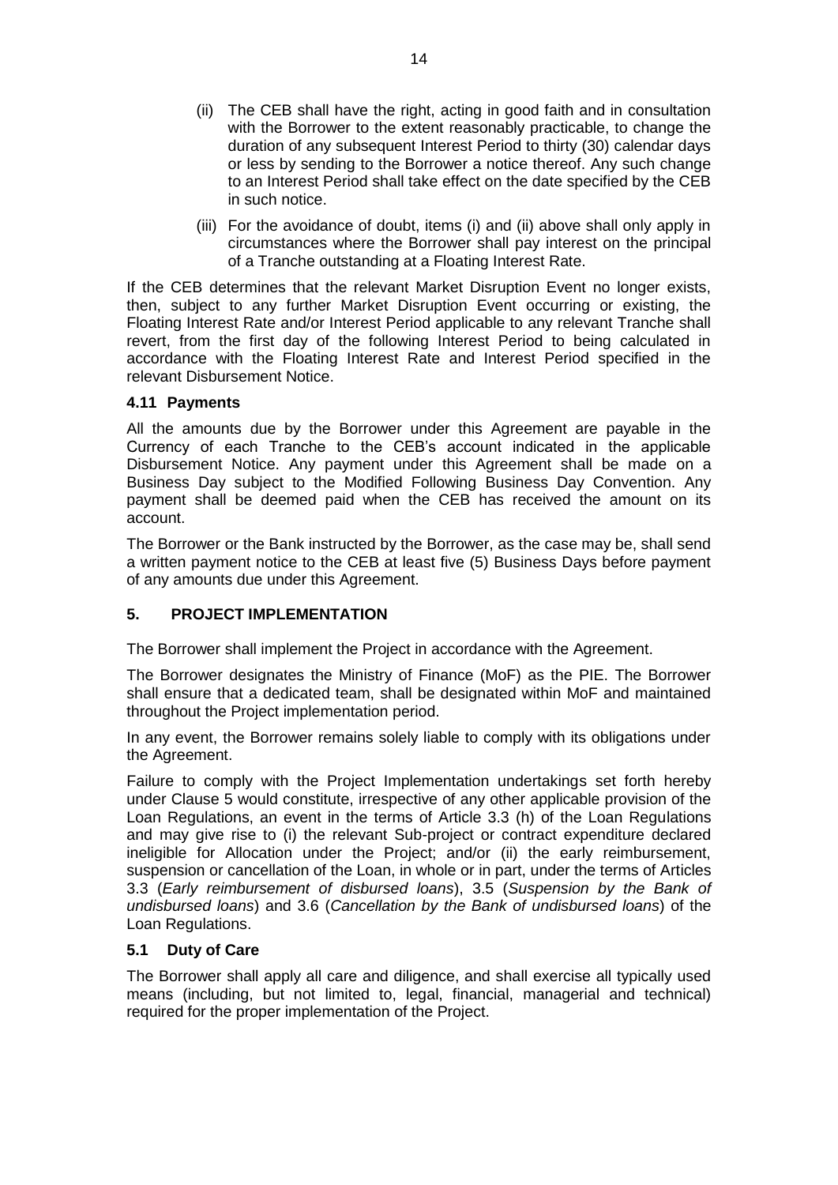(ii) The CEB shall have the right, acting in good faith and in consultation with the Borrower to the extent reasonably practicable, to change the duration of any subsequent Interest Period to thirty (30) calendar days or less by sending to the Borrower a notice thereof. Any such change to an Interest Period shall take effect on the date specified by the CEB in such notice.

(iii) For the avoidance of doubt, items (i) and (ii) above shall only apply in circumstances where the Borrower shall pay interest on the principal of a Tranche outstanding at a Floating Interest Rate.

If the CEB determines that the relevant Market Disruption Event no longer exists, then, subject to any further Market Disruption Event occurring or existing, the Floating Interest Rate and/or Interest Period applicable to any relevant Tranche shall revert, from the first day of the following Interest Period to being calculated in accordance with the Floating Interest Rate and Interest Period specified in the relevant Disbursement Notice.

### 4.11 Payments

All the amounts due by the Borrower under this Agreement are payable in the Currency of each Tranche to the CEB's account indicated in the applicable Disbursement Notice. Any payment under this Agreement shall be made on a Business Day subject to the Modified Following Business Day Convention. Any payment shall be deemed paid when the CEB has received the amount on its account.

The Borrower or the Bank instructed by the Borrower, as the case may be, shall send a written payment notice to the CEB at least five (5) Business Days before payment of any amounts due under this Agreement.

## 5. PROJECT IMPLEMENTATION

The Borrower shall implement the Project in accordance with the Agreement.

The Borrower designates the Ministry of Finance (MoF) as the PIE. The Borrower shall ensure that a dedicated team, shall be designated within MoF and maintained throughout the Project implementation period.

In any event, the Borrower remains solely liable to comply with its obligations under the Agreement.

Failure to comply with the Project Implementation undertakings set forth hereby under Clause 5 would constitute, irrespective of any other applicable provision of the Loan Regulations, an event in the terms of Article 3.3 (h) of the Loan Regulations and may give rise to (i) the relevant Sub-project or contract expenditure declared ineligible for Allocation under the Project; and/or (ii) the early reimbursement, suspension or cancellation of the Loan, in whole or in part, under the terms of Articles 3.3 (*Early reimbursement of disbursed loans*), 3.5 (*Suspension by the Bank of undisbursed loans*) and 3.6 (*Cancellation by the Bank of undisbursed loans*) of the Loan Regulations.

### 5.1 Duty of Care

The Borrower shall apply all care and diligence, and shall exercise all typically used means (including, but not limited to, legal, financial, managerial and technical) required for the proper implementation of the Project.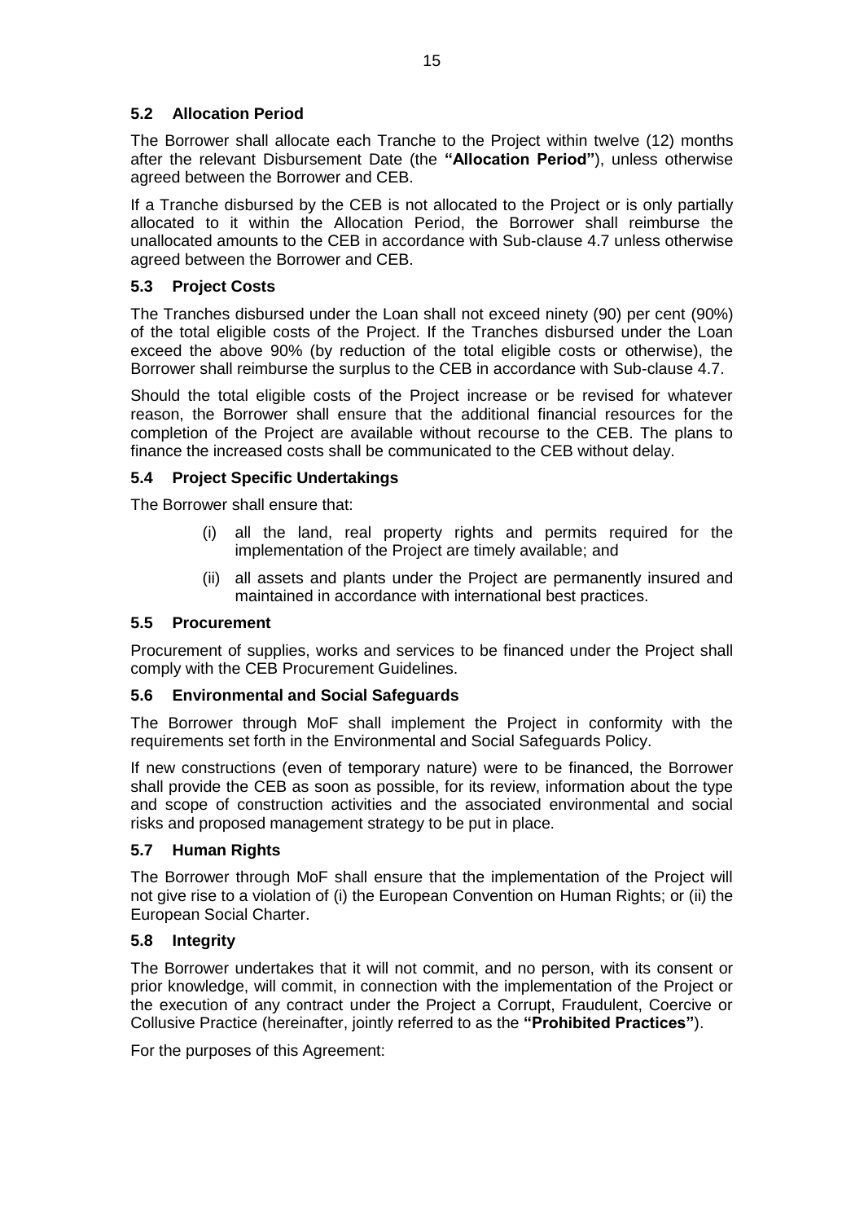### 5.2 Allocation Period

The Borrower shall allocate each Tranche to the Project within twelve (12) months after the relevant Disbursement Date (the **"Allocation Period"**), unless otherwise agreed between the Borrower and CEB.

If a Tranche disbursed by the CEB is not allocated to the Project or is only partially allocated to it within the Allocation Period, the Borrower shall reimburse the unallocated amounts to the CEB in accordance with Sub-clause 4.7 unless otherwise agreed between the Borrower and CEB.

### 5.3 Project Costs

The Tranches disbursed under the Loan shall not exceed ninety (90) per cent (90%) of the total eligible costs of the Project. If the Tranches disbursed under the Loan exceed the above 90% (by reduction of the total eligible costs or otherwise), the Borrower shall reimburse the surplus to the CEB in accordance with Sub-clause 4.7.

Should the total eligible costs of the Project increase or be revised for whatever reason, the Borrower shall ensure that the additional financial resources for the completion of the Project are available without recourse to the CEB. The plans to finance the increased costs shall be communicated to the CEB without delay.

### 5.4 Project Specific Undertakings

The Borrower shall ensure that:

(i) all the land, real property rights and permits required for the implementation of the Project are timely available; and

(ii) all assets and plants under the Project are permanently insured and maintained in accordance with international best practices.

### 5.5 Procurement

Procurement of supplies, works and services to be financed under the Project shall comply with the CEB Procurement Guidelines.

### 5.6 Environmental and Social Safeguards

The Borrower through MoF shall implement the Project in conformity with the requirements set forth in the Environmental and Social Safeguards Policy.

If new constructions (even of temporary nature) were to be financed, the Borrower shall provide the CEB as soon as possible, for its review, information about the type and scope of construction activities and the associated environmental and social risks and proposed management strategy to be put in place.

### 5.7 Human Rights

The Borrower through MoF shall ensure that the implementation of the Project will not give rise to a violation of (i) the European Convention on Human Rights; or (ii) the European Social Charter.

### 5.8 Integrity

The Borrower undertakes that it will not commit, and no person, with its consent or prior knowledge, will commit, in connection with the implementation of the Project or the execution of any contract under the Project a Corrupt, Fraudulent, Coercive or Collusive Practice (hereinafter, jointly referred to as the **"Prohibited Practices"**).

For the purposes of this Agreement: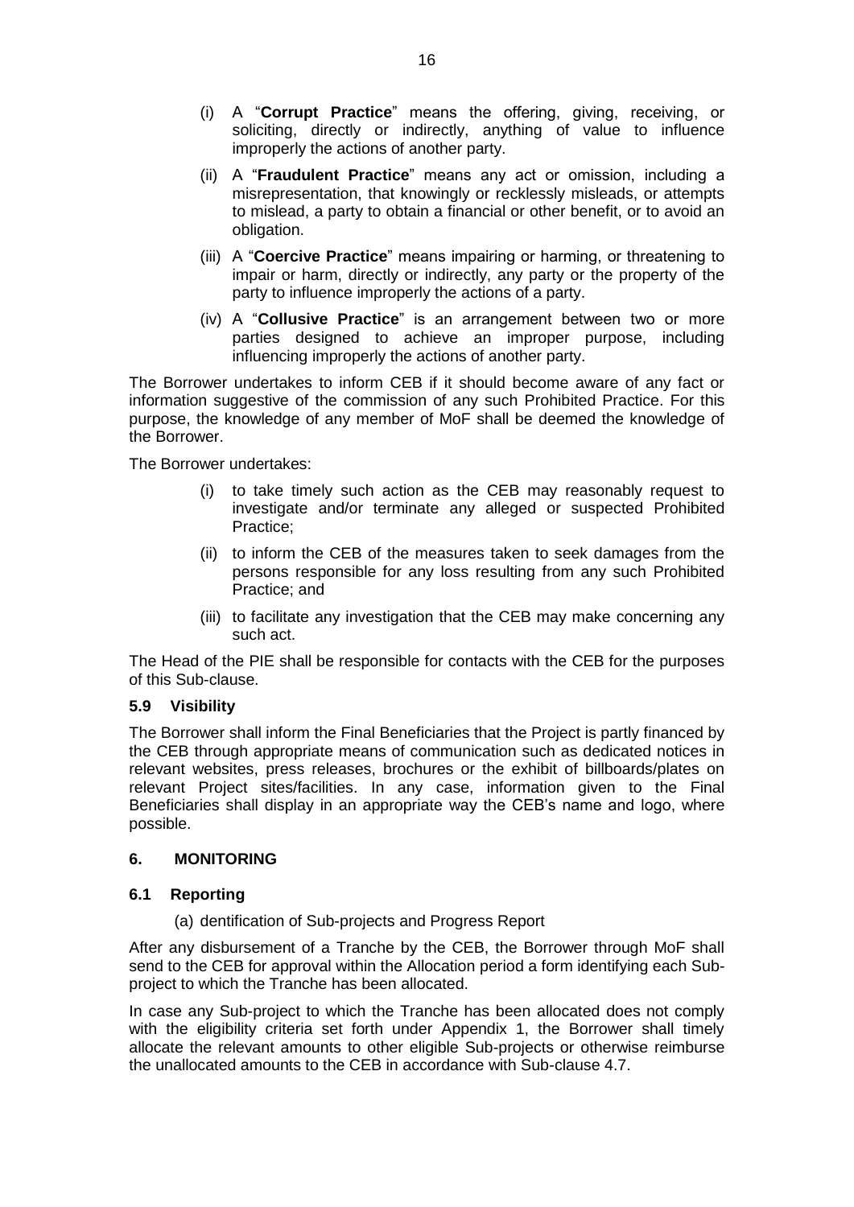- (i) A "**Corrupt Practice**" means the offering, giving, receiving, or soliciting, directly or indirectly, anything of value to influence improperly the actions of another party.
- (ii) A "**Fraudulent Practice**" means any act or omission, including a misrepresentation, that knowingly or recklessly misleads, or attempts to mislead, a party to obtain a financial or other benefit, or to avoid an obligation.
- (iii) A "**Coercive Practice**" means impairing or harming, or threatening to impair or harm, directly or indirectly, any party or the property of the party to influence improperly the actions of a party.
- (iv) A "**Collusive Practice**" is an arrangement between two or more parties designed to achieve an improper purpose, including influencing improperly the actions of another party.

The Borrower undertakes to inform CEB if it should become aware of any fact or information suggestive of the commission of any such Prohibited Practice. For this purpose, the knowledge of any member of MoF shall be deemed the knowledge of the Borrower.

The Borrower undertakes:

- (i) to take timely such action as the CEB may reasonably request to investigate and/or terminate any alleged or suspected Prohibited Practice;
- (ii) to inform the CEB of the measures taken to seek damages from the persons responsible for any loss resulting from any such Prohibited Practice; and
- (iii) to facilitate any investigation that the CEB may make concerning any such act.

The Head of the PIE shall be responsible for contacts with the CEB for the purposes of this Sub-clause.

### 5.9 Visibility

The Borrower shall inform the Final Beneficiaries that the Project is partly financed by the CEB through appropriate means of communication such as dedicated notices in relevant websites, press releases, brochures or the exhibit of billboards/plates on relevant Project sites/facilities. In any case, information given to the Final Beneficiaries shall display in an appropriate way the CEB's name and logo, where possible.

## 6. MONITORING

### 6.1 Reporting

(a) dentification of Sub-projects and Progress Report

After any disbursement of a Tranche by the CEB, the Borrower through MoF shall send to the CEB for approval within the Allocation period a form identifying each Sub-project to which the Tranche has been allocated.

In case any Sub-project to which the Tranche has been allocated does not comply with the eligibility criteria set forth under Appendix 1, the Borrower shall timely allocate the relevant amounts to other eligible Sub-projects or otherwise reimburse the unallocated amounts to the CEB in accordance with Sub-clause 4.7.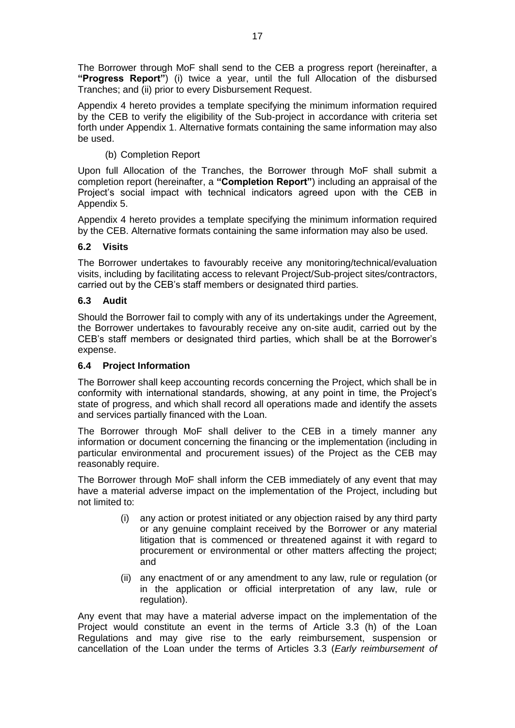The Borrower through MoF shall send to the CEB a progress report (hereinafter, a **"Progress Report"**) (i) twice a year, until the full Allocation of the disbursed Tranches; and (ii) prior to every Disbursement Request.

Appendix 4 hereto provides a template specifying the minimum information required by the CEB to verify the eligibility of the Sub-project in accordance with criteria set forth under Appendix 1. Alternative formats containing the same information may also be used.

(b) Completion Report

Upon full Allocation of the Tranches, the Borrower through MoF shall submit a completion report (hereinafter, a **"Completion Report"**) including an appraisal of the Project's social impact with technical indicators agreed upon with the CEB in Appendix 5.

Appendix 4 hereto provides a template specifying the minimum information required by the CEB. Alternative formats containing the same information may also be used.

### 6.2 Visits

The Borrower undertakes to favourably receive any monitoring/technical/evaluation visits, including by facilitating access to relevant Project/Sub-project sites/contractors, carried out by the CEB's staff members or designated third parties.

### 6.3 Audit

Should the Borrower fail to comply with any of its undertakings under the Agreement, the Borrower undertakes to favourably receive any on-site audit, carried out by the CEB's staff members or designated third parties, which shall be at the Borrower's expense.

### 6.4 Project Information

The Borrower shall keep accounting records concerning the Project, which shall be in conformity with international standards, showing, at any point in time, the Project's state of progress, and which shall record all operations made and identify the assets and services partially financed with the Loan.

The Borrower through MoF shall deliver to the CEB in a timely manner any information or document concerning the financing or the implementation (including in particular environmental and procurement issues) of the Project as the CEB may reasonably require.

The Borrower through MoF shall inform the CEB immediately of any event that may have a material adverse impact on the implementation of the Project, including but not limited to:

(i) any action or protest initiated or any objection raised by any third party or any genuine complaint received by the Borrower or any material litigation that is commenced or threatened against it with regard to procurement or environmental or other matters affecting the project; and

(ii) any enactment of or any amendment to any law, rule or regulation (or in the application or official interpretation of any law, rule or regulation).

Any event that may have a material adverse impact on the implementation of the Project would constitute an event in the terms of Article 3.3 (h) of the Loan Regulations and may give rise to the early reimbursement, suspension or cancellation of the Loan under the terms of Articles 3.3 (*Early reimbursement of*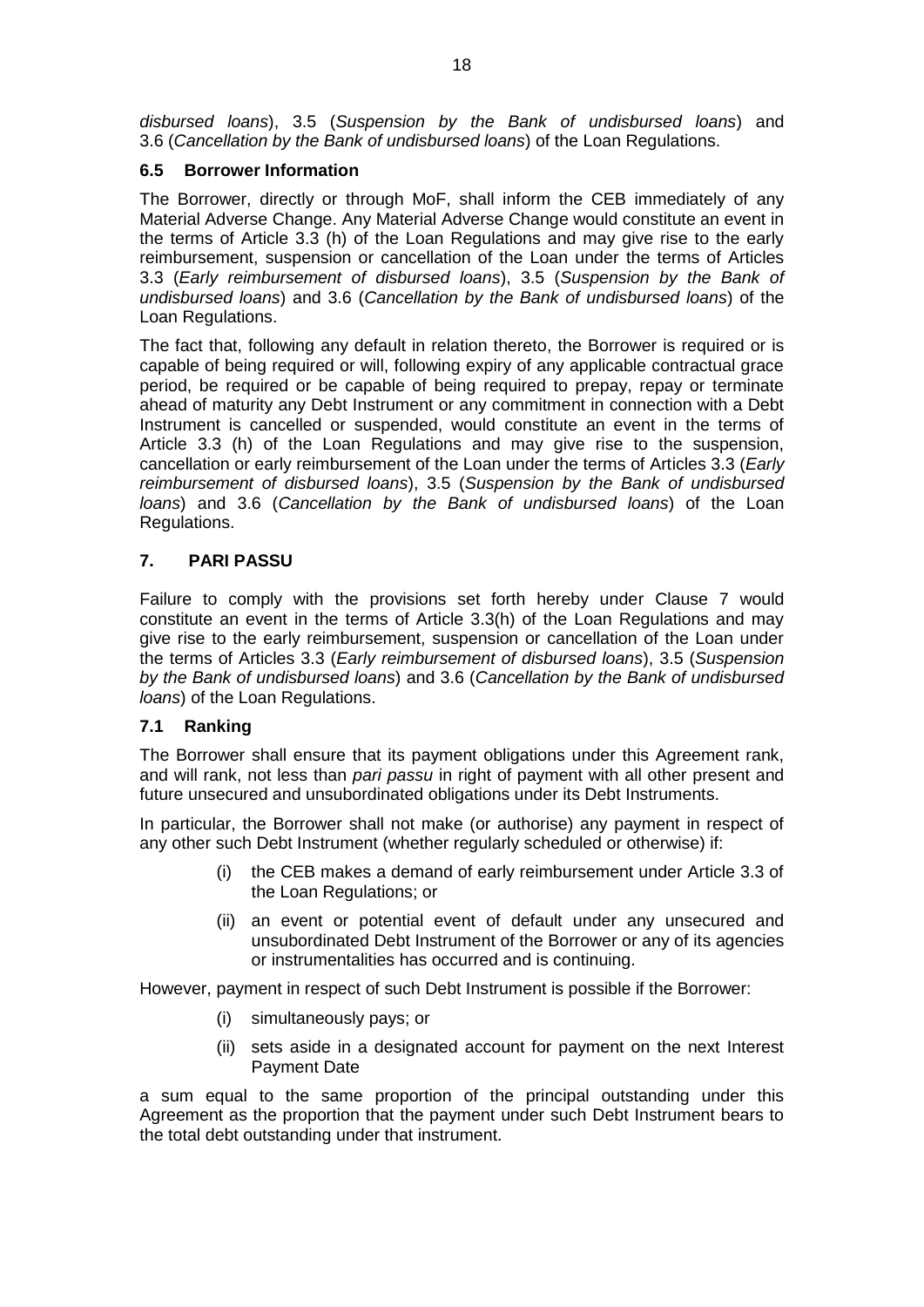*disbursed loans*), 3.5 (*Suspension by the Bank of undisbursed loans*) and 3.6 (*Cancellation by the Bank of undisbursed loans*) of the Loan Regulations.

### 6.5 Borrower Information

The Borrower, directly or through MoF, shall inform the CEB immediately of any Material Adverse Change. Any Material Adverse Change would constitute an event in the terms of Article 3.3 (h) of the Loan Regulations and may give rise to the early reimbursement, suspension or cancellation of the Loan under the terms of Articles 3.3 (*Early reimbursement of disbursed loans*), 3.5 (*Suspension by the Bank of undisbursed loans*) and 3.6 (*Cancellation by the Bank of undisbursed loans*) of the Loan Regulations.

The fact that, following any default in relation thereto, the Borrower is required or is capable of being required or will, following expiry of any applicable contractual grace period, be required or be capable of being required to prepay, repay or terminate ahead of maturity any Debt Instrument or any commitment in connection with a Debt Instrument is cancelled or suspended, would constitute an event in the terms of Article 3.3 (h) of the Loan Regulations and may give rise to the suspension, cancellation or early reimbursement of the Loan under the terms of Articles 3.3 (*Early reimbursement of disbursed loans*), 3.5 (*Suspension by the Bank of undisbursed loans*) and 3.6 (*Cancellation by the Bank of undisbursed loans*) of the Loan Regulations.

## 7. PARI PASSU

Failure to comply with the provisions set forth hereby under Clause 7 would constitute an event in the terms of Article 3.3(h) of the Loan Regulations and may give rise to the early reimbursement, suspension or cancellation of the Loan under the terms of Articles 3.3 (*Early reimbursement of disbursed loans*), 3.5 (*Suspension by the Bank of undisbursed loans*) and 3.6 (*Cancellation by the Bank of undisbursed loans*) of the Loan Regulations.

### 7.1 Ranking

The Borrower shall ensure that its payment obligations under this Agreement rank, and will rank, not less than *pari passu* in right of payment with all other present and future unsecured and unsubordinated obligations under its Debt Instruments.

In particular, the Borrower shall not make (or authorise) any payment in respect of any other such Debt Instrument (whether regularly scheduled or otherwise) if:

(i) the CEB makes a demand of early reimbursement under Article 3.3 of the Loan Regulations; or

(ii) an event or potential event of default under any unsecured and unsubordinated Debt Instrument of the Borrower or any of its agencies or instrumentalities has occurred and is continuing.

However, payment in respect of such Debt Instrument is possible if the Borrower:

(i) simultaneously pays; or

(ii) sets aside in a designated account for payment on the next Interest Payment Date

a sum equal to the same proportion of the principal outstanding under this Agreement as the proportion that the payment under such Debt Instrument bears to the total debt outstanding under that instrument.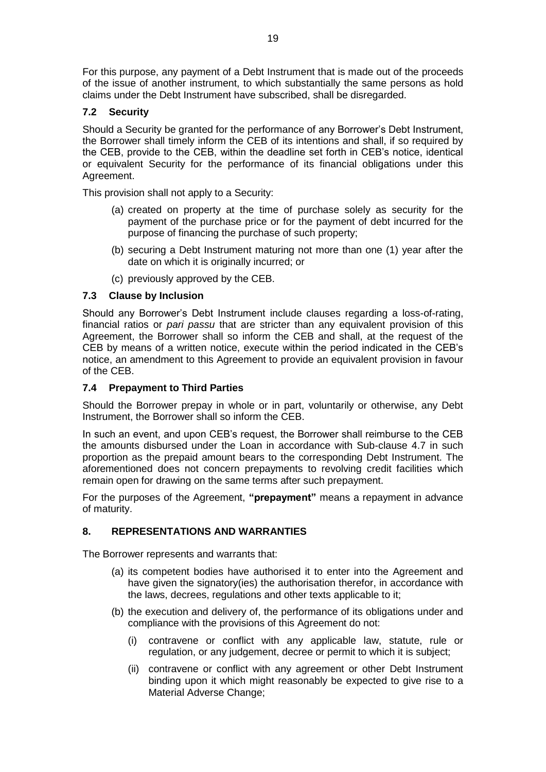For this purpose, any payment of a Debt Instrument that is made out of the proceeds of the issue of another instrument, to which substantially the same persons as hold claims under the Debt Instrument have subscribed, shall be disregarded.

### 7.2 Security

Should a Security be granted for the performance of any Borrower's Debt Instrument, the Borrower shall timely inform the CEB of its intentions and shall, if so required by the CEB, provide to the CEB, within the deadline set forth in CEB's notice, identical or equivalent Security for the performance of its financial obligations under this Agreement.

This provision shall not apply to a Security:

(a) created on property at the time of purchase solely as security for the payment of the purchase price or for the payment of debt incurred for the purpose of financing the purchase of such property;

(b) securing a Debt Instrument maturing not more than one (1) year after the date on which it is originally incurred; or

(c) previously approved by the CEB.

### 7.3 Clause by Inclusion

Should any Borrower's Debt Instrument include clauses regarding a loss-of-rating, financial ratios or *pari passu* that are stricter than any equivalent provision of this Agreement, the Borrower shall so inform the CEB and shall, at the request of the CEB by means of a written notice, execute within the period indicated in the CEB's notice, an amendment to this Agreement to provide an equivalent provision in favour of the CEB.

### 7.4 Prepayment to Third Parties

Should the Borrower prepay in whole or in part, voluntarily or otherwise, any Debt Instrument, the Borrower shall so inform the CEB.

In such an event, and upon CEB's request, the Borrower shall reimburse to the CEB the amounts disbursed under the Loan in accordance with Sub-clause 4.7 in such proportion as the prepaid amount bears to the corresponding Debt Instrument. The aforementioned does not concern prepayments to revolving credit facilities which remain open for drawing on the same terms after such prepayment.

For the purposes of the Agreement, **"prepayment"** means a repayment in advance of maturity.

## 8. REPRESENTATIONS AND WARRANTIES

The Borrower represents and warrants that:

(a) its competent bodies have authorised it to enter into the Agreement and have given the signatory(ies) the authorisation therefor, in accordance with the laws, decrees, regulations and other texts applicable to it;

(b) the execution and delivery of, the performance of its obligations under and compliance with the provisions of this Agreement do not:

   (i) contravene or conflict with any applicable law, statute, rule or regulation, or any judgement, decree or permit to which it is subject;

   (ii) contravene or conflict with any agreement or other Debt Instrument binding upon it which might reasonably be expected to give rise to a Material Adverse Change;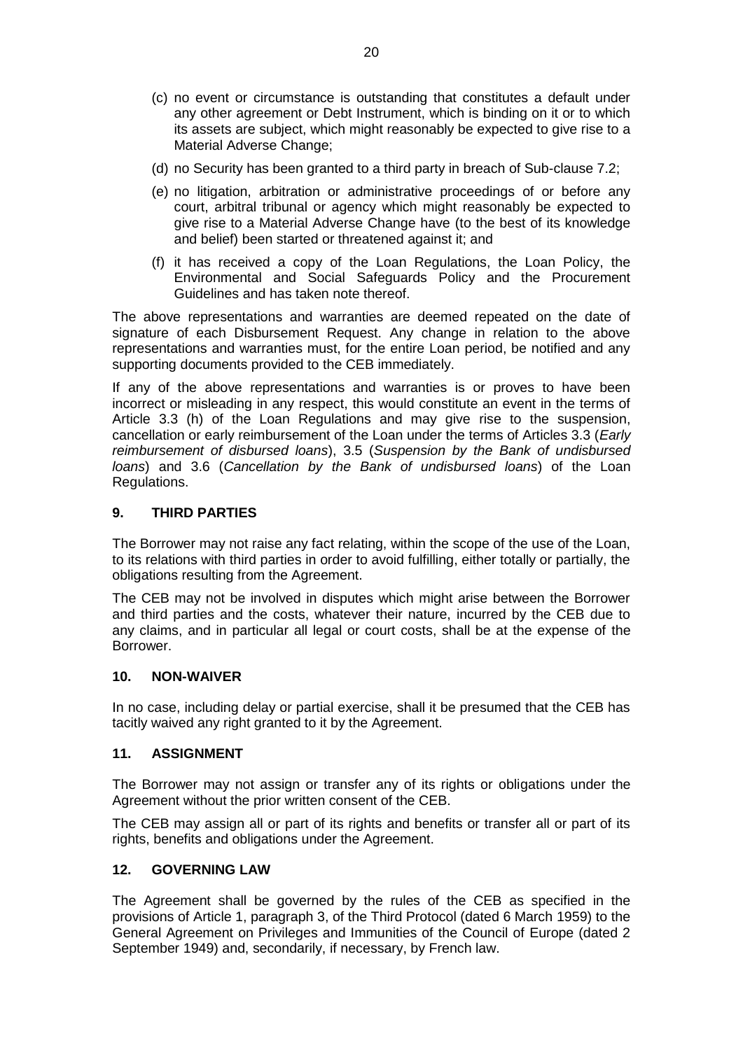(c) no event or circumstance is outstanding that constitutes a default under any other agreement or Debt Instrument, which is binding on it or to which its assets are subject, which might reasonably be expected to give rise to a Material Adverse Change;

(d) no Security has been granted to a third party in breach of Sub-clause 7.2;

(e) no litigation, arbitration or administrative proceedings of or before any court, arbitral tribunal or agency which might reasonably be expected to give rise to a Material Adverse Change have (to the best of its knowledge and belief) been started or threatened against it; and

(f) it has received a copy of the Loan Regulations, the Loan Policy, the Environmental and Social Safeguards Policy and the Procurement Guidelines and has taken note thereof.

The above representations and warranties are deemed repeated on the date of signature of each Disbursement Request. Any change in relation to the above representations and warranties must, for the entire Loan period, be notified and any supporting documents provided to the CEB immediately.

If any of the above representations and warranties is or proves to have been incorrect or misleading in any respect, this would constitute an event in the terms of Article 3.3 (h) of the Loan Regulations and may give rise to the suspension, cancellation or early reimbursement of the Loan under the terms of Articles 3.3 (*Early reimbursement of disbursed loans*), 3.5 (*Suspension by the Bank of undisbursed loans*) and 3.6 (*Cancellation by the Bank of undisbursed loans*) of the Loan Regulations.

## 9. THIRD PARTIES

The Borrower may not raise any fact relating, within the scope of the use of the Loan, to its relations with third parties in order to avoid fulfilling, either totally or partially, the obligations resulting from the Agreement.

The CEB may not be involved in disputes which might arise between the Borrower and third parties and the costs, whatever their nature, incurred by the CEB due to any claims, and in particular all legal or court costs, shall be at the expense of the Borrower.

## 10. NON-WAIVER

In no case, including delay or partial exercise, shall it be presumed that the CEB has tacitly waived any right granted to it by the Agreement.

## 11. ASSIGNMENT

The Borrower may not assign or transfer any of its rights or obligations under the Agreement without the prior written consent of the CEB.

The CEB may assign all or part of its rights and benefits or transfer all or part of its rights, benefits and obligations under the Agreement.

## 12. GOVERNING LAW

The Agreement shall be governed by the rules of the CEB as specified in the provisions of Article 1, paragraph 3, of the Third Protocol (dated 6 March 1959) to the General Agreement on Privileges and Immunities of the Council of Europe (dated 2 September 1949) and, secondarily, if necessary, by French law.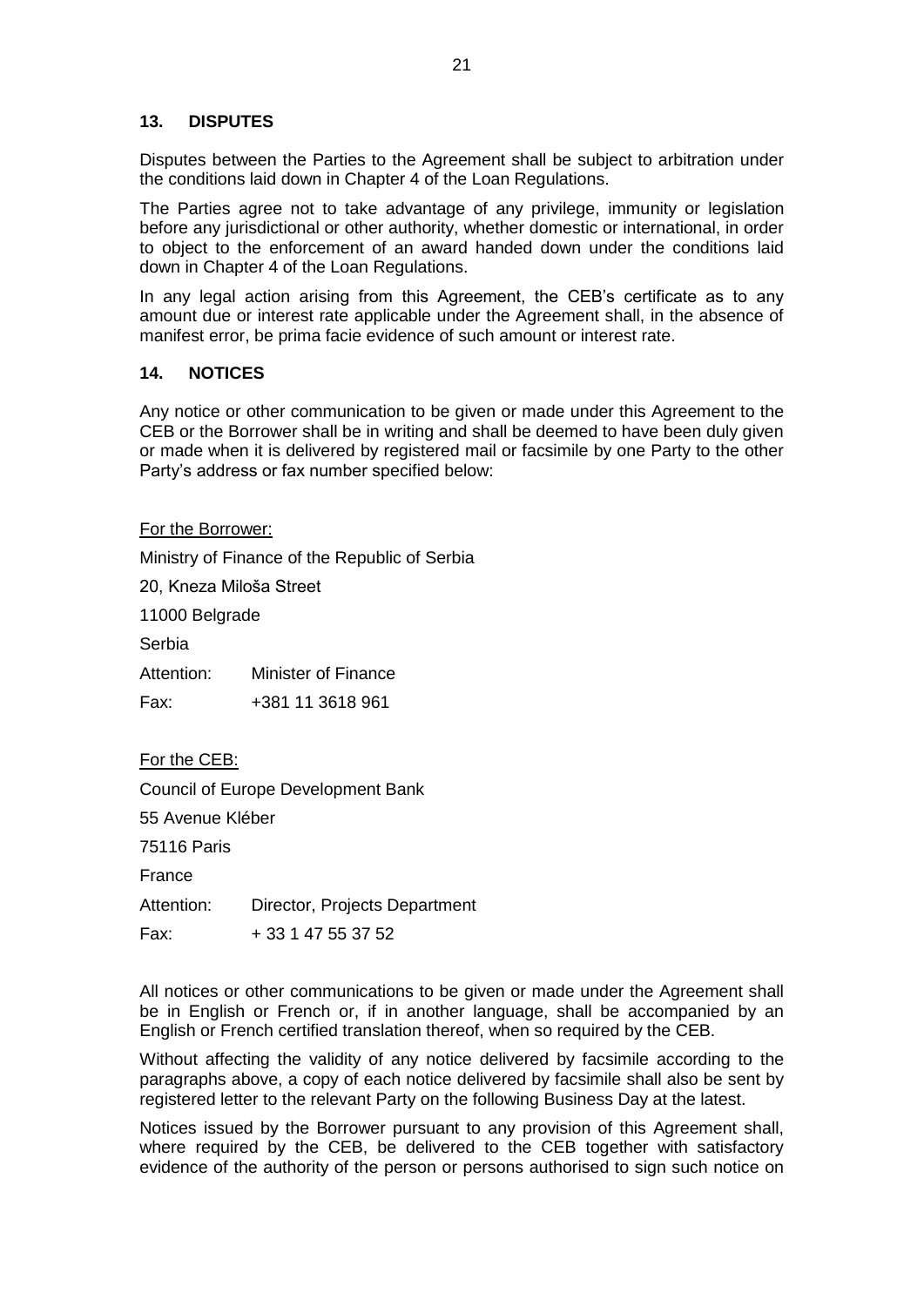## 13. DISPUTES

Disputes between the Parties to the Agreement shall be subject to arbitration under the conditions laid down in Chapter 4 of the Loan Regulations.

The Parties agree not to take advantage of any privilege, immunity or legislation before any jurisdictional or other authority, whether domestic or international, in order to object to the enforcement of an award handed down under the conditions laid down in Chapter 4 of the Loan Regulations.

In any legal action arising from this Agreement, the CEB's certificate as to any amount due or interest rate applicable under the Agreement shall, in the absence of manifest error, be prima facie evidence of such amount or interest rate.

## 14. NOTICES

Any notice or other communication to be given or made under this Agreement to the CEB or the Borrower shall be in writing and shall be deemed to have been duly given or made when it is delivered by registered mail or facsimile by one Party to the other Party's address or fax number specified below:

For the Borrower:

Ministry of Finance of the Republic of Serbia

20, Kneza Miloša Street

11000 Belgrade

Serbia

Attention: Minister of Finance

Fax: +381 11 3618 961

For the CEB:

Council of Europe Development Bank

55 Avenue Kléber

75116 Paris

France

Attention: Director, Projects Department

Fax: + 33 1 47 55 37 52

All notices or other communications to be given or made under the Agreement shall be in English or French or, if in another language, shall be accompanied by an English or French certified translation thereof, when so required by the CEB.

Without affecting the validity of any notice delivered by facsimile according to the paragraphs above, a copy of each notice delivered by facsimile shall also be sent by registered letter to the relevant Party on the following Business Day at the latest.

Notices issued by the Borrower pursuant to any provision of this Agreement shall, where required by the CEB, be delivered to the CEB together with satisfactory evidence of the authority of the person or persons authorised to sign such notice on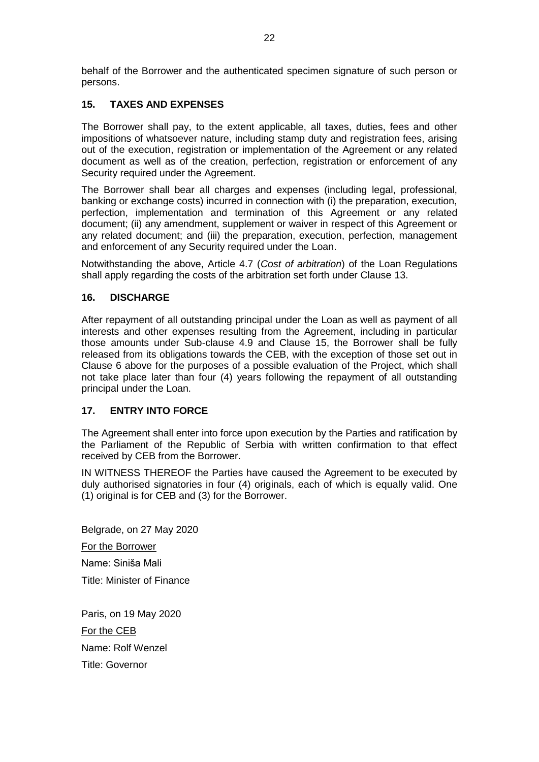behalf of the Borrower and the authenticated specimen signature of such person or persons.

## 15. TAXES AND EXPENSES

The Borrower shall pay, to the extent applicable, all taxes, duties, fees and other impositions of whatsoever nature, including stamp duty and registration fees, arising out of the execution, registration or implementation of the Agreement or any related document as well as of the creation, perfection, registration or enforcement of any Security required under the Agreement.

The Borrower shall bear all charges and expenses (including legal, professional, banking or exchange costs) incurred in connection with (i) the preparation, execution, perfection, implementation and termination of this Agreement or any related document; (ii) any amendment, supplement or waiver in respect of this Agreement or any related document; and (iii) the preparation, execution, perfection, management and enforcement of any Security required under the Loan.

Notwithstanding the above, Article 4.7 (*Cost of arbitration*) of the Loan Regulations shall apply regarding the costs of the arbitration set forth under Clause 13.

## 16. DISCHARGE

After repayment of all outstanding principal under the Loan as well as payment of all interests and other expenses resulting from the Agreement, including in particular those amounts under Sub-clause 4.9 and Clause 15, the Borrower shall be fully released from its obligations towards the CEB, with the exception of those set out in Clause 6 above for the purposes of a possible evaluation of the Project, which shall not take place later than four (4) years following the repayment of all outstanding principal under the Loan.

## 17. ENTRY INTO FORCE

The Agreement shall enter into force upon execution by the Parties and ratification by the Parliament of the Republic of Serbia with written confirmation to that effect received by CEB from the Borrower.

IN WITNESS THEREOF the Parties have caused the Agreement to be executed by duly authorised signatories in four (4) originals, each of which is equally valid. One (1) original is for CEB and (3) for the Borrower.

Belgrade, on 27 May 2020

For the Borrower

Name: Siniša Mali

Title: Minister of Finance

Paris, on 19 May 2020

For the CEB

Name: Rolf Wenzel

Title: Governor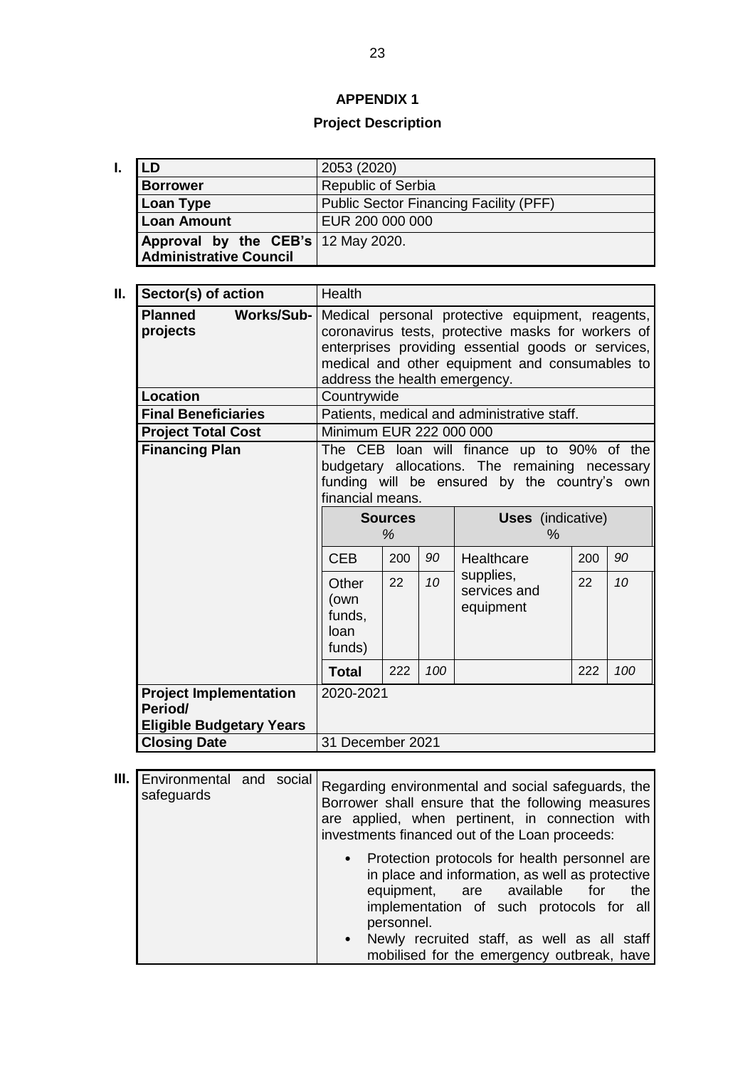**APPENDIX 1**

**Project Description**

**I.**

| | |
|---|---|
| **LD** | 2053 (2020) |
| **Borrower** | Republic of Serbia |
| **Loan Type** | Public Sector Financing Facility (PFF) |
| **Loan Amount** | EUR 200 000 000 |
| **Approval by the CEB's Administrative Council** | 12 May 2020. |

**II.**

| | |
|---|---|
| **Sector(s) of action** | Health |
| **Planned Works/Sub-projects** | Medical personal protective equipment, reagents, coronavirus tests, protective masks for workers of enterprises providing essential goods or services, medical and other equipment and consumables to address the health emergency. |
| **Location** | Countrywide |
| **Final Beneficiaries** | Patients, medical and administrative staff. |
| **Project Total Cost** | Minimum EUR 222 000 000 |
| **Financing Plan** | The CEB loan will finance up to 90% of the budgetary allocations. The remaining necessary funding will be ensured by the country's own financial means. |
| **Project Implementation Period/ Eligible Budgetary Years** | 2020-2021 |
| **Closing Date** | 31 December 2021 |

| **Sources** % | | | **Uses** (indicative) % | | |
|---|---|---|---|---|---|
| CEB | 200 | *90* | Healthcare supplies, services and equipment | 200 | *90* |
| Other (own funds, loan funds) | 22 | *10* | | 22 | *10* |
| **Total** | 222 | *100* | | 222 | *100* |

**III.**

| | |
|---|---|
| Environmental and social safeguards | Regarding environmental and social safeguards, the Borrower shall ensure that the following measures are applied, when pertinent, in connection with investments financed out of the Loan proceeds:<br>• Protection protocols for health personnel are in place and information, as well as protective equipment, are available for the implementation of such protocols for all personnel.<br>• Newly recruited staff, as well as all staff mobilised for the emergency outbreak, have |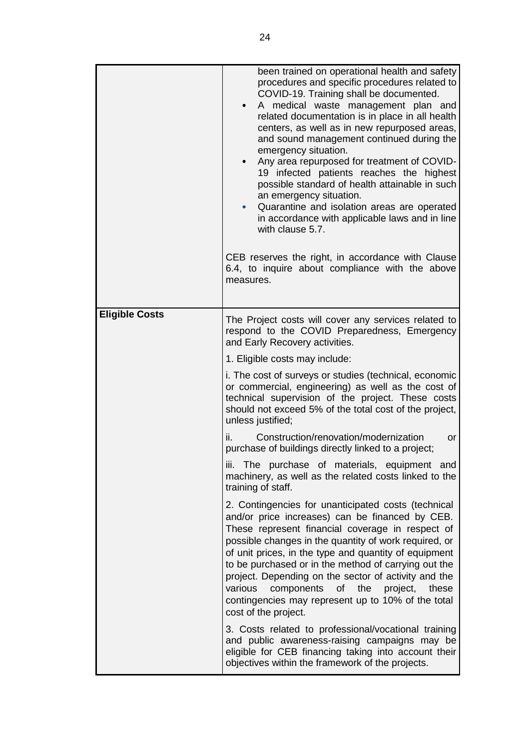| | |
|---|---|
| | been trained on operational health and safety procedures and specific procedures related to COVID-19. Training shall be documented.<br>• A medical waste management plan and related documentation is in place in all health centers, as well as in new repurposed areas, and sound management continued during the emergency situation.<br>• Any area repurposed for treatment of COVID-19 infected patients reaches the highest possible standard of health attainable in such an emergency situation.<br>• Quarantine and isolation areas are operated in accordance with applicable laws and in line with clause 5.7.<br><br>CEB reserves the right, in accordance with Clause 6.4, to inquire about compliance with the above measures. |
| **Eligible Costs** | The Project costs will cover any services related to respond to the COVID Preparedness, Emergency and Early Recovery activities.<br><br>1. Eligible costs may include:<br><br>i. The cost of surveys or studies (technical, economic or commercial, engineering) as well as the cost of technical supervision of the project. These costs should not exceed 5% of the total cost of the project, unless justified;<br><br>ii. Construction/renovation/modernization or purchase of buildings directly linked to a project;<br><br>iii. The purchase of materials, equipment and machinery, as well as the related costs linked to the training of staff.<br><br>2. Contingencies for unanticipated costs (technical and/or price increases) can be financed by CEB. These represent financial coverage in respect of possible changes in the quantity of work required, or of unit prices, in the type and quantity of equipment to be purchased or in the method of carrying out the project. Depending on the sector of activity and the various components of the project, these contingencies may represent up to 10% of the total cost of the project.<br><br>3. Costs related to professional/vocational training and public awareness-raising campaigns may be eligible for CEB financing taking into account their objectives within the framework of the projects. |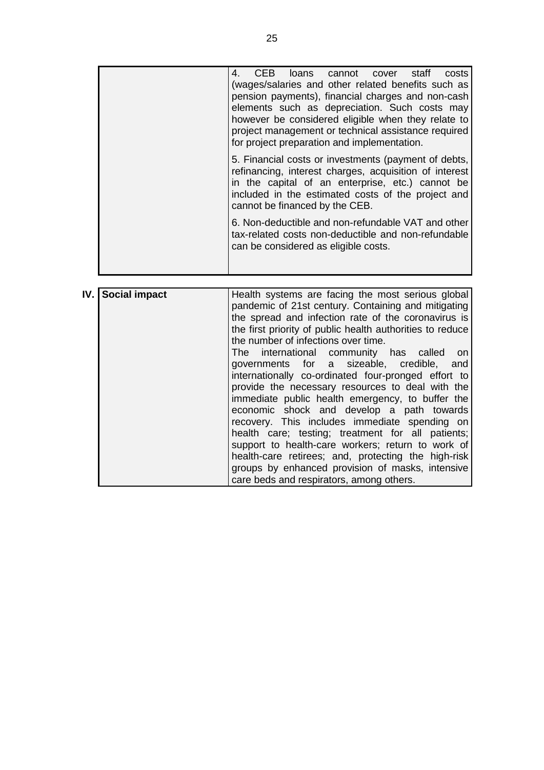| | |
|---|---|
| | 4. CEB loans cannot cover staff costs (wages/salaries and other related benefits such as pension payments), financial charges and non-cash elements such as depreciation. Such costs may however be considered eligible when they relate to project management or technical assistance required for project preparation and implementation.<br><br>5. Financial costs or investments (payment of debts, refinancing, interest charges, acquisition of interest in the capital of an enterprise, etc.) cannot be included in the estimated costs of the project and cannot be financed by the CEB.<br><br>6. Non-deductible and non-refundable VAT and other tax-related costs non-deductible and non-refundable can be considered as eligible costs. |

| | | |
|---|---|---|
| **IV.** | **Social impact** | Health systems are facing the most serious global pandemic of 21st century. Containing and mitigating the spread and infection rate of the coronavirus is the first priority of public health authorities to reduce the number of infections over time.<br>The international community has called on governments for a sizeable, credible, and internationally co-ordinated four-pronged effort to provide the necessary resources to deal with the immediate public health emergency, to buffer the economic shock and develop a path towards recovery. This includes immediate spending on health care; testing; treatment for all patients; support to health-care workers; return to work of health-care retirees; and, protecting the high-risk groups by enhanced provision of masks, intensive care beds and respirators, among others. |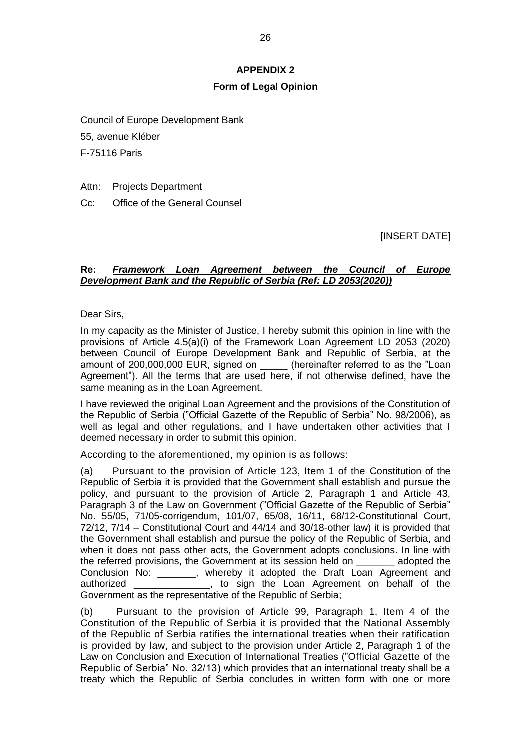## APPENDIX 2

### Form of Legal Opinion

Council of Europe Development Bank

55, avenue Kléber

F-75116 Paris

Attn: Projects Department

Cc: Office of the General Counsel

[INSERT DATE]

**Re:** ***Framework Loan Agreement between the Council of Europe Development Bank and the Republic of Serbia (Ref: LD 2053(2020))***

Dear Sirs,

In my capacity as the Minister of Justice, I hereby submit this opinion in line with the provisions of Article 4.5(a)(i) of the Framework Loan Agreement LD 2053 (2020) between Council of Europe Development Bank and Republic of Serbia, at the amount of 200,000,000 EUR, signed on _____ (hereinafter referred to as the "Loan Agreement"). All the terms that are used here, if not otherwise defined, have the same meaning as in the Loan Agreement.

I have reviewed the original Loan Agreement and the provisions of the Constitution of the Republic of Serbia ("Official Gazette of the Republic of Serbia" No. 98/2006), as well as legal and other regulations, and I have undertaken other activities that I deemed necessary in order to submit this opinion.

According to the aforementioned, my opinion is as follows:

(a) Pursuant to the provision of Article 123, Item 1 of the Constitution of the Republic of Serbia it is provided that the Government shall establish and pursue the policy, and pursuant to the provision of Article 2, Paragraph 1 and Article 43, Paragraph 3 of the Law on Government ("Official Gazette of the Republic of Serbia" No. 55/05, 71/05-corrigendum, 101/07, 65/08, 16/11, 68/12-Constitutional Court, 72/12, 7/14 – Constitutional Court and 44/14 and 30/18-other law) it is provided that the Government shall establish and pursue the policy of the Republic of Serbia, and when it does not pass other acts, the Government adopts conclusions. In line with the referred provisions, the Government at its session held on _______ adopted the Conclusion No: _______, whereby it adopted the Draft Loan Agreement and authorized ______________, to sign the Loan Agreement on behalf of the Government as the representative of the Republic of Serbia;

(b) Pursuant to the provision of Article 99, Paragraph 1, Item 4 of the Constitution of the Republic of Serbia it is provided that the National Assembly of the Republic of Serbia ratifies the international treaties when their ratification is provided by law, and subject to the provision under Article 2, Paragraph 1 of the Law on Conclusion and Execution of International Treaties ("Official Gazette of the Republic of Serbia" No. 32/13) which provides that an international treaty shall be a treaty which the Republic of Serbia concludes in written form with one or more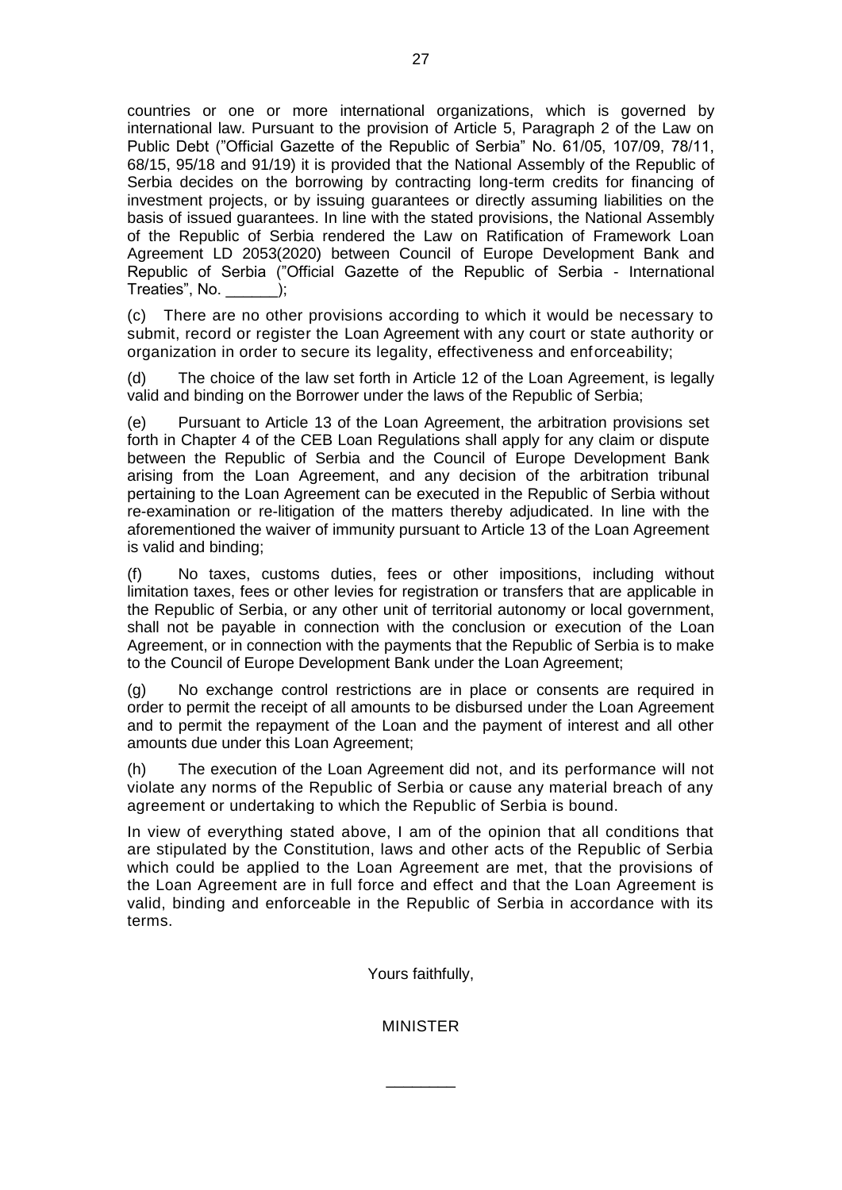countries or one or more international organizations, which is governed by international law. Pursuant to the provision of Article 5, Paragraph 2 of the Law on Public Debt ("Official Gazette of the Republic of Serbia" No. 61/05, 107/09, 78/11, 68/15, 95/18 and 91/19) it is provided that the National Assembly of the Republic of Serbia decides on the borrowing by contracting long-term credits for financing of investment projects, or by issuing guarantees or directly assuming liabilities on the basis of issued guarantees. In line with the stated provisions, the National Assembly of the Republic of Serbia rendered the Law on Ratification of Framework Loan Agreement LD 2053(2020) between Council of Europe Development Bank and Republic of Serbia ("Official Gazette of the Republic of Serbia - International Treaties", No. ______);

(c) There are no other provisions according to which it would be necessary to submit, record or register the Loan Agreement with any court or state authority or organization in order to secure its legality, effectiveness and enforceability;

(d) The choice of the law set forth in Article 12 of the Loan Agreement, is legally valid and binding on the Borrower under the laws of the Republic of Serbia;

(e) Pursuant to Article 13 of the Loan Agreement, the arbitration provisions set forth in Chapter 4 of the CEB Loan Regulations shall apply for any claim or dispute between the Republic of Serbia and the Council of Europe Development Bank arising from the Loan Agreement, and any decision of the arbitration tribunal pertaining to the Loan Agreement can be executed in the Republic of Serbia without re-examination or re-litigation of the matters thereby adjudicated. In line with the aforementioned the waiver of immunity pursuant to Article 13 of the Loan Agreement is valid and binding;

(f) No taxes, customs duties, fees or other impositions, including without limitation taxes, fees or other levies for registration or transfers that are applicable in the Republic of Serbia, or any other unit of territorial autonomy or local government, shall not be payable in connection with the conclusion or execution of the Loan Agreement, or in connection with the payments that the Republic of Serbia is to make to the Council of Europe Development Bank under the Loan Agreement;

(g) No exchange control restrictions are in place or consents are required in order to permit the receipt of all amounts to be disbursed under the Loan Agreement and to permit the repayment of the Loan and the payment of interest and all other amounts due under this Loan Agreement;

(h) The execution of the Loan Agreement did not, and its performance will not violate any norms of the Republic of Serbia or cause any material breach of any agreement or undertaking to which the Republic of Serbia is bound.

In view of everything stated above, I am of the opinion that all conditions that are stipulated by the Constitution, laws and other acts of the Republic of Serbia which could be applied to the Loan Agreement are met, that the provisions of the Loan Agreement are in full force and effect and that the Loan Agreement is valid, binding and enforceable in the Republic of Serbia in accordance with its terms.

Yours faithfully,

MINISTER

________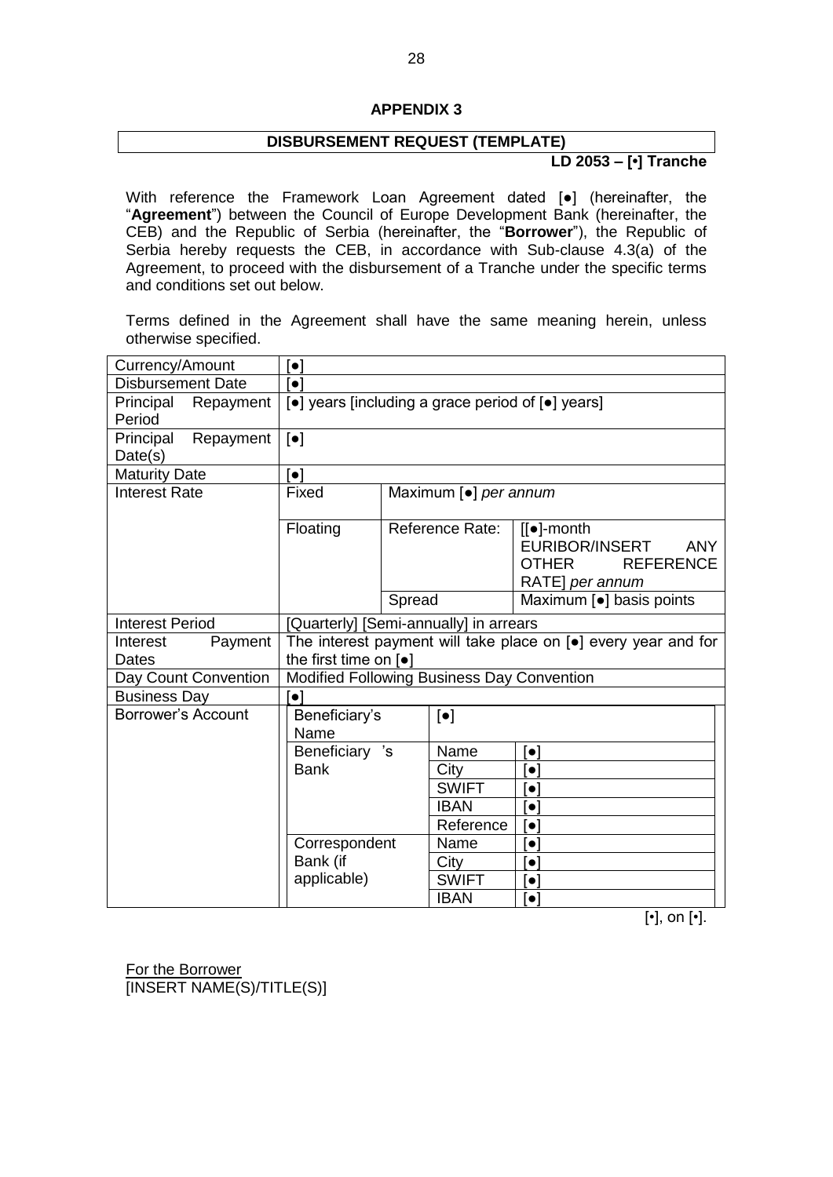## APPENDIX 3

### DISBURSEMENT REQUEST (TEMPLATE)

**LD 2053 – [•] Tranche**

With reference the Framework Loan Agreement dated [●] (hereinafter, the "**Agreement**") between the Council of Europe Development Bank (hereinafter, the CEB) and the Republic of Serbia (hereinafter, the "**Borrower**"), the Republic of Serbia hereby requests the CEB, in accordance with Sub-clause 4.3(a) of the Agreement, to proceed with the disbursement of a Tranche under the specific terms and conditions set out below.

Terms defined in the Agreement shall have the same meaning herein, unless otherwise specified.

| | | | | |
|---|---|---|---|---|
| Currency/Amount | [●] | | | |
| Disbursement Date | [●] | | | |
| Principal Repayment Period | [●] years [including a grace period of [●] years] | | | |
| Principal Repayment Date(s) | [●] | | | |
| Maturity Date | [●] | | | |
| Interest Rate | Fixed | Maximum [●] *per annum* | | |
| | Floating | Reference Rate: | [[●]-month EURIBOR/INSERT ANY OTHER REFERENCE RATE] *per annum* | |
| | | Spread | Maximum [●] basis points | |
| Interest Period | [Quarterly] [Semi-annually] in arrears | | | |
| Interest Payment Dates | The interest payment will take place on [●] every year and for the first time on [●] | | | |
| Day Count Convention | Modified Following Business Day Convention | | | |
| Business Day | [●] | | | |
| Borrower's Account | Beneficiary's Name | [●] | | |
| | Beneficiary 's Bank | Name | [●] | |
| | | City | [●] | |
| | | SWIFT | [●] | |
| | | IBAN | [●] | |
| | | Reference | [●] | |
| | Correspondent Bank (if applicable) | Name | [●] | |
| | | City | [●] | |
| | | SWIFT | [●] | |
| | | IBAN | [●] | |

[•], on [•].

For the Borrower
[INSERT NAME(S)/TITLE(S)]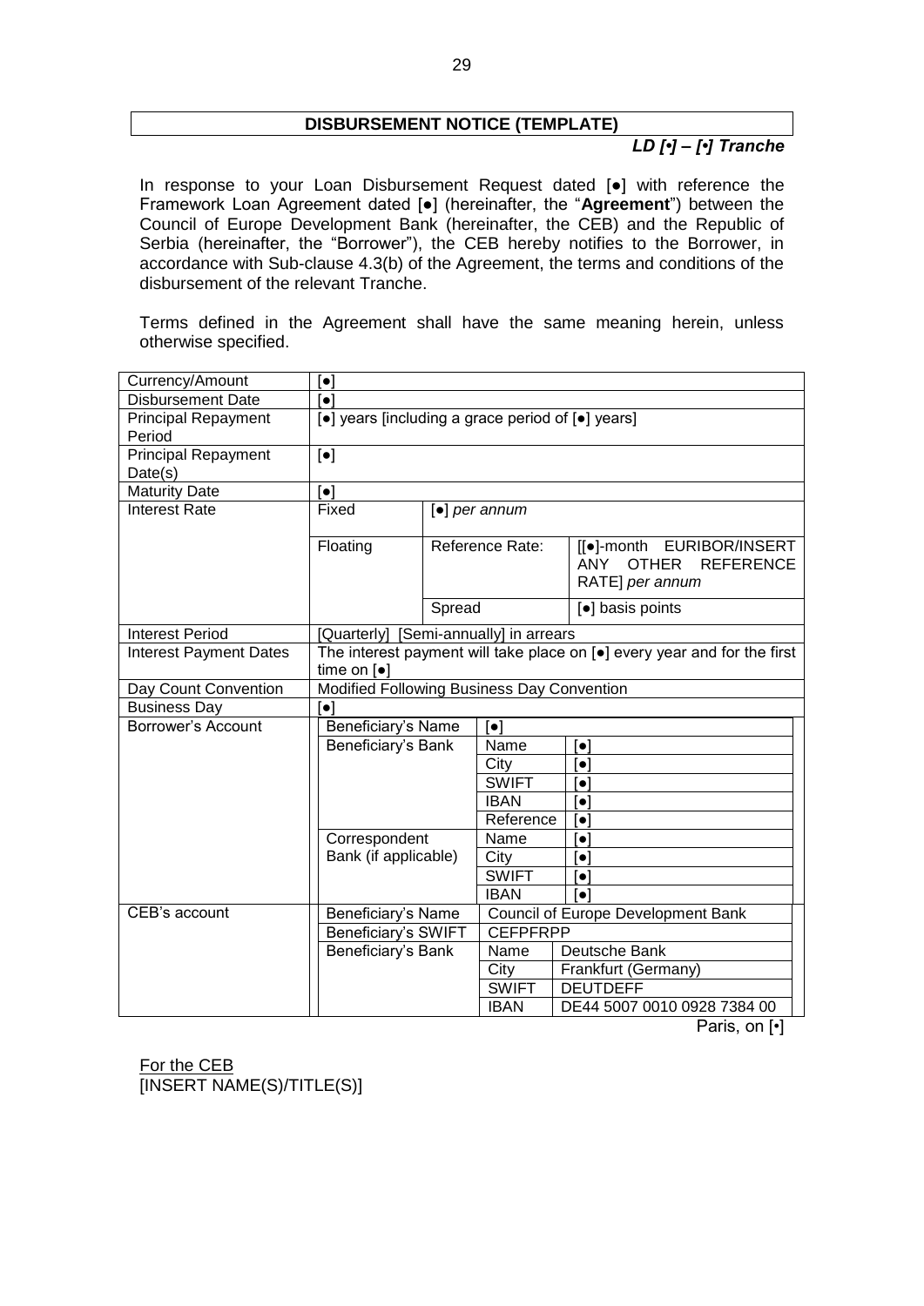## DISBURSEMENT NOTICE (TEMPLATE)

***LD [•] – [•] Tranche***

In response to your Loan Disbursement Request dated [●] with reference the Framework Loan Agreement dated [●] (hereinafter, the "**Agreement**") between the Council of Europe Development Bank (hereinafter, the CEB) and the Republic of Serbia (hereinafter, the "Borrower"), the CEB hereby notifies to the Borrower, in accordance with Sub-clause 4.3(b) of the Agreement, the terms and conditions of the disbursement of the relevant Tranche.

Terms defined in the Agreement shall have the same meaning herein, unless otherwise specified.

| | | | | |
|---|---|---|---|---|
| Currency/Amount | [●] | | | |
| Disbursement Date | [●] | | | |
| Principal Repayment Period | [●] years [including a grace period of [●] years] | | | |
| Principal Repayment Date(s) | [●] | | | |
| Maturity Date | [●] | | | |
| Interest Rate | Fixed | [●] *per annum* | | |
| | Floating | Reference Rate: | | [[●]-month EURIBOR/INSERT ANY OTHER REFERENCE RATE] *per annum* |
| | | Spread | | [●] basis points |
| Interest Period | [Quarterly] [Semi-annually] in arrears | | | |
| Interest Payment Dates | The interest payment will take place on [●] every year and for the first time on [●] | | | |
| Day Count Convention | Modified Following Business Day Convention | | | |
| Business Day | [●] | | | |
| Borrower's Account | Beneficiary's Name | [●] | | |
| | Beneficiary's Bank | Name | [●] | |
| | | City | [●] | |
| | | SWIFT | [●] | |
| | | IBAN | [●] | |
| | | Reference | [●] | |
| | Correspondent Bank (if applicable) | Name | [●] | |
| | | City | [●] | |
| | | SWIFT | [●] | |
| | | IBAN | [●] | |
| CEB's account | Beneficiary's Name | Council of Europe Development Bank | | |
| | Beneficiary's SWIFT | CEFPFRPP | | |
| | Beneficiary's Bank | Name | Deutsche Bank | |
| | | City | Frankfurt (Germany) | |
| | | SWIFT | DEUTDEFF | |
| | | IBAN | DE44 5007 0010 0928 7384 00 | |

Paris, on [•]

For the CEB
[INSERT NAME(S)/TITLE(S)]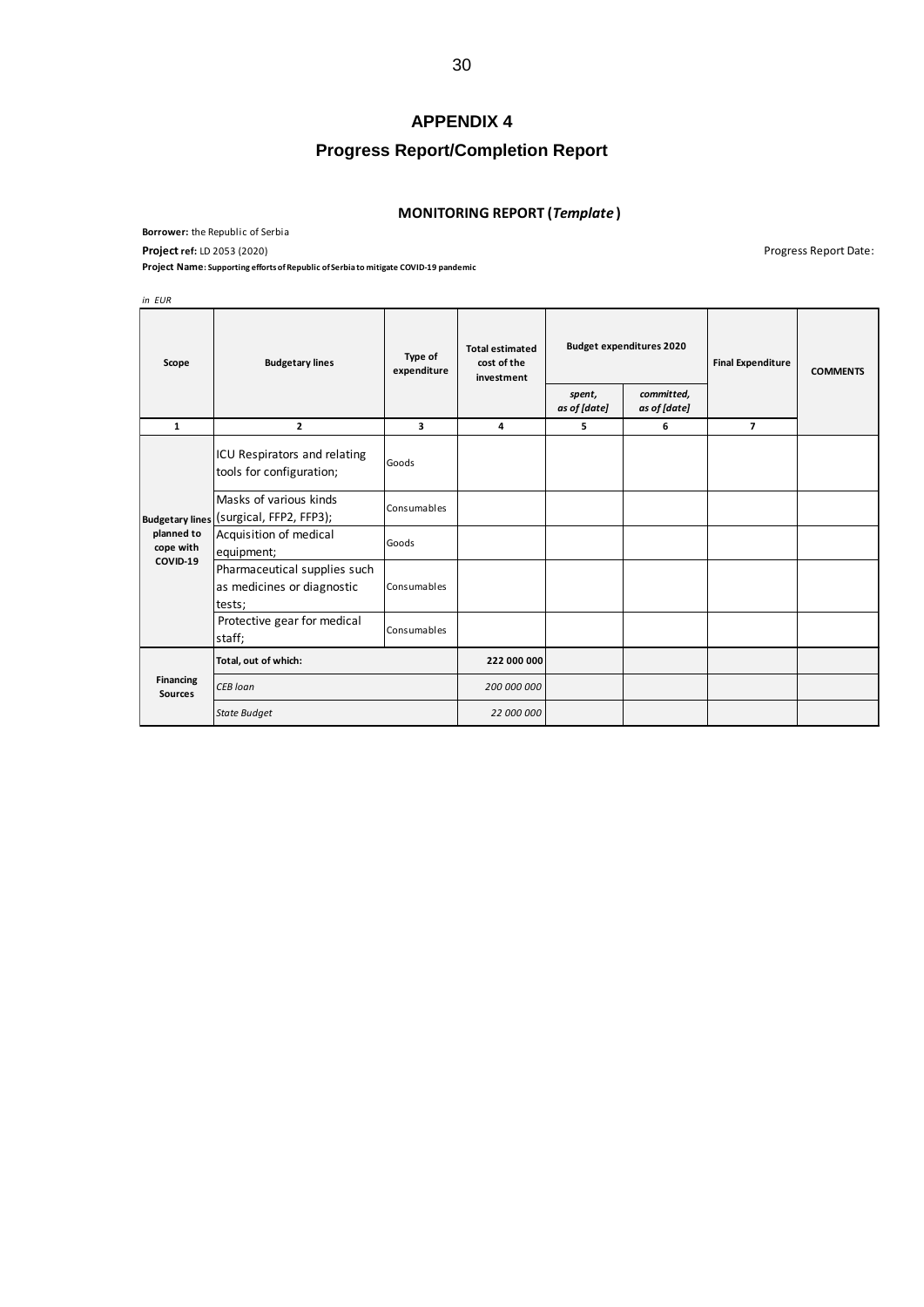# APPENDIX 4

## Progress Report/Completion Report

### MONITORING REPORT (*Template*)

**Borrower:** the Republic of Serbia

**Project ref:** LD 2053 (2020)

Progress Report Date:

**Project Name: Supporting efforts of Republic of Serbia to mitigate COVID-19 pandemic**

*in EUR*

| Scope | Budgetary lines | Type of expenditure | Total estimated cost of the investment | Budget expenditures 2020 | | Final Expenditure | COMMENTS |
|---|---|---|---|---|---|---|---|
| | | | | *spent, as of [date]* | *committed, as of [date]* | | |
| 1 | 2 | 3 | 4 | 5 | 6 | 7 | |
| **Budgetary lines planned to cope with COVID-19** | ICU Respirators and relating tools for configuration; | Goods | | | | | |
| | Masks of various kinds (surgical, FFP2, FFP3); | Consumables | | | | | |
| | Acquisition of medical equipment; | Goods | | | | | |
| | Pharmaceutical supplies such as medicines or diagnostic tests; | Consumables | | | | | |
| | Protective gear for medical staff; | Consumables | | | | | |
| **Financing Sources** | **Total, out of which:** | | **222 000 000** | | | | |
| | *CEB loan* | | *200 000 000* | | | | |
| | *State Budget* | | *22 000 000* | | | | |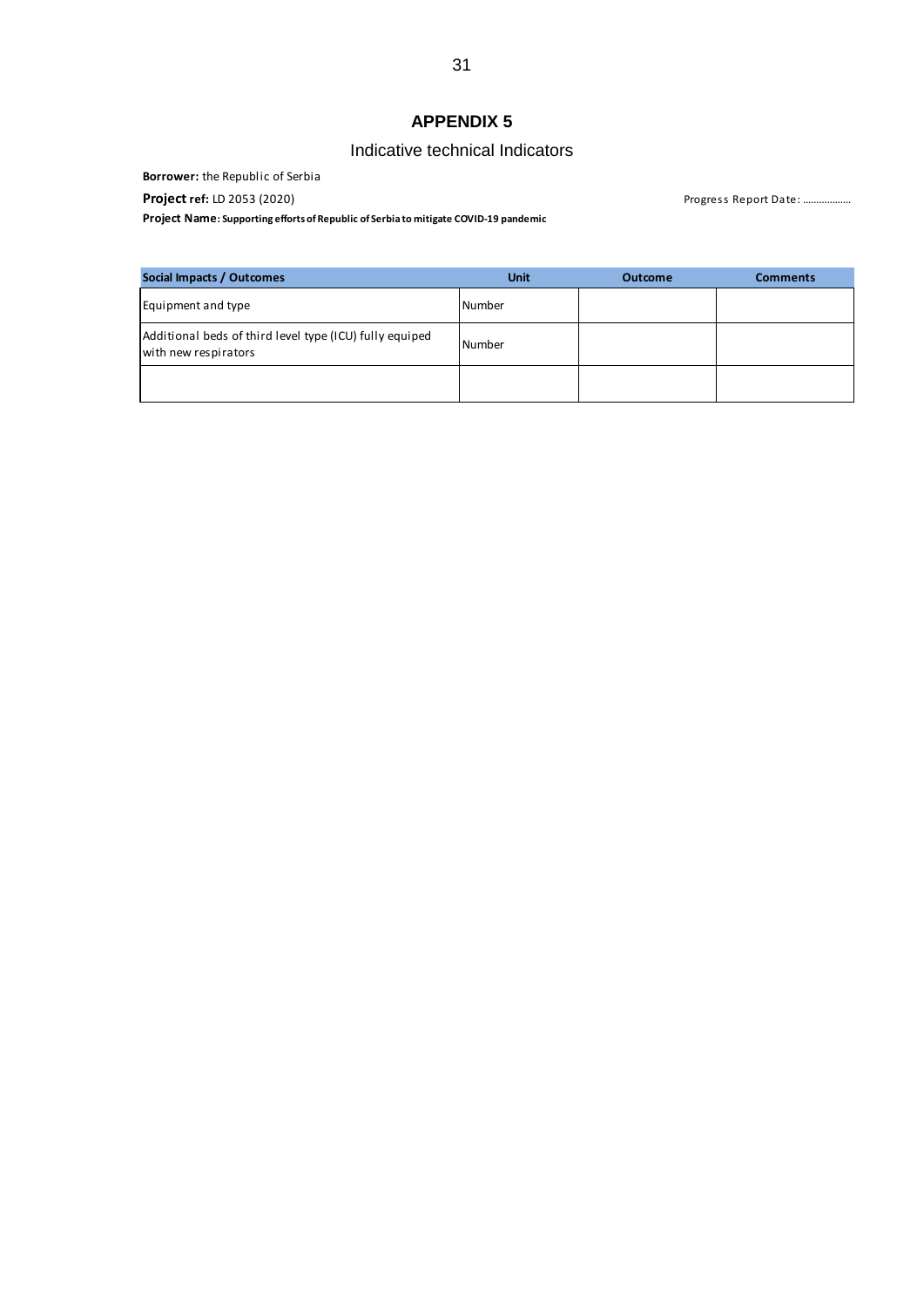# APPENDIX 5

## Indicative technical Indicators

**Borrower:** the Republic of Serbia

**Project ref:** LD 2053 (2020)

Progress Report Date: ………………

**Project Name: Supporting efforts of Republic of Serbia to mitigate COVID-19 pandemic**

| Social Impacts / Outcomes | Unit | Outcome | Comments |
|---|---|---|---|
| Equipment and type | Number | | |
| Additional beds of third level type (ICU) fully equiped with new respirators | Number | | |
| | | | |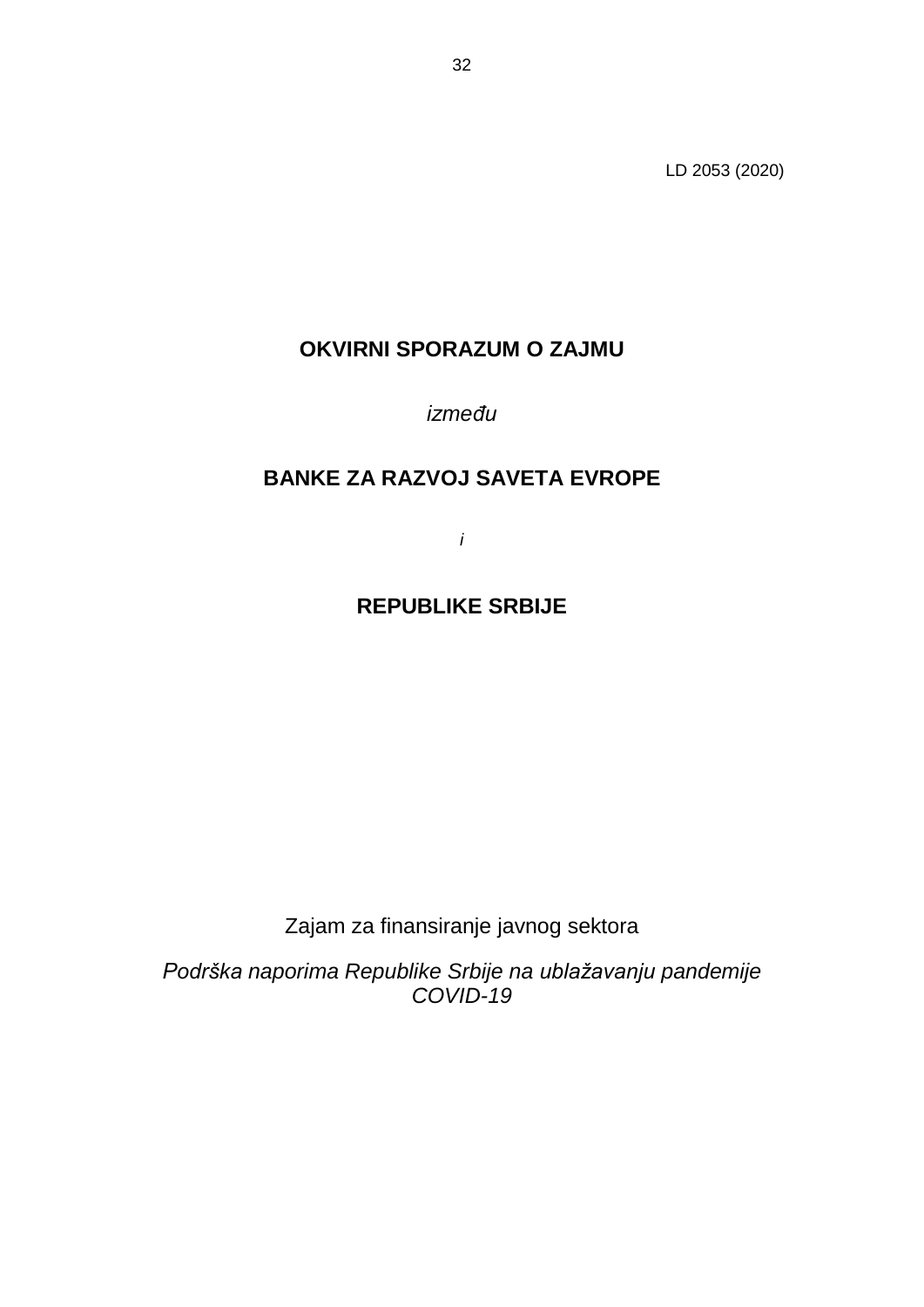LD 2053 (2020)

# OKVIRNI SPORAZUM O ZAJMU

*između*

**BANKE ZA RAZVOJ SAVETA EVROPE**

*i*

**REPUBLIKE SRBIJE**

Zajam za finansiranje javnog sektora

*Podrška naporima Republike Srbije na ublažavanju pandemije COVID-19*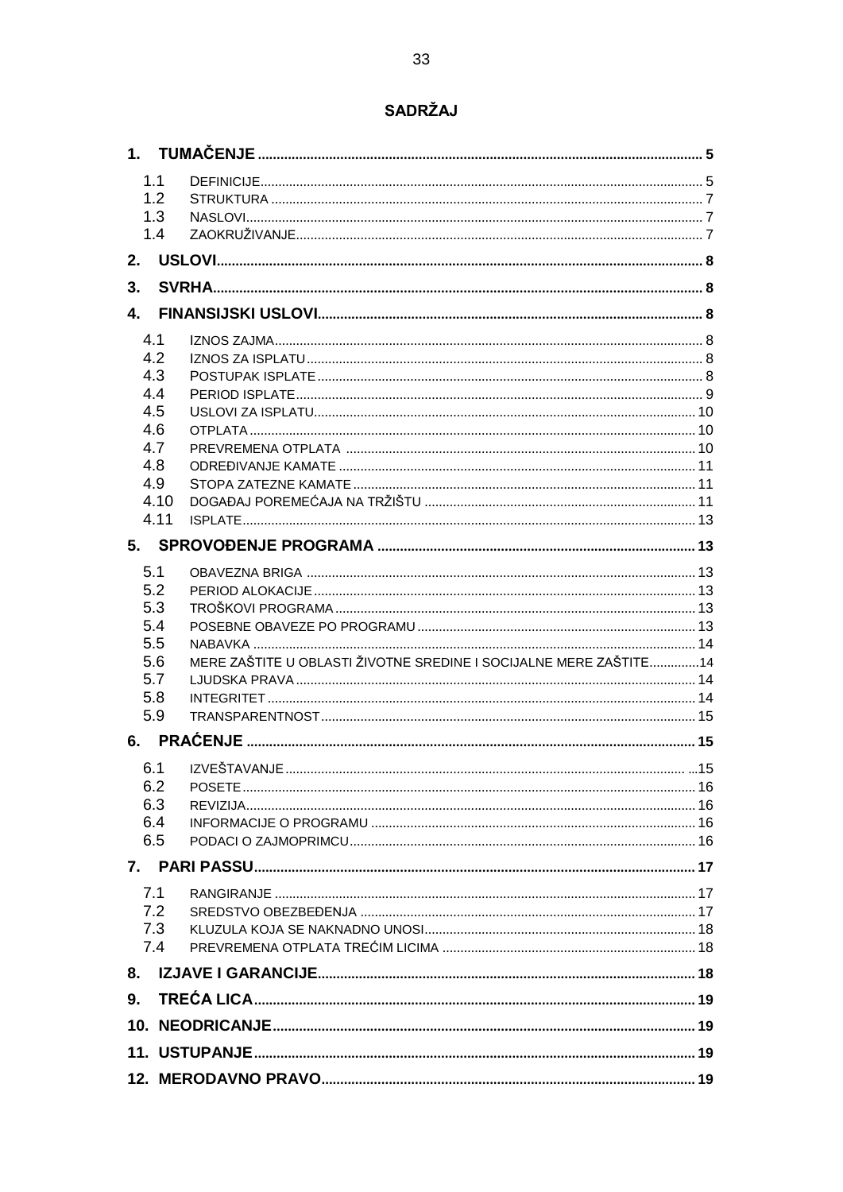# SADRŽAJ

**1. TUMAČENJE** ..................................................................... 5

- 1.1 DEFINICIJE ..................................................................... 5
- 1.2 STRUKTURA ..................................................................... 7
- 1.3 NASLOVI ..................................................................... 7
- 1.4 ZAOKRUŽIVANJE ..................................................................... 7

**2. USLOVI** ..................................................................... 8

**3. SVRHA** ..................................................................... 8

**4. FINANSIJSKI USLOVI** ..................................................................... 8

- 4.1 IZNOS ZAJMA ..................................................................... 8
- 4.2 IZNOS ZA ISPLATU ..................................................................... 8
- 4.3 POSTUPAK ISPLATE ..................................................................... 8
- 4.4 PERIOD ISPLATE ..................................................................... 9
- 4.5 USLOVI ZA ISPLATU ..................................................................... 10
- 4.6 OTPLATA ..................................................................... 10
- 4.7 PREVREMENA OTPLATA ..................................................................... 10
- 4.8 ODREĐIVANJE KAMATE ..................................................................... 11
- 4.9 STOPA ZATEZNE KAMATE ..................................................................... 11
- 4.10 DOGAĐAJ POREMEĆAJA NA TRŽIŠTU ..................................................................... 11
- 4.11 ISPLATE ..................................................................... 13

**5. SPROVOĐENJE PROGRAMA** ..................................................................... 13

- 5.1 OBAVEZNA BRIGA ..................................................................... 13
- 5.2 PERIOD ALOKACIJE ..................................................................... 13
- 5.3 TROŠKOVI PROGRAMA ..................................................................... 13
- 5.4 POSEBNE OBAVEZE PO PROGRAMU ..................................................................... 13
- 5.5 NABAVKA ..................................................................... 14
- 5.6 MERE ZAŠTITE U OBLASTI ŽIVOTNE SREDINE I SOCIJALNE MERE ZAŠTITE ..................................................................... 14
- 5.7 LJUDSKA PRAVA ..................................................................... 14
- 5.8 INTEGRITET ..................................................................... 14
- 5.9 TRANSPARENTNOST ..................................................................... 15

**6. PRAĆENJE** ..................................................................... 15

- 6.1 IZVEŠTAVANJE ..................................................................... 15
- 6.2 POSETE ..................................................................... 16
- 6.3 REVIZIJA ..................................................................... 16
- 6.4 INFORMACIJE O PROGRAMU ..................................................................... 16
- 6.5 PODACI O ZAJMOPRIMCU ..................................................................... 16

**7. PARI PASSU** ..................................................................... 17

- 7.1 RANGIRANJE ..................................................................... 17
- 7.2 SREDSTVO OBEZBEĐENJA ..................................................................... 17
- 7.3 KLUZULA KOJA SE NAKNADNO UNOSI ..................................................................... 18
- 7.4 PREVREMENA OTPLATA TREĆIM LICIMA ..................................................................... 18

**8. IZJAVE I GARANCIJE** ..................................................................... 18

**9. TREĆA LICA** ..................................................................... 19

**10. NEODRICANJE** ..................................................................... 19

**11. USTUPANJE** ..................................................................... 19

**12. MERODAVNO PRAVO** ..................................................................... 19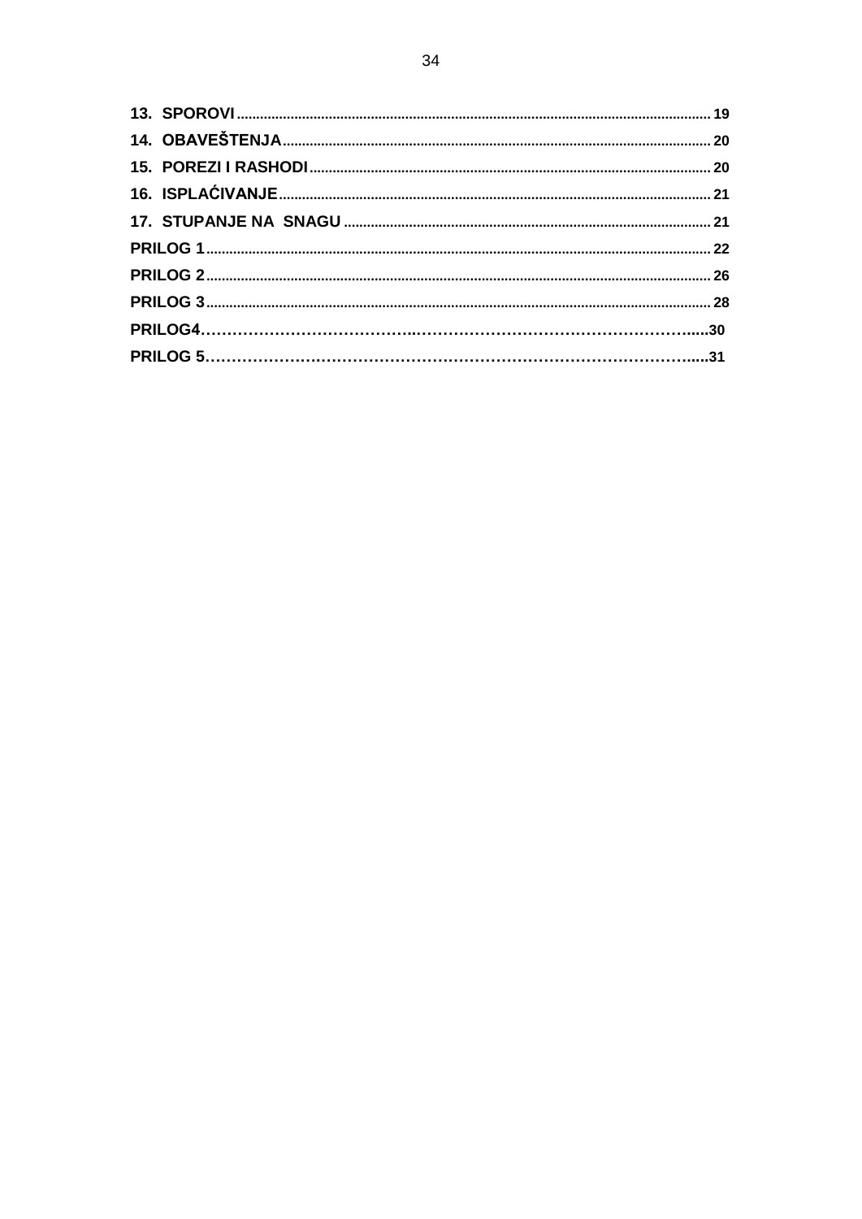**13. SPOROVI** ............................................................................................................................ **19**

**14. OBAVEŠTENJA** ................................................................................................................ **20**

**15. POREZI I RASHODI** ......................................................................................................... **20**

**16. ISPLAĆIVANJE** ................................................................................................................ **21**

**17. STUPANJE NA SNAGU** ................................................................................................ **21**

**PRILOG 1** .................................................................................................................................. **22**

**PRILOG 2** .................................................................................................................................. **26**

**PRILOG 3** .................................................................................................................................. **28**

**PRILOG4**………………………………..……………………………………………….....**30**

**PRILOG 5**…………………….………………………………………………….………….....**31**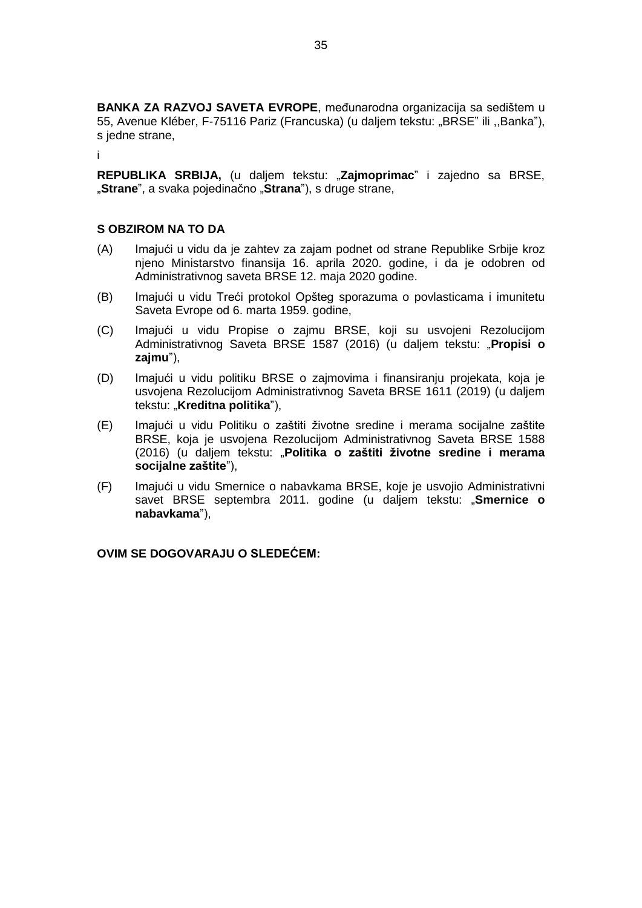**BANKA ZA RAZVOJ SAVETA EVROPE**, međunarodna organizacija sa sedištem u 55, Avenue Kléber, F-75116 Pariz (Francuska) (u daljem tekstu: „BRSE” ili ,,Banka”), s jedne strane,

i

**REPUBLIKA SRBIJA,** (u daljem tekstu: „**Zajmoprimac**” i zajedno sa BRSE, „**Strane**”, a svaka pojedinačno „**Strana**”), s druge strane,

**S OBZIROM NA TO DA**

(A) Imajući u vidu da je zahtev za zajam podnet od strane Republike Srbije kroz njeno Ministarstvo finansija 16. aprila 2020. godine, i da je odobren od Administrativnog saveta BRSE 12. maja 2020 godine.

(B) Imajući u vidu Treći protokol Opšteg sporazuma o povlasticama i imunitetu Saveta Evrope od 6. marta 1959. godine,

(C) Imajući u vidu Propise o zajmu BRSE, koji su usvojeni Rezolucijom Administrativnog Saveta BRSE 1587 (2016) (u daljem tekstu: „**Propisi o zajmu**”),

(D) Imajući u vidu politiku BRSE o zajmovima i finansiranju projekata, koja je usvojena Rezolucijom Administrativnog Saveta BRSE 1611 (2019) (u daljem tekstu: „**Kreditna politika**”),

(E) Imajući u vidu Politiku o zaštiti životne sredine i merama socijalne zaštite BRSE, koja je usvojena Rezolucijom Administrativnog Saveta BRSE 1588 (2016) (u daljem tekstu: „**Politika o zaštiti životne sredine i merama socijalne zaštite**”),

(F) Imajući u vidu Smernice o nabavkama BRSE, koje je usvojio Administrativni savet BRSE septembra 2011. godine (u daljem tekstu: „**Smernice o nabavkama**”),

**OVIM SE DOGOVARAJU O SLEDEĆEM:**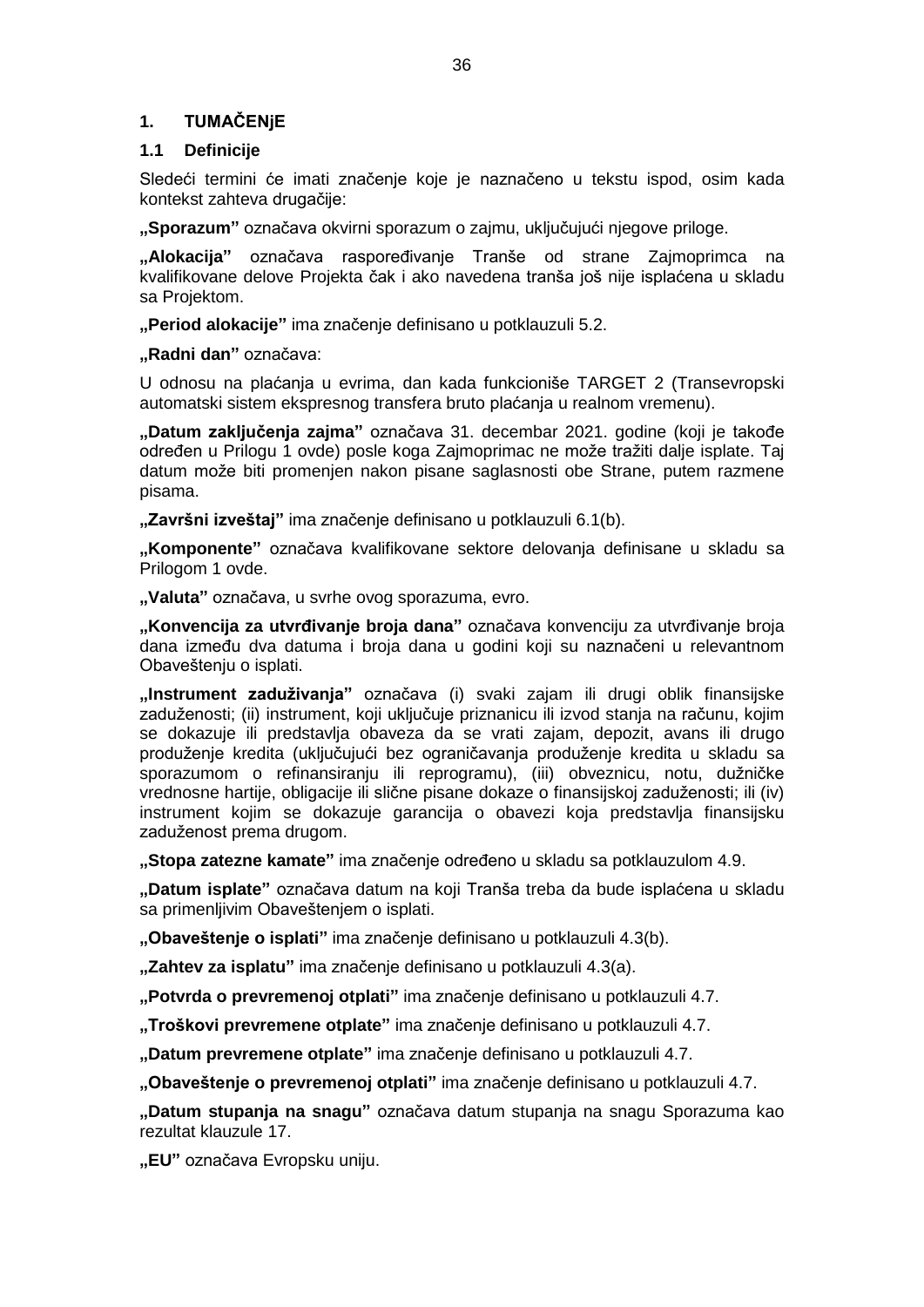## 1. TUMAČENjE

### 1.1 Definicije

Sledeći termini će imati značenje koje je naznačeno u tekstu ispod, osim kada kontekst zahteva drugačije:

**„Sporazum”** označava okvirni sporazum o zajmu, uključujući njegove priloge.

**„Alokacija”** označava raspoređivanje Tranše od strane Zajmoprimca na kvalifikovane delove Projekta čak i ako navedena tranša još nije isplaćena u skladu sa Projektom.

**„Period alokacije”** ima značenje definisano u potklauzuli 5.2.

**„Radni dan”** označava:

U odnosu na plaćanja u evrima, dan kada funkcioniše TARGET 2 (Transevropski automatski sistem ekspresnog transfera bruto plaćanja u realnom vremenu).

**„Datum zaključenja zajma”** označava 31. decembar 2021. godine (koji je takođe određen u Prilogu 1 ovde) posle koga Zajmoprimac ne može tražiti dalje isplate. Taj datum može biti promenjen nakon pisane saglasnosti obe Strane, putem razmene pisama.

**„Završni izveštaj”** ima značenje definisano u potklauzuli 6.1(b).

**„Komponente”** označava kvalifikovane sektore delovanja definisane u skladu sa Prilogom 1 ovde.

**„Valuta”** označava, u svrhe ovog sporazuma, evro.

**„Konvencija za utvrđivanje broja dana”** označava konvenciju za utvrđivanje broja dana između dva datuma i broja dana u godini koji su naznačeni u relevantnom Obaveštenju o isplati.

**„Instrument zaduživanja”** označava (i) svaki zajam ili drugi oblik finansijske zaduženosti; (ii) instrument, koji uključuje priznanicu ili izvod stanja na računu, kojim se dokazuje ili predstavlja obaveza da se vrati zajam, depozit, avans ili drugo produženje kredita (uključujući bez ograničavanja produženje kredita u skladu sa sporazumom o refinansiranju ili reprogramu), (iii) obveznicu, notu, dužničke vrednosne hartije, obligacije ili slične pisane dokaze o finansijskoj zaduženosti; ili (iv) instrument kojim se dokazuje garancija o obavezi koja predstavlja finansijsku zaduženost prema drugom.

**„Stopa zatezne kamate”** ima značenje određeno u skladu sa potklauzulom 4.9.

**„Datum isplate”** označava datum na koji Tranša treba da bude isplaćena u skladu sa primenljivim Obaveštenjem o isplati.

**„Obaveštenje o isplati”** ima značenje definisano u potklauzuli 4.3(b).

**„Zahtev za isplatu”** ima značenje definisano u potklauzuli 4.3(a).

**„Potvrda o prevremenoj otplati”** ima značenje definisano u potklauzuli 4.7.

**„Troškovi prevremene otplate”** ima značenje definisano u potklauzuli 4.7.

**„Datum prevremene otplate”** ima značenje definisano u potklauzuli 4.7.

**„Obaveštenje o prevremenoj otplati”** ima značenje definisano u potklauzuli 4.7.

**„Datum stupanja na snagu”** označava datum stupanja na snagu Sporazuma kao rezultat klauzule 17.

**„EU”** označava Evropsku uniju.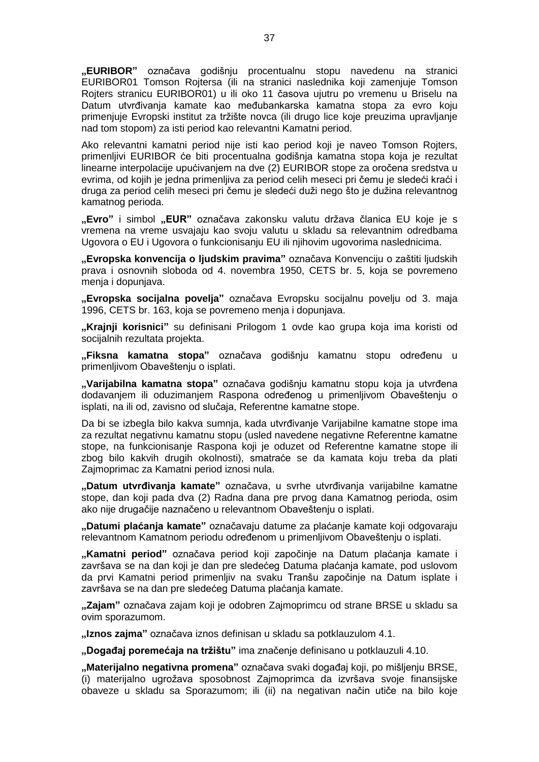**„EURIBOR"** označava godišnju procentualnu stopu navedenu na stranici EURIBOR01 Tomson Rojtersa (ili na stranici naslednika koji zamenjuje Tomson Rojters stranicu EURIBOR01) u ili oko 11 časova ujutru po vremenu u Briselu na Datum utvrđivanja kamate kao međubankarska kamatna stopa za evro koju primenjuje Evropski institut za tržište novca (ili drugo lice koje preuzima upravljanje nad tom stopom) za isti period kao relevantni Kamatni period.

Ako relevantni kamatni period nije isti kao period koji je naveo Tomson Rojters, primenljivi EURIBOR će biti procentualna godišnja kamatna stopa koja je rezultat linearne interpolacije upućivanjem na dve (2) EURIBOR stope za oročena sredstva u evrima, od kojih je jedna primenljiva za period celih meseci pri čemu je sledeći kraći i druga za period celih meseci pri čemu je sledeći duži nego što je dužina relevantnog kamatnog perioda.

**„Evro"** i simbol **„EUR"** označava zakonsku valutu država članica EU koje je s vremena na vreme usvajaju kao svoju valutu u skladu sa relevantnim odredbama Ugovora o EU i Ugovora o funkcionisanju EU ili njihovim ugovorima naslednicima.

**„Evropska konvencija o ljudskim pravima"** označava Konvenciju o zaštiti ljudskih prava i osnovnih sloboda od 4. novembra 1950, CETS br. 5, koja se povremeno menja i dopunjava.

**„Evropska socijalna povelja"** označava Evropsku socijalnu povelju od 3. maja 1996, CETS br. 163, koja se povremeno menja i dopunjava.

**„Krajnji korisnici"** su definisani Prilogom 1 ovde kao grupa koja ima koristi od socijalnih rezultata projekta.

**„Fiksna kamatna stopa"** označava godišnju kamatnu stopu određenu u primenljivom Obaveštenju o isplati.

**„Varijabilna kamatna stopa"** označava godišnju kamatnu stopu koja ja utvrđena dodavanjem ili oduzimanjem Raspona određenog u primenljivom Obaveštenju o isplati, na ili od, zavisno od slučaja, Referentne kamatne stope.

Da bi se izbegla bilo kakva sumnja, kada utvrđivanje Varijabilne kamatne stope ima za rezultat negativnu kamatnu stopu (usled navedene negativne Referentne kamatne stope, na funkcionisanje Raspona koji je oduzet od Referentne kamatne stope ili zbog bilo kakvih drugih okolnosti), smatraće se da kamata koju treba da plati Zajmoprimac za Kamatni period iznosi nula.

**„Datum utvrđivanja kamate"** označava, u svrhe utvrđivanja varijabilne kamatne stope, dan koji pada dva (2) Radna dana pre prvog dana Kamatnog perioda, osim ako nije drugačije naznačeno u relevantnom Obaveštenju o isplati.

**„Datumi plaćanja kamate"** označavaju datume za plaćanje kamate koji odgovaraju relevantnom Kamatnom periodu određenom u primenljivom Obaveštenju o isplati.

**„Kamatni period"** označava period koji započinje na Datum plaćanja kamate i završava se na dan koji je dan pre sledećeg Datuma plaćanja kamate, pod uslovom da prvi Kamatni period primenljiv na svaku Tranšu započinje na Datum isplate i završava se na dan pre sledećeg Datuma plaćanja kamate.

**„Zajam"** označava zajam koji je odobren Zajmoprimcu od strane BRSE u skladu sa ovim sporazumom.

**„Iznos zajma"** označava iznos definisan u skladu sa potklauzulom 4.1.

**„Događaj poremećaja na tržištu"** ima značenje definisano u potklauzuli 4.10.

**„Materijalno negativna promena"** označava svaki događaj koji, po mišljenju BRSE, (i) materijalno ugrožava sposobnost Zajmoprimca da izvršava svoje finansijske obaveze u skladu sa Sporazumom; ili (ii) na negativan način utiče na bilo koje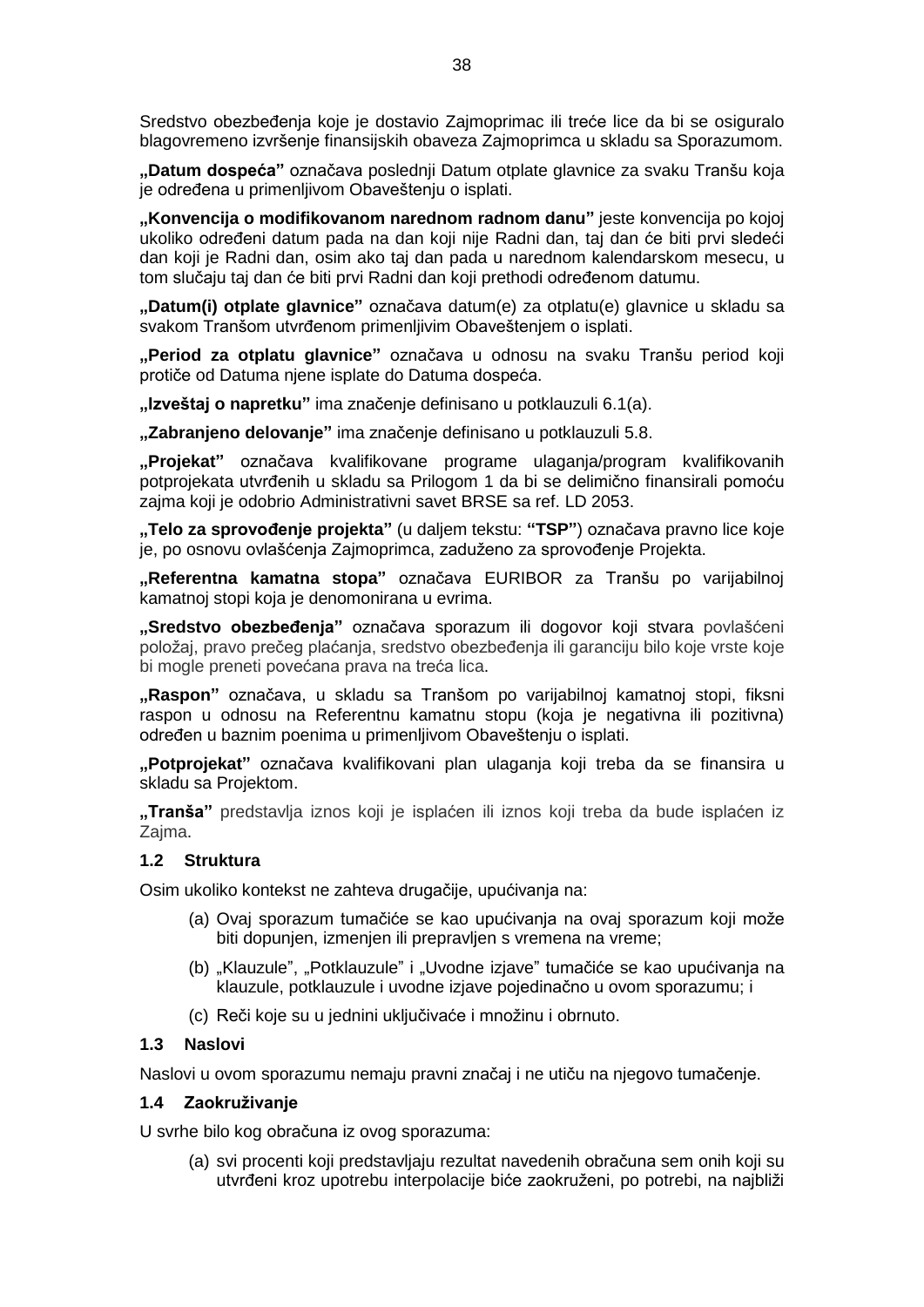Sredstvo obezbeđenja koje je dostavio Zajmoprimac ili treće lice da bi se osiguralo blagovremeno izvršenje finansijskih obaveza Zajmoprimca u skladu sa Sporazumom.

**„Datum dospeća"** označava poslednji Datum otplate glavnice za svaku Tranšu koja je određena u primenljivom Obaveštenju o isplati.

**„Konvencija o modifikovanom narednom radnom danu"** jeste konvencija po kojoj ukoliko određeni datum pada na dan koji nije Radni dan, taj dan će biti prvi sledeći dan koji je Radni dan, osim ako taj dan pada u narednom kalendarskom mesecu, u tom slučaju taj dan će biti prvi Radni dan koji prethodi određenom datumu.

**„Datum(i) otplate glavnice"** označava datum(e) za otplatu(e) glavnice u skladu sa svakom Tranšom utvrđenom primenljivim Obaveštenjem o isplati.

**„Period za otplatu glavnice"** označava u odnosu na svaku Tranšu period koji protiče od Datuma njene isplate do Datuma dospeća.

**„Izveštaj o napretku"** ima značenje definisano u potklauzuli 6.1(a).

**„Zabranjeno delovanje"** ima značenje definisano u potklauzuli 5.8.

**„Projekat"** označava kvalifikovane programe ulaganja/program kvalifikovanih potprojekata utvrđenih u skladu sa Prilogom 1 da bi se delimično finansirali pomoću zajma koji je odobrio Administrativni savet BRSE sa ref. LD 2053.

**„Telo za sprovođenje projekta"** (u daljem tekstu: **"TSP"**) označava pravno lice koje je, po osnovu ovlašćenja Zajmoprimca, zaduženo za sprovođenje Projekta.

**„Referentna kamatna stopa"** označava EURIBOR za Tranšu po varijabilnoj kamatnoj stopi koja je denomonirana u evrima.

**„Sredstvo obezbeđenja"** označava sporazum ili dogovor koji stvara povlašćeni položaj, pravo prečeg plaćanja, sredstvo obezbeđenja ili garanciju bilo koje vrste koje bi mogle preneti povećana prava na treća lica.

**„Raspon"** označava, u skladu sa Tranšom po varijabilnoj kamatnoj stopi, fiksni raspon u odnosu na Referentnu kamatnu stopu (koja je negativna ili pozitivna) određen u baznim poenima u primenljivom Obaveštenju o isplati.

**„Potprojekat"** označava kvalifikovani plan ulaganja koji treba da se finansira u skladu sa Projektom.

**„Tranša"** predstavlja iznos koji je isplaćen ili iznos koji treba da bude isplaćen iz Zajma.

### 1.2 Struktura

Osim ukoliko kontekst ne zahteva drugačije, upućivanja na:

(a) Ovaj sporazum tumačiće se kao upućivanja na ovaj sporazum koji može biti dopunjen, izmenjen ili prepravljen s vremena na vreme;

(b) „Klauzule", „Potklauzule" i „Uvodne izjave" tumačiće se kao upućivanja na klauzule, potklauzule i uvodne izjave pojedinačno u ovom sporazumu; i

(c) Reči koje su u jednini uključivaće i množinu i obrnuto.

### 1.3 Naslovi

Naslovi u ovom sporazumu nemaju pravni značaj i ne utiču na njegovo tumačenje.

### 1.4 Zaokruživanje

U svrhe bilo kog obračuna iz ovog sporazuma:

(a) svi procenti koji predstavljaju rezultat navedenih obračuna sem onih koji su utvrđeni kroz upotrebu interpolacije biće zaokruženi, po potrebi, na najbliži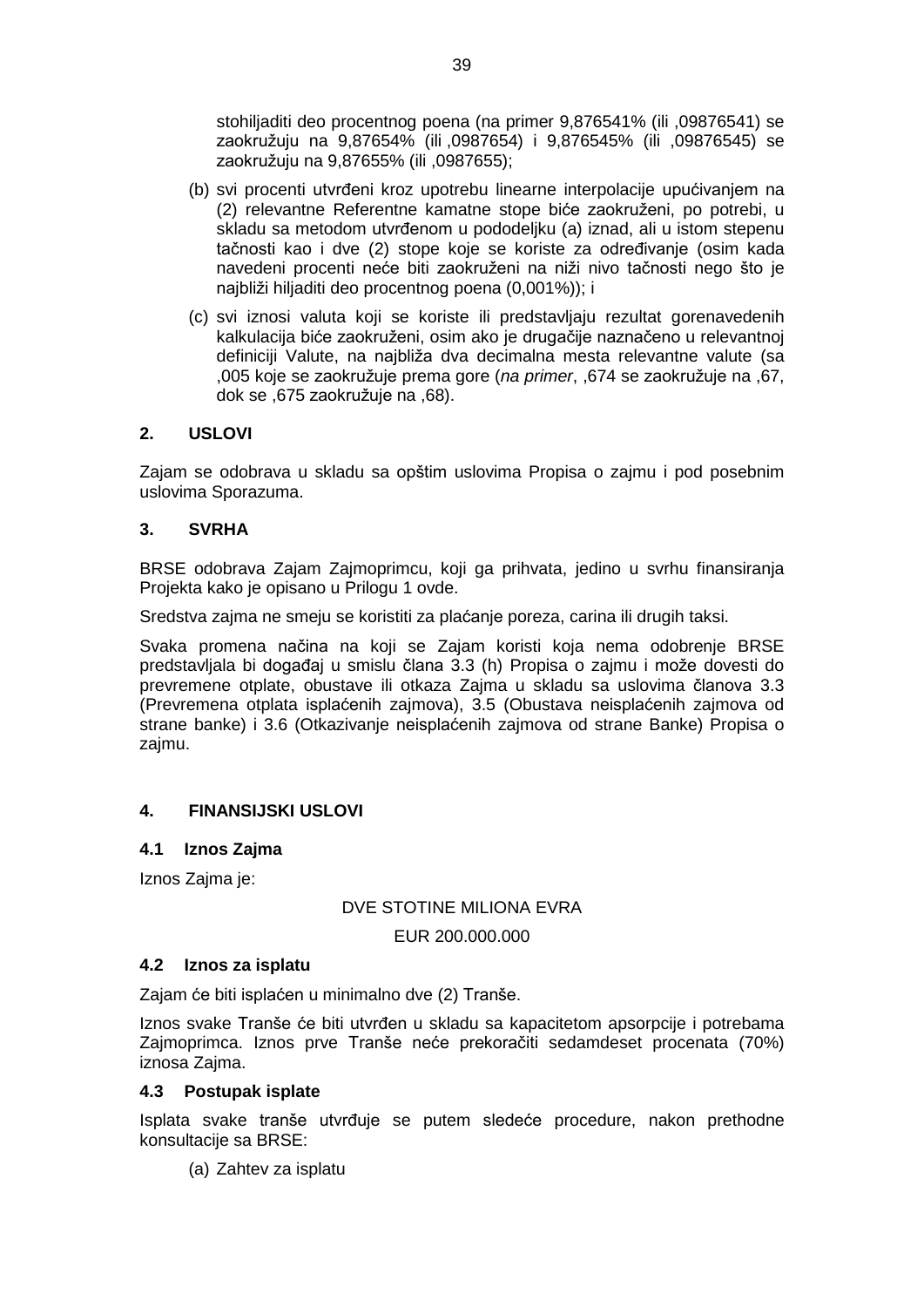stohiljaditi deo procentnog poena (na primer 9,876541% (ili ,09876541) se zaokružuju na 9,87654% (ili ,0987654) i 9,876545% (ili ,09876545) se zaokružuju na 9,87655% (ili ,0987655);

(b) svi procenti utvrđeni kroz upotrebu linearne interpolacije upućivanjem na (2) relevantne Referentne kamatne stope biće zaokruženi, po potrebi, u skladu sa metodom utvrđenom u pododeljku (a) iznad, ali u istom stepenu tačnosti kao i dve (2) stope koje se koriste za određivanje (osim kada navedeni procenti neće biti zaokruženi na niži nivo tačnosti nego što je najbliži hiljaditi deo procentnog poena (0,001%)); i

(c) svi iznosi valuta koji se koriste ili predstavljaju rezultat gorenavedenih kalkulacija biće zaokruženi, osim ako je drugačije naznačeno u relevantnoj definiciji Valute, na najbliža dva decimalna mesta relevantne valute (sa ,005 koje se zaokružuje prema gore (*na primer*, ,674 se zaokružuje na ,67, dok se ,675 zaokružuje na ,68).

## 2. USLOVI

Zajam se odobrava u skladu sa opštim uslovima Propisa o zajmu i pod posebnim uslovima Sporazuma.

## 3. SVRHA

BRSE odobrava Zajam Zajmoprimcu, koji ga prihvata, jedino u svrhu finansiranja Projekta kako je opisano u Prilogu 1 ovde.

Sredstva zajma ne smeju se koristiti za plaćanje poreza, carina ili drugih taksi.

Svaka promena načina na koji se Zajam koristi koja nema odobrenje BRSE predstavljala bi događaj u smislu člana 3.3 (h) Propisa o zajmu i može dovesti do prevremene otplate, obustave ili otkaza Zajma u skladu sa uslovima članova 3.3 (Prevremena otplata isplaćenih zajmova), 3.5 (Obustava neisplaćenih zajmova od strane banke) i 3.6 (Otkazivanje neisplaćenih zajmova od strane Banke) Propisa o zajmu.

## 4. FINANSIJSKI USLOVI

### 4.1 Iznos Zajma

Iznos Zajma je:

DVE STOTINE MILIONA EVRA

EUR 200.000.000

### 4.2 Iznos za isplatu

Zajam će biti isplaćen u minimalno dve (2) Tranše.

Iznos svake Tranše će biti utvrđen u skladu sa kapacitetom apsorpcije i potrebama Zajmoprimca. Iznos prve Tranše neće prekoračiti sedamdeset procenata (70%) iznosa Zajma.

### 4.3 Postupak isplate

Isplata svake tranše utvrđuje se putem sledeće procedure, nakon prethodne konsultacije sa BRSE:

(a) Zahtev za isplatu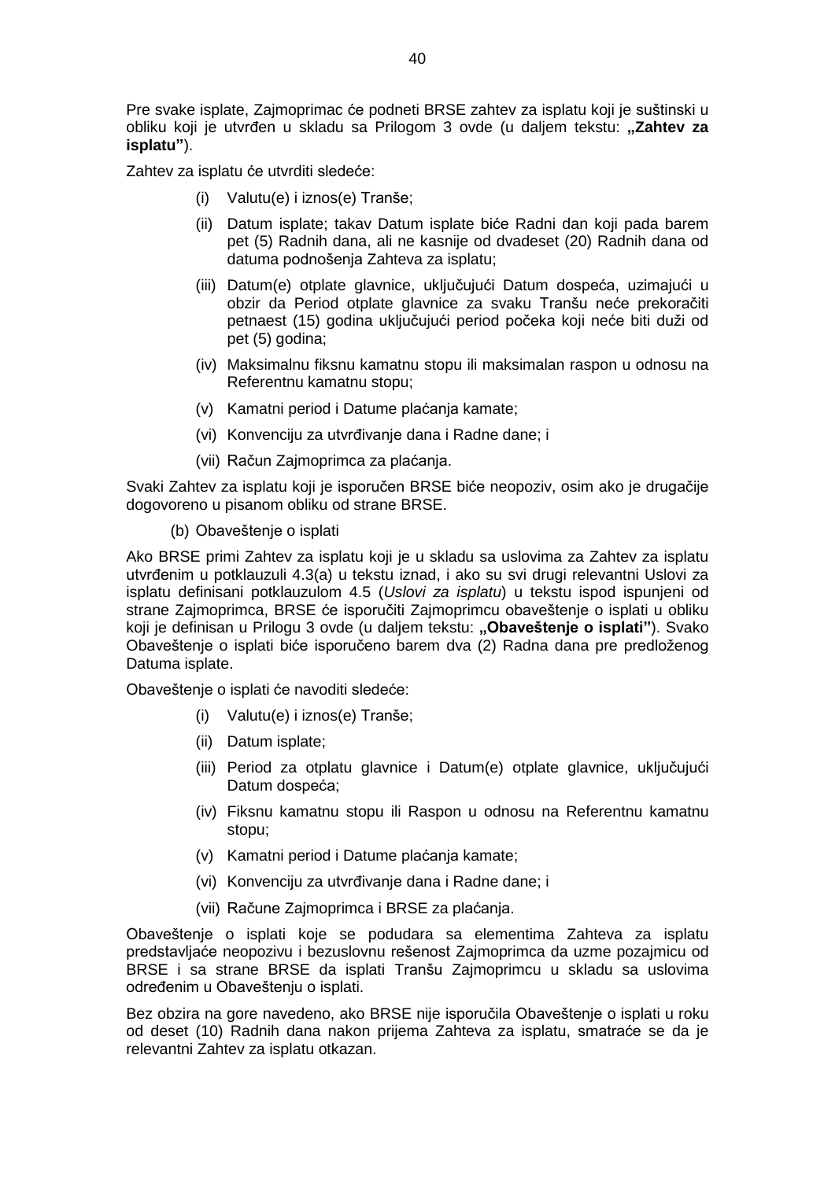Pre svake isplate, Zajmoprimac će podneti BRSE zahtev za isplatu koji je suštinski u obliku koji je utvrđen u skladu sa Prilogom 3 ovde (u daljem tekstu: **„Zahtev za isplatu"**).

Zahtev za isplatu će utvrditi sledeće:

(i) Valutu(e) i iznos(e) Tranše;

(ii) Datum isplate; takav Datum isplate biće Radni dan koji pada barem pet (5) Radnih dana, ali ne kasnije od dvadeset (20) Radnih dana od datuma podnošenja Zahteva za isplatu;

(iii) Datum(e) otplate glavnice, uključujući Datum dospeća, uzimajući u obzir da Period otplate glavnice za svaku Tranšu neće prekoračiti petnaest (15) godina uključujući period počeka koji neće biti duži od pet (5) godina;

(iv) Maksimalnu fiksnu kamatnu stopu ili maksimalan raspon u odnosu na Referentnu kamatnu stopu;

(v) Kamatni period i Datume plaćanja kamate;

(vi) Konvenciju za utvrđivanje dana i Radne dane; i

(vii) Račun Zajmoprimca za plaćanja.

Svaki Zahtev za isplatu koji je isporučen BRSE biće neopoziv, osim ako je drugačije dogovoreno u pisanom obliku od strane BRSE.

(b) Obaveštenje o isplati

Ako BRSE primi Zahtev za isplatu koji je u skladu sa uslovima za Zahtev za isplatu utvrđenim u potklauzuli 4.3(a) u tekstu iznad, i ako su svi drugi relevantni Uslovi za isplatu definisani potklauzulom 4.5 (*Uslovi za isplatu*) u tekstu ispod ispunjeni od strane Zajmoprimca, BRSE će isporučiti Zajmoprimcu obaveštenje o isplati u obliku koji je definisan u Prilogu 3 ovde (u daljem tekstu: **„Obaveštenje o isplati"**). Svako Obaveštenje o isplati biće isporučeno barem dva (2) Radna dana pre predloženog Datuma isplate.

Obaveštenje o isplati će navoditi sledeće:

(i) Valutu(e) i iznos(e) Tranše;

(ii) Datum isplate;

(iii) Period za otplatu glavnice i Datum(e) otplate glavnice, uključujući Datum dospeća;

(iv) Fiksnu kamatnu stopu ili Raspon u odnosu na Referentnu kamatnu stopu;

(v) Kamatni period i Datume plaćanja kamate;

(vi) Konvenciju za utvrđivanje dana i Radne dane; i

(vii) Račune Zajmoprimca i BRSE za plaćanja.

Obaveštenje o isplati koje se podudara sa elementima Zahteva za isplatu predstavljaće neopozivu i bezuslovnu rešenost Zajmoprimca da uzme pozajmicu od BRSE i sa strane BRSE da isplati Tranšu Zajmoprimcu u skladu sa uslovima određenim u Obaveštenju o isplati.

Bez obzira na gore navedeno, ako BRSE nije isporučila Obaveštenje o isplati u roku od deset (10) Radnih dana nakon prijema Zahteva za isplatu, smatraće se da je relevantni Zahtev za isplatu otkazan.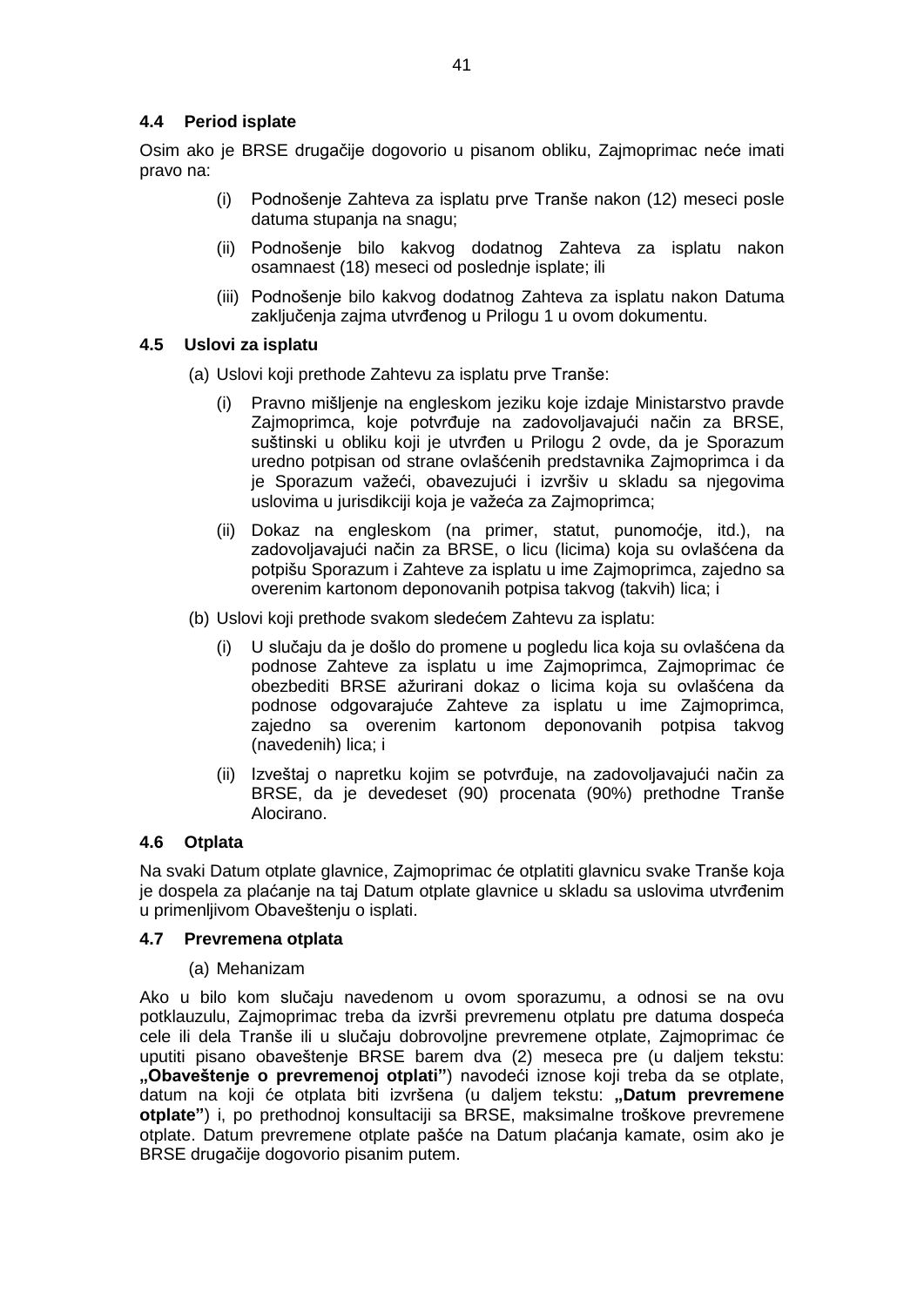### 4.4 Period isplate

Osim ako je BRSE drugačije dogovorio u pisanom obliku, Zajmoprimac neće imati pravo na:

(i) Podnošenje Zahteva za isplatu prve Tranše nakon (12) meseci posle datuma stupanja na snagu;

(ii) Podnošenje bilo kakvog dodatnog Zahteva za isplatu nakon osamnaest (18) meseci od poslednje isplate; ili

(iii) Podnošenje bilo kakvog dodatnog Zahteva za isplatu nakon Datuma zaključenja zajma utvrđenog u Prilogu 1 u ovom dokumentu.

### 4.5 Uslovi za isplatu

(a) Uslovi koji prethode Zahtevu za isplatu prve Tranše:

(i) Pravno mišljenje na engleskom jeziku koje izdaje Ministarstvo pravde Zajmoprimca, koje potvrđuje na zadovoljavajući način za BRSE, suštinski u obliku koji je utvrđen u Prilogu 2 ovde, da je Sporazum uredno potpisan od strane ovlašćenih predstavnika Zajmoprimca i da je Sporazum važeći, obavezujući i izvršiv u skladu sa njegovima uslovima u jurisdikciji koja je važeća za Zajmoprimca;

(ii) Dokaz na engleskom (na primer, statut, punomoćje, itd.), na zadovoljavajući način za BRSE, o licu (licima) koja su ovlašćena da potpišu Sporazum i Zahteve za isplatu u ime Zajmoprimca, zajedno sa overenim kartonom deponovanih potpisa takvog (takvih) lica; i

(b) Uslovi koji prethode svakom sledećem Zahtevu za isplatu:

(i) U slučaju da je došlo do promene u pogledu lica koja su ovlašćena da podnose Zahteve za isplatu u ime Zajmoprimca, Zajmoprimac će obezbediti BRSE ažurirani dokaz o licima koja su ovlašćena da podnose odgovarajuće Zahteve za isplatu u ime Zajmoprimca, zajedno sa overenim kartonom deponovanih potpisa takvog (navedenih) lica; i

(ii) Izveštaj o napretku kojim se potvrđuje, na zadovoljavajući način za BRSE, da je devedeset (90) procenata (90%) prethodne Tranše Alocirano.

### 4.6 Otplata

Na svaki Datum otplate glavnice, Zajmoprimac će otplatiti glavnicu svake Tranše koja je dospela za plaćanje na taj Datum otplate glavnice u skladu sa uslovima utvrđenim u primenljivom Obaveštenju o isplati.

### 4.7 Prevremena otplata

(a) Mehanizam

Ako u bilo kom slučaju navedenom u ovom sporazumu, a odnosi se na ovu potklauzulu, Zajmoprimac treba da izvrši prevremenu otplatu pre datuma dospeća cele ili dela Tranše ili u slučaju dobrovoljne prevremene otplate, Zajmoprimac će uputiti pisano obaveštenje BRSE barem dva (2) meseca pre (u daljem tekstu: **„Obaveštenje o prevremenoj otplati"**) navodeći iznose koji treba da se otplate, datum na koji će otplata biti izvršena (u daljem tekstu: **„Datum prevremene otplate"**) i, po prethodnoj konsultaciji sa BRSE, maksimalne troškove prevremene otplate. Datum prevremene otplate pašće na Datum plaćanja kamate, osim ako je BRSE drugačije dogovorio pisanim putem.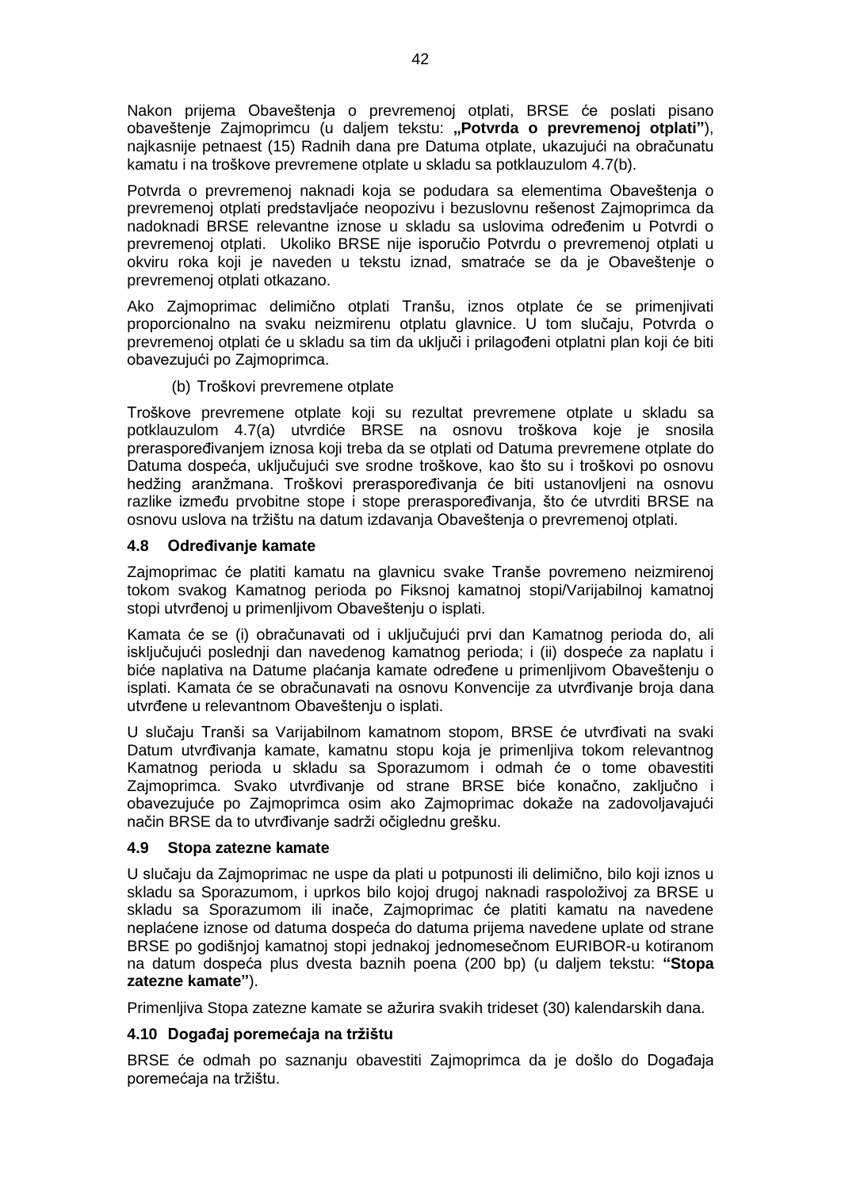Nakon prijema Obaveštenja o prevremenoj otplati, BRSE će poslati pisano obaveštenje Zajmoprimcu (u daljem tekstu: **„Potvrda o prevremenoj otplati"**), najkasnije petnaest (15) Radnih dana pre Datuma otplate, ukazujući na obračunatu kamatu i na troškove prevremene otplate u skladu sa potklauzulom 4.7(b).

Potvrda o prevremenoj naknadi koja se podudara sa elementima Obaveštenja o prevremenoj otplati predstavljaće neopozivu i bezuslovnu rešenost Zajmoprimca da nadoknadi BRSE relevantne iznose u skladu sa uslovima određenim u Potvrdi o prevremenoj otplati. Ukoliko BRSE nije isporučio Potvrdu o prevremenoj otplati u okviru roka koji je naveden u tekstu iznad, smatraće se da je Obaveštenje o prevremenoj otplati otkazano.

Ako Zajmoprimac delimično otplati Tranšu, iznos otplate će se primenjivati proporcionalno na svaku neizmirenu otplatu glavnice. U tom slučaju, Potvrda o prevremenoj otplati će u skladu sa tim da uključi i prilagođeni otplatni plan koji će biti obavezujući po Zajmoprimca.

(b) Troškovi prevremene otplate

Troškove prevremene otplate koji su rezultat prevremene otplate u skladu sa potklauzulom 4.7(a) utvrdiće BRSE na osnovu troškova koje je snosila preraspoređivanjem iznosa koji treba da se otplati od Datuma prevremene otplate do Datuma dospeća, uključujući sve srodne troškove, kao što su i troškovi po osnovu hedžing aranžmana. Troškovi preraspoređivanja će biti ustanovljeni na osnovu razlike između prvobitne stope i stope preraspoređivanja, što će utvrditi BRSE na osnovu uslova na tržištu na datum izdavanja Obaveštenja o prevremenoj otplati.

### 4.8 Određivanje kamate

Zajmoprimac će platiti kamatu na glavnicu svake Tranše povremeno neizmirenoj tokom svakog Kamatnog perioda po Fiksnoj kamatnoj stopi/Varijabilnoj kamatnoj stopi utvrđenoj u primenljivom Obaveštenju o isplati.

Kamata će se (i) obračunavati od i uključujući prvi dan Kamatnog perioda do, ali isključujući poslednji dan navedenog kamatnog perioda; i (ii) dospeće za naplatu i biće naplativa na Datume plaćanja kamate određene u primenljivom Obaveštenju o isplati. Kamata će se obračunavati na osnovu Konvencije za utvrđivanje broja dana utvrđene u relevantnom Obaveštenju o isplati.

U slučaju Tranši sa Varijabilnom kamatnom stopom, BRSE će utvrđivati na svaki Datum utvrđivanja kamate, kamatnu stopu koja je primenljiva tokom relevantnog Kamatnog perioda u skladu sa Sporazumom i odmah će o tome obavestiti Zajmoprimca. Svako utvrđivanje od strane BRSE biće konačno, zaključno i obavezujuće po Zajmoprimca osim ako Zajmoprimac dokaže na zadovoljavajući način BRSE da to utvrđivanje sadrži očiglednu grešku.

### 4.9 Stopa zatezne kamate

U slučaju da Zajmoprimac ne uspe da plati u potpunosti ili delimično, bilo koji iznos u skladu sa Sporazumom, i uprkos bilo kojoj drugoj naknadi raspoloživoj za BRSE u skladu sa Sporazumom ili inače, Zajmoprimac će platiti kamatu na navedene neplaćene iznose od datuma dospeća do datuma prijema navedene uplate od strane BRSE po godišnjoj kamatnoj stopi jednakoj jednomesečnom EURIBOR-u kotiranom na datum dospeća plus dvesta baznih poena (200 bp) (u daljem tekstu: **"Stopa zatezne kamate"**).

Primenljiva Stopa zatezne kamate se ažurira svakih trideset (30) kalendarskih dana.

### 4.10 Događaj poremećaja na tržištu

BRSE će odmah po saznanju obavestiti Zajmoprimca da je došlo do Događaja poremećaja na tržištu.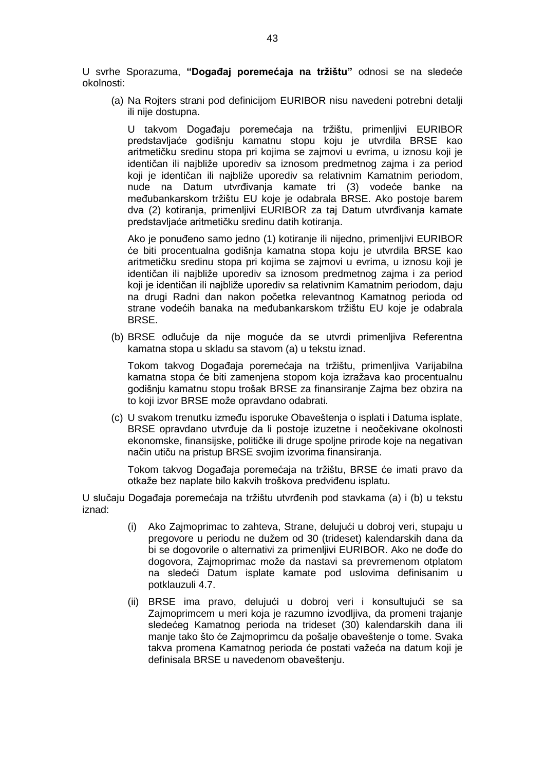U svrhe Sporazuma, **"Događaj poremećaja na tržištu"** odnosi se na sledeće okolnosti:

(a) Na Rojters strani pod definicijom EURIBOR nisu navedeni potrebni detalji ili nije dostupna.

U takvom Događaju poremećaja na tržištu, primenljivi EURIBOR predstavljaće godišnju kamatnu stopu koju je utvrdila BRSE kao aritmetičku sredinu stopa pri kojima se zajmovi u evrima, u iznosu koji je identičan ili najbliže uporediv sa iznosom predmetnog zajma i za period koji je identičan ili najbliže uporediv sa relativnim Kamatnim periodom, nude na Datum utvrđivanja kamate tri (3) vodeće banke na međubankarskom tržištu EU koje je odabrala BRSE. Ako postoje barem dva (2) kotiranja, primenljivi EURIBOR za taj Datum utvrđivanja kamate predstavljaće aritmetičku sredinu datih kotiranja.

Ako je ponuđeno samo jedno (1) kotiranje ili nijedno, primenljivi EURIBOR će biti procentualna godišnja kamatna stopa koju je utvrdila BRSE kao aritmetičku sredinu stopa pri kojima se zajmovi u evrima, u iznosu koji je identičan ili najbliže uporediv sa iznosom predmetnog zajma i za period koji je identičan ili najbliže uporediv sa relativnim Kamatnim periodom, daju na drugi Radni dan nakon početka relevantnog Kamatnog perioda od strane vodećih banaka na međubankarskom tržištu EU koje je odabrala BRSE.

(b) BRSE odlučuje da nije moguće da se utvrdi primenljiva Referentna kamatna stopa u skladu sa stavom (a) u tekstu iznad.

Tokom takvog Događaja poremećaja na tržištu, primenljiva Varijabilna kamatna stopa će biti zamenjena stopom koja izražava kao procentualnu godišnju kamatnu stopu trošak BRSE za finansiranje Zajma bez obzira na to koji izvor BRSE može opravdano odabrati.

(c) U svakom trenutku između isporuke Obaveštenja o isplati i Datuma isplate, BRSE opravdano utvrđuje da li postoje izuzetne i neočekivane okolnosti ekonomske, finansijske, političke ili druge spoljne prirode koje na negativan način utiču na pristup BRSE svojim izvorima finansiranja.

Tokom takvog Događaja poremećaja na tržištu, BRSE će imati pravo da otkaže bez naplate bilo kakvih troškova predviđenu isplatu.

U slučaju Događaja poremećaja na tržištu utvrđenih pod stavkama (a) i (b) u tekstu iznad:

(i) Ako Zajmoprimac to zahteva, Strane, delujući u dobroj veri, stupaju u pregovore u periodu ne dužem od 30 (trideset) kalendarskih dana da bi se dogovorile o alternativi za primenljivi EURIBOR. Ako ne dođe do dogovora, Zajmoprimac može da nastavi sa prevremenom otplatom na sledeći Datum isplate kamate pod uslovima definisanim u potklauzuli 4.7.

(ii) BRSE ima pravo, delujući u dobroj veri i konsultujući se sa Zajmoprimcem u meri koja je razumno izvodljiva, da promeni trajanje sledećeg Kamatnog perioda na trideset (30) kalendarskih dana ili manje tako što će Zajmoprimcu da pošalje obaveštenje o tome. Svaka takva promena Kamatnog perioda će postati važeća na datum koji je definisala BRSE u navedenom obaveštenju.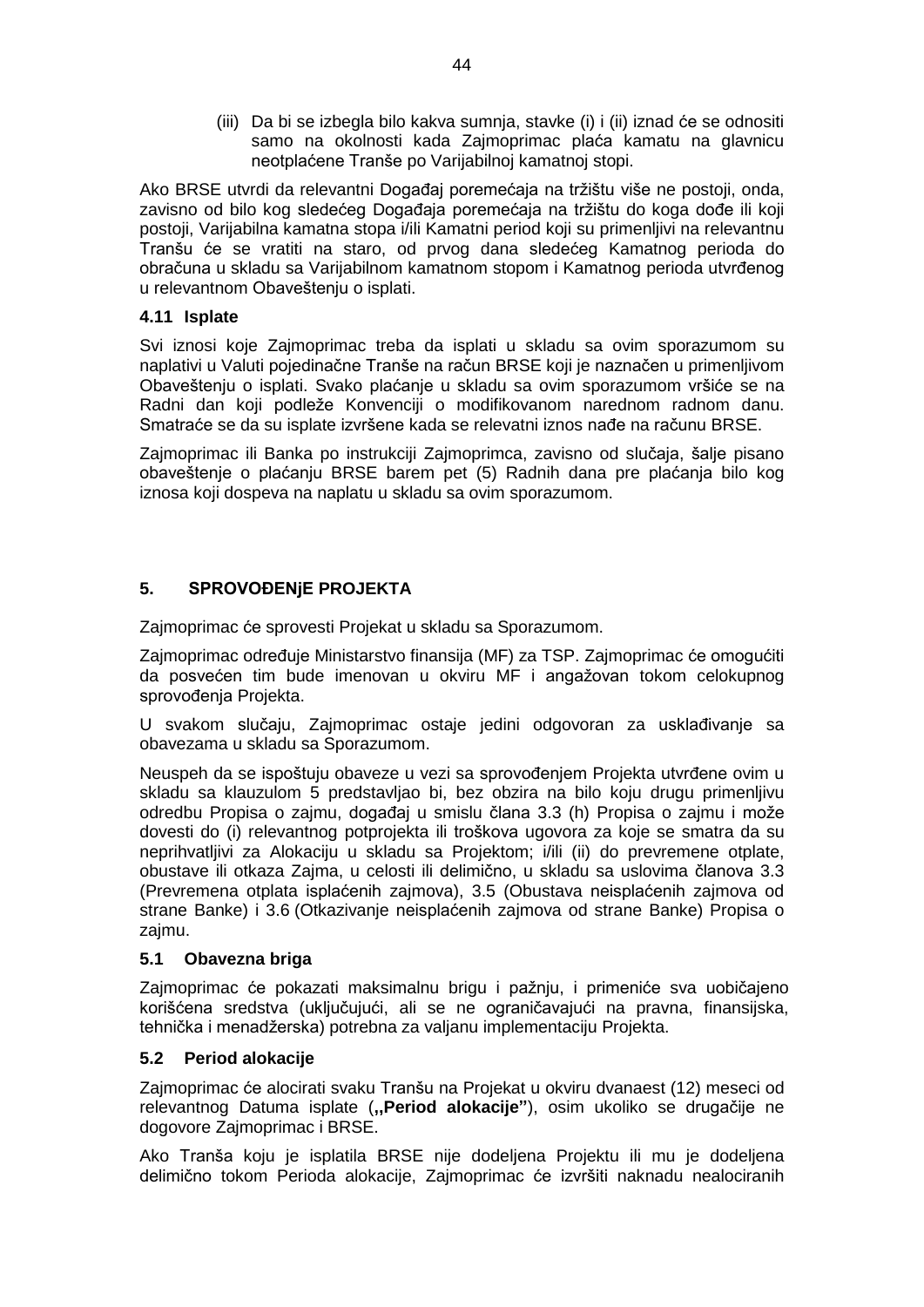(iii) Da bi se izbegla bilo kakva sumnja, stavke (i) i (ii) iznad će se odnositi samo na okolnosti kada Zajmoprimac plaća kamatu na glavnicu neotplaćene Tranše po Varijabilnoj kamatnoj stopi.

Ako BRSE utvrdi da relevantni Događaj poremećaja na tržištu više ne postoji, onda, zavisno od bilo kog sledećeg Događaja poremećaja na tržištu do koga dođe ili koji postoji, Varijabilna kamatna stopa i/ili Kamatni period koji su primenljivi na relevantnu Tranšu će se vratiti na staro, od prvog dana sledećeg Kamatnog perioda do obračuna u skladu sa Varijabilnom kamatnom stopom i Kamatnog perioda utvrđenog u relevantnom Obaveštenju o isplati.

### 4.11 Isplate

Svi iznosi koje Zajmoprimac treba da isplati u skladu sa ovim sporazumom su naplativi u Valuti pojedinačne Tranše na račun BRSE koji je naznačen u primenljivom Obaveštenju o isplati. Svako plaćanje u skladu sa ovim sporazumom vršiće se na Radni dan koji podleže Konvenciji o modifikovanom narednom radnom danu. Smatraće se da su isplate izvršene kada se relevatni iznos nađe na računu BRSE.

Zajmoprimac ili Banka po instrukciji Zajmoprimca, zavisno od slučaja, šalje pisano obaveštenje o plaćanju BRSE barem pet (5) Radnih dana pre plaćanja bilo kog iznosa koji dospeva na naplatu u skladu sa ovim sporazumom.

## 5. SPROVOĐENjE PROJEKTA

Zajmoprimac će sprovesti Projekat u skladu sa Sporazumom.

Zajmoprimac određuje Ministarstvo finansija (MF) za TSP. Zajmoprimac će omogućiti da posvećen tim bude imenovan u okviru MF i angažovan tokom celokupnog sprovođenja Projekta.

U svakom slučaju, Zajmoprimac ostaje jedini odgovoran za usklađivanje sa obavezama u skladu sa Sporazumom.

Neuspeh da se ispoštuju obaveze u vezi sa sprovođenjem Projekta utvrđene ovim u skladu sa klauzulom 5 predstavljao bi, bez obzira na bilo koju drugu primenljivu odredbu Propisa o zajmu, događaj u smislu člana 3.3 (h) Propisa o zajmu i može dovesti do (i) relevantnog potprojekta ili troškova ugovora za koje se smatra da su neprihvatljivi za Alokaciju u skladu sa Projektom; i/ili (ii) do prevremene otplate, obustave ili otkaza Zajma, u celosti ili delimično, u skladu sa uslovima članova 3.3 (Prevremena otplata isplaćenih zajmova), 3.5 (Obustava neisplaćenih zajmova od strane Banke) i 3.6 (Otkazivanje neisplaćenih zajmova od strane Banke) Propisa o zajmu.

### 5.1 Obavezna briga

Zajmoprimac će pokazati maksimalnu brigu i pažnju, i primeniće sva uobičajeno korišćena sredstva (uključujući, ali se ne ograničavajući na pravna, finansijska, tehnička i menadžerska) potrebna za valjanu implementaciju Projekta.

### 5.2 Period alokacije

Zajmoprimac će alocirati svaku Tranšu na Projekat u okviru dvanaest (12) meseci od relevantnog Datuma isplate (**„Period alokacije”**), osim ukoliko se drugačije ne dogovore Zajmoprimac i BRSE.

Ako Tranša koju je isplatila BRSE nije dodeljena Projektu ili mu je dodeljena delimično tokom Perioda alokacije, Zajmoprimac će izvršiti naknadu nealociranih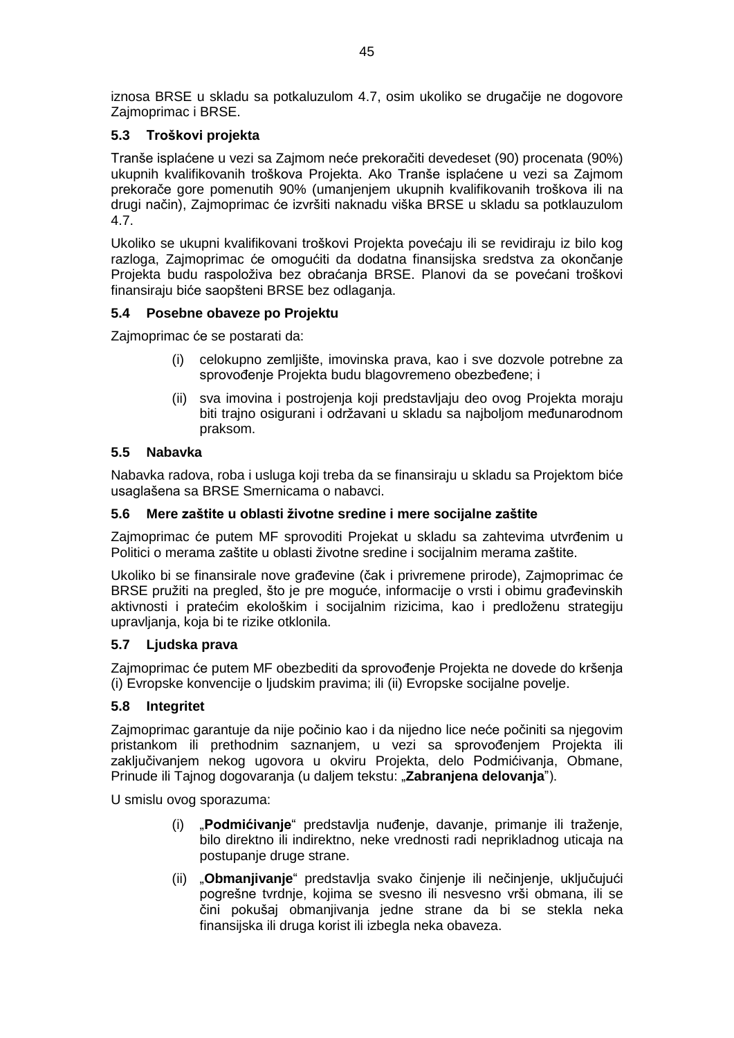iznosa BRSE u skladu sa potkaluzulom 4.7, osim ukoliko se drugačije ne dogovore Zajmoprimac i BRSE.

### 5.3 Troškovi projekta

Tranše isplaćene u vezi sa Zajmom neće prekoračiti devedeset (90) procenata (90%) ukupnih kvalifikovanih troškova Projekta. Ako Tranše isplaćene u vezi sa Zajmom prekorače gore pomenutih 90% (umanjenjem ukupnih kvalifikovanih troškova ili na drugi način), Zajmoprimac će izvršiti naknadu viška BRSE u skladu sa potklauzulom 4.7.

Ukoliko se ukupni kvalifikovani troškovi Projekta povećaju ili se revidiraju iz bilo kog razloga, Zajmoprimac će omogućiti da dodatna finansijska sredstva za okončanje Projekta budu raspoloživa bez obraćanja BRSE. Planovi da se povećani troškovi finansiraju biće saopšteni BRSE bez odlaganja.

### 5.4 Posebne obaveze po Projektu

Zajmoprimac će se postarati da:

(i) celokupno zemljište, imovinska prava, kao i sve dozvole potrebne za sprovođenje Projekta budu blagovremeno obezbeđene; i

(ii) sva imovina i postrojenja koji predstavljaju deo ovog Projekta moraju biti trajno osigurani i održavani u skladu sa najboljom međunarodnom praksom.

### 5.5 Nabavka

Nabavka radova, roba i usluga koji treba da se finansiraju u skladu sa Projektom biće usaglašena sa BRSE Smernicama o nabavci.

### 5.6 Mere zaštite u oblasti životne sredine i mere socijalne zaštite

Zajmoprimac će putem MF sprovoditi Projekat u skladu sa zahtevima utvrđenim u Politici o merama zaštite u oblasti životne sredine i socijalnim merama zaštite.

Ukoliko bi se finansirale nove građevine (čak i privremene prirode), Zajmoprimac će BRSE pružiti na pregled, što je pre moguće, informacije o vrsti i obimu građevinskih aktivnosti i pratećim ekološkim i socijalnim rizicima, kao i predloženu strategiju upravljanja, koja bi te rizike otklonila.

### 5.7 Ljudska prava

Zajmoprimac će putem MF obezbediti da sprovođenje Projekta ne dovede do kršenja (i) Evropske konvencije o ljudskim pravima; ili (ii) Evropske socijalne povelje.

### 5.8 Integritet

Zajmoprimac garantuje da nije počinio kao i da nijedno lice neće počiniti sa njegovim pristankom ili prethodnim saznanjem, u vezi sa sprovođenjem Projekta ili zaključivanjem nekog ugovora u okviru Projekta, delo Podmićivanja, Obmane, Prinude ili Tajnog dogovaranja (u daljem tekstu: „**Zabranjena delovanja**”).

U smislu ovog sporazuma:

(i) „**Podmićivanje**“ predstavlja nuđenje, davanje, primanje ili traženje, bilo direktno ili indirektno, neke vrednosti radi neprikladnog uticaja na postupanje druge strane.

(ii) „**Obmanjivanje**“ predstavlja svako činjenje ili nečinjenje, uključujući pogrešne tvrdnje, kojima se svesno ili nesvesno vrši obmana, ili se čini pokušaj obmanjivanja jedne strane da bi se stekla neka finansijska ili druga korist ili izbegla neka obaveza.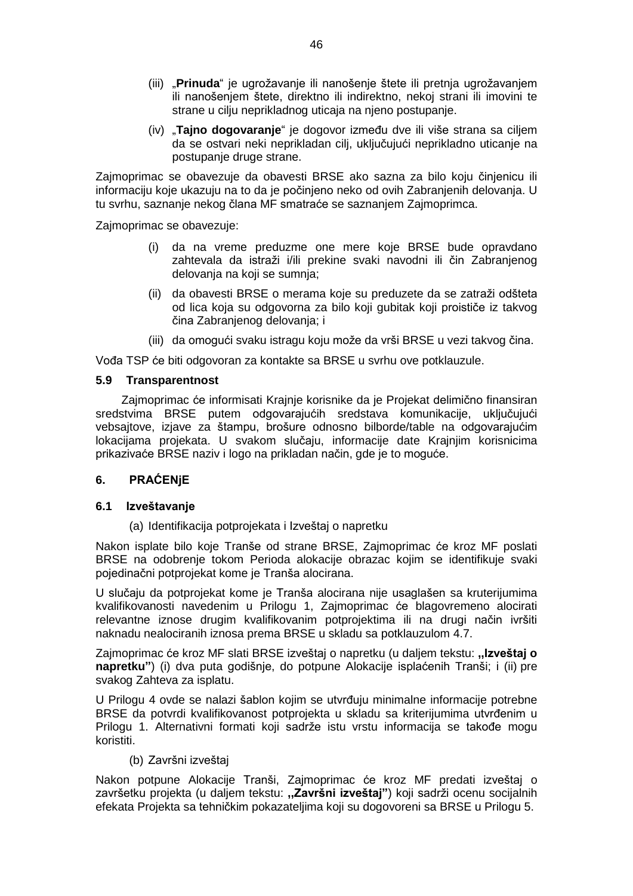(iii) „**Prinuda**“ je ugrožavanje ili nanošenje štete ili pretnja ugrožavanjem ili nanošenjem štete, direktno ili indirektno, nekoj strani ili imovini te strane u cilju neprikladnog uticaja na njeno postupanje.

(iv) „**Tajno dogovaranje**“ je dogovor između dve ili više strana sa ciljem da se ostvari neki neprikladan cilj, uključujući neprikladno uticanje na postupanje druge strane.

Zajmoprimac se obavezuje da obavesti BRSE ako sazna za bilo koju činjenicu ili informaciju koje ukazuju na to da je počinjeno neko od ovih Zabranjenih delovanja. U tu svrhu, saznanje nekog člana MF smatraće se saznanjem Zajmoprimca.

Zajmoprimac se obavezuje:

(i) da na vreme preduzme one mere koje BRSE bude opravdano zahtevala da istraži i/ili prekine svaki navodni ili čin Zabranjenog delovanja na koji se sumnja;

(ii) da obavesti BRSE o merama koje su preduzete da se zatraži odšteta od lica koja su odgovorna za bilo koji gubitak koji proističe iz takvog čina Zabranjenog delovanja; i

(iii) da omogući svaku istragu koju može da vrši BRSE u vezi takvog čina.

Vođa TSP će biti odgovoran za kontakte sa BRSE u svrhu ove potklauzule.

### 5.9 Transparentnost

Zajmoprimac će informisati Krajnje korisnike da je Projekat delimično finansiran sredstvima BRSE putem odgovarajućih sredstava komunikacije, uključujući vebsajtove, izjave za štampu, brošure odnosno bilborde/table na odgovarajućim lokacijama projekata. U svakom slučaju, informacije date Krajnjim korisnicima prikazivaće BRSE naziv i logo na prikladan način, gde je to moguće.

## 6. PRAĆENjE

### 6.1 Izveštavanje

(a) Identifikacija potprojekata i Izveštaj o napretku

Nakon isplate bilo koje Tranše od strane BRSE, Zajmoprimac će kroz MF poslati BRSE na odobrenje tokom Perioda alokacije obrazac kojim se identifikuje svaki pojedinačni potprojekat kome je Tranša alocirana.

U slučaju da potprojekat kome je Tranša alocirana nije usaglašen sa kruterijumima kvalifikovanosti navedenim u Prilogu 1, Zajmoprimac će blagovremeno alocirati relevantne iznose drugim kvalifikovanim potprojektima ili na drugi način ivršiti naknadu nealociranih iznosa prema BRSE u skladu sa potklauzulom 4.7.

Zajmoprimac će kroz MF slati BRSE izveštaj o napretku (u daljem tekstu: **„Izveštaj o napretku”**) (i) dva puta godišnje, do potpune Alokacije isplaćenih Tranši; i (ii) pre svakog Zahteva za isplatu.

U Prilogu 4 ovde se nalazi šablon kojim se utvrđuju minimalne informacije potrebne BRSE da potvrdi kvalifikovanost potprojekta u skladu sa kriterijumima utvrđenim u Prilogu 1. Alternativni formati koji sadrže istu vrstu informacija se takođe mogu koristiti.

(b) Završni izveštaj

Nakon potpune Alokacije Tranši, Zajmoprimac će kroz MF predati izveštaj o završetku projekta (u daljem tekstu: **„Završni izveštaj”**) koji sadrži ocenu socijalnih efekata Projekta sa tehničkim pokazateljima koji su dogovoreni sa BRSE u Prilogu 5.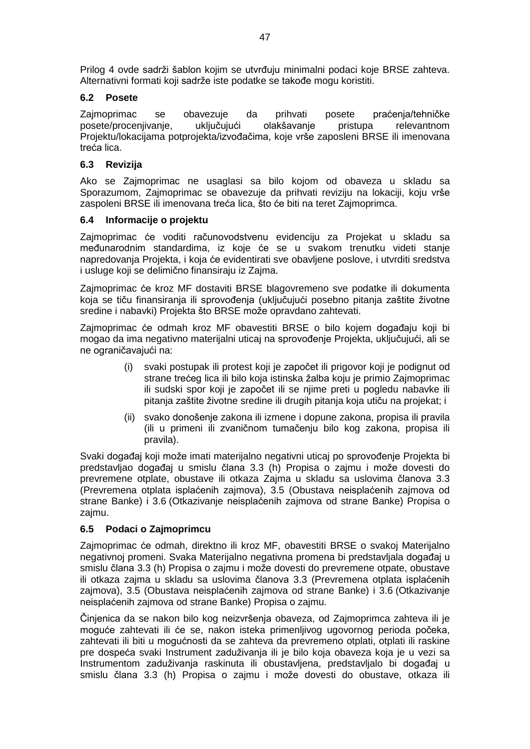Prilog 4 ovde sadrži šablon kojim se utvrđuju minimalni podaci koje BRSE zahteva. Alternativni formati koji sadrže iste podatke se takođe mogu koristiti.

### 6.2 Posete

Zajmoprimac se obavezuje da prihvati posete praćenja/tehničke posete/procenjivanje, uključujući olakšavanje pristupa relevantnom Projektu/lokacijama potprojekta/izvođačima, koje vrše zaposleni BRSE ili imenovana treća lica.

### 6.3 Revizija

Ako se Zajmoprimac ne usaglasi sa bilo kojom od obaveza u skladu sa Sporazumom, Zajmoprimac se obavezuje da prihvati reviziju na lokaciji, koju vrše zaspoleni BRSE ili imenovana treća lica, što će biti na teret Zajmoprimca.

### 6.4 Informacije o projektu

Zajmoprimac će voditi računovodstvenu evidenciju za Projekat u skladu sa međunarodnim standardima, iz koje će se u svakom trenutku videti stanje napredovanja Projekta, i koja će evidentirati sve obavljene poslove, i utvrditi sredstva i usluge koji se delimično finansiraju iz Zajma.

Zajmoprimac će kroz MF dostaviti BRSE blagovremeno sve podatke ili dokumenta koja se tiču finansiranja ili sprovođenja (uključujući posebno pitanja zaštite životne sredine i nabavki) Projekta što BRSE može opravdano zahtevati.

Zajmoprimac će odmah kroz MF obavestiti BRSE o bilo kojem događaju koji bi mogao da ima negativno materijalni uticaj na sprovođenje Projekta, uključujući, ali se ne ograničavajući na:

(i) svaki postupak ili protest koji je započet ili prigovor koji je podignut od strane trećeg lica ili bilo koja istinska žalba koju je primio Zajmoprimac ili sudski spor koji je započet ili se njime preti u pogledu nabavke ili pitanja zaštite životne sredine ili drugih pitanja koja utiču na projekat; i

(ii) svako donošenje zakona ili izmene i dopune zakona, propisa ili pravila (ili u primeni ili zvaničnom tumačenju bilo kog zakona, propisa ili pravila).

Svaki događaj koji može imati materijalno negativni uticaj po sprovođenje Projekta bi predstavljao događaj u smislu člana 3.3 (h) Propisa o zajmu i može dovesti do prevremene otplate, obustave ili otkaza Zajma u skladu sa uslovima članova 3.3 (Prevremena otplata isplaćenih zajmova), 3.5 (Obustava neisplaćenih zajmova od strane Banke) i 3.6 (Otkazivanje neisplaćenih zajmova od strane Banke) Propisa o zajmu.

### 6.5 Podaci o Zajmoprimcu

Zajmoprimac će odmah, direktno ili kroz MF, obavestiti BRSE o svakoj Materijalno negativnoj promeni. Svaka Materijalno negativna promena bi predstavljala događaj u smislu člana 3.3 (h) Propisa o zajmu i može dovesti do prevremene otpate, obustave ili otkaza zajma u skladu sa uslovima članova 3.3 (Prevremena otplata isplaćenih zajmova), 3.5 (Obustava neisplaćenih zajmova od strane Banke) i 3.6 (Otkazivanje neisplaćenih zajmova od strane Banke) Propisa o zajmu.

Činjenica da se nakon bilo kog neizvršenja obaveza, od Zajmoprimca zahteva ili je moguće zahtevati ili će se, nakon isteka primenljivog ugovornog perioda počeka, zahtevati ili biti u mogućnosti da se zahteva da prevremeno otplati, otplati ili raskine pre dospeća svaki Instrument zaduživanja ili je bilo koja obaveza koja je u vezi sa Instrumentom zaduživanja raskinuta ili obustavljena, predstavljalo bi događaj u smislu člana 3.3 (h) Propisa o zajmu i može dovesti do obustave, otkaza ili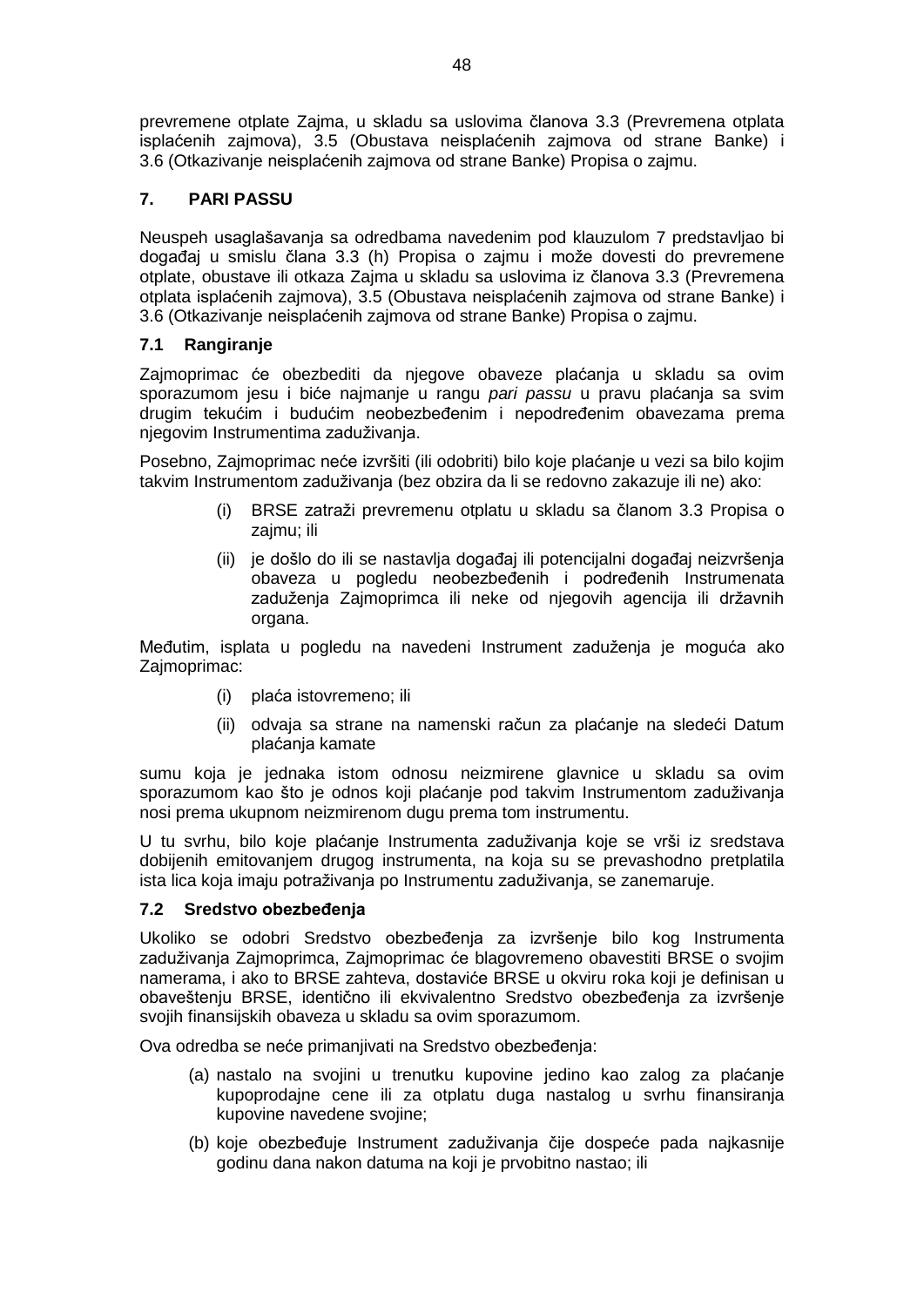prevremene otplate Zajma, u skladu sa uslovima članova 3.3 (Prevremena otplata isplaćenih zajmova), 3.5 (Obustava neisplaćenih zajmova od strane Banke) i 3.6 (Otkazivanje neisplaćenih zajmova od strane Banke) Propisa o zajmu.

## 7. PARI PASSU

Neuspeh usaglašavanja sa odredbama navedenim pod klauzulom 7 predstavljao bi događaj u smislu člana 3.3 (h) Propisa o zajmu i može dovesti do prevremene otplate, obustave ili otkaza Zajma u skladu sa uslovima iz članova 3.3 (Prevremena otplata isplaćenih zajmova), 3.5 (Obustava neisplaćenih zajmova od strane Banke) i 3.6 (Otkazivanje neisplaćenih zajmova od strane Banke) Propisa o zajmu.

### 7.1 Rangiranje

Zajmoprimac će obezbediti da njegove obaveze plaćanja u skladu sa ovim sporazumom jesu i biće najmanje u rangu *pari passu* u pravu plaćanja sa svim drugim tekućim i budućim neobezbeđenim i nepodređenim obavezama prema njegovim Instrumentima zaduživanja.

Posebno, Zajmoprimac neće izvršiti (ili odobriti) bilo koje plaćanje u vezi sa bilo kojim takvim Instrumentom zaduživanja (bez obzira da li se redovno zakazuje ili ne) ako:

(i) BRSE zatraži prevremenu otplatu u skladu sa članom 3.3 Propisa o zajmu; ili

(ii) je došlo do ili se nastavlja događaj ili potencijalni događaj neizvršenja obaveza u pogledu neobezbeđenih i podređenih Instrumenata zaduženja Zajmoprimca ili neke od njegovih agencija ili državnih organa.

Međutim, isplata u pogledu na navedeni Instrument zaduženja je moguća ako Zajmoprimac:

(i) plaća istovremeno; ili

(ii) odvaja sa strane na namenski račun za plaćanje na sledeći Datum plaćanja kamate

sumu koja je jednaka istom odnosu neizmirene glavnice u skladu sa ovim sporazumom kao što je odnos koji plaćanje pod takvim Instrumentom zaduživanja nosi prema ukupnom neizmirenom dugu prema tom instrumentu.

U tu svrhu, bilo koje plaćanje Instrumenta zaduživanja koje se vrši iz sredstava dobijenih emitovanjem drugog instrumenta, na koja su se prevashodno pretplatila ista lica koja imaju potraživanja po Instrumentu zaduživanja, se zanemaruje.

### 7.2 Sredstvo obezbeđenja

Ukoliko se odobri Sredstvo obezbeđenja za izvršenje bilo kog Instrumenta zaduživanja Zajmoprimca, Zajmoprimac će blagovremeno obavestiti BRSE o svojim namerama, i ako to BRSE zahteva, dostaviće BRSE u okviru roka koji je definisan u obaveštenju BRSE, identično ili ekvivalentno Sredstvo obezbeđenja za izvršenje svojih finansijskih obaveza u skladu sa ovim sporazumom.

Ova odredba se neće primanjivati na Sredstvo obezbeđenja:

(a) nastalo na svojini u trenutku kupovine jedino kao zalog za plaćanje kupoprodajne cene ili za otplatu duga nastalog u svrhu finansiranja kupovine navedene svojine;

(b) koje obezbeđuje Instrument zaduživanja čije dospeće pada najkasnije godinu dana nakon datuma na koji je prvobitno nastao; ili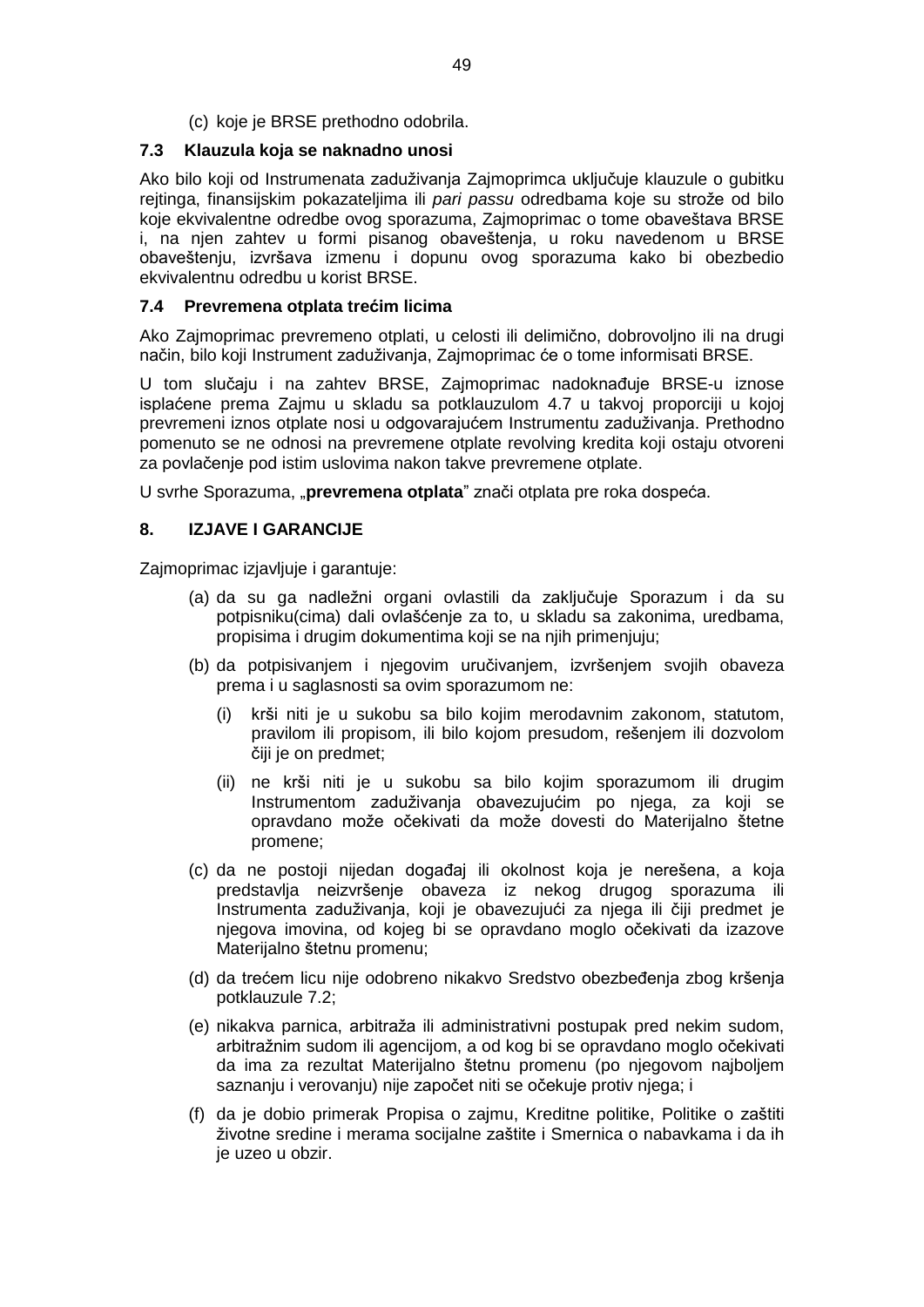(c) koje je BRSE prethodno odobrila.

### 7.3 Klauzula koja se naknadno unosi

Ako bilo koji od Instrumenata zaduživanja Zajmoprimca uključuje klauzule o gubitku rejtinga, finansijskim pokazateljima ili *pari passu* odredbama koje su strože od bilo koje ekvivalentne odredbe ovog sporazuma, Zajmoprimac o tome obaveštava BRSE i, na njen zahtev u formi pisanog obaveštenja, u roku navedenom u BRSE obaveštenju, izvršava izmenu i dopunu ovog sporazuma kako bi obezbedio ekvivalentnu odredbu u korist BRSE.

### 7.4 Prevremena otplata trećim licima

Ako Zajmoprimac prevremeno otplati, u celosti ili delimično, dobrovoljno ili na drugi način, bilo koji Instrument zaduživanja, Zajmoprimac će o tome informisati BRSE.

U tom slučaju i na zahtev BRSE, Zajmoprimac nadoknađuje BRSE-u iznose isplaćene prema Zajmu u skladu sa potklauzulom 4.7 u takvoj proporciji u kojoj prevremeni iznos otplate nosi u odgovarajućem Instrumentu zaduživanja. Prethodno pomenuto se ne odnosi na prevremene otplate revolving kredita koji ostaju otvoreni za povlačenje pod istim uslovima nakon takve prevremene otplate.

U svrhe Sporazuma, „**prevremena otplata**" znači otplata pre roka dospeća.

## 8. IZJAVE I GARANCIJE

Zajmoprimac izjavljuje i garantuje:

(a) da su ga nadležni organi ovlastili da zaključuje Sporazum i da su potpisniku(cima) dali ovlašćenje za to, u skladu sa zakonima, uredbama, propisima i drugim dokumentima koji se na njih primenjuju;

(b) da potpisivanjem i njegovim uručivanjem, izvršenjem svojih obaveza prema i u saglasnosti sa ovim sporazumom ne:

   (i) krši niti je u sukobu sa bilo kojim merodavnim zakonom, statutom, pravilom ili propisom, ili bilo kojom presudom, rešenjem ili dozvolom čiji je on predmet;

   (ii) ne krši niti je u sukobu sa bilo kojim sporazumom ili drugim Instrumentom zaduživanja obavezujućim po njega, za koji se opravdano može očekivati da može dovesti do Materijalno štetne promene;

(c) da ne postoji nijedan događaj ili okolnost koja je nerešena, a koja predstavlja neizvršenje obaveza iz nekog drugog sporazuma ili Instrumenta zaduživanja, koji je obavezujući za njega ili čiji predmet je njegova imovina, od kojeg bi se opravdano moglo očekivati da izazove Materijalno štetnu promenu;

(d) da trećem licu nije odobreno nikakvo Sredstvo obezbeđenja zbog kršenja potklauzule 7.2;

(e) nikakva parnica, arbitraža ili administrativni postupak pred nekim sudom, arbitražnim sudom ili agencijom, a od kog bi se opravdano moglo očekivati da ima za rezultat Materijalno štetnu promenu (po njegovom najboljem saznanju i verovanju) nije započet niti se očekuje protiv njega; i

(f) da je dobio primerak Propisa o zajmu, Kreditne politike, Politike o zaštiti životne sredine i merama socijalne zaštite i Smernica o nabavkama i da ih je uzeo u obzir.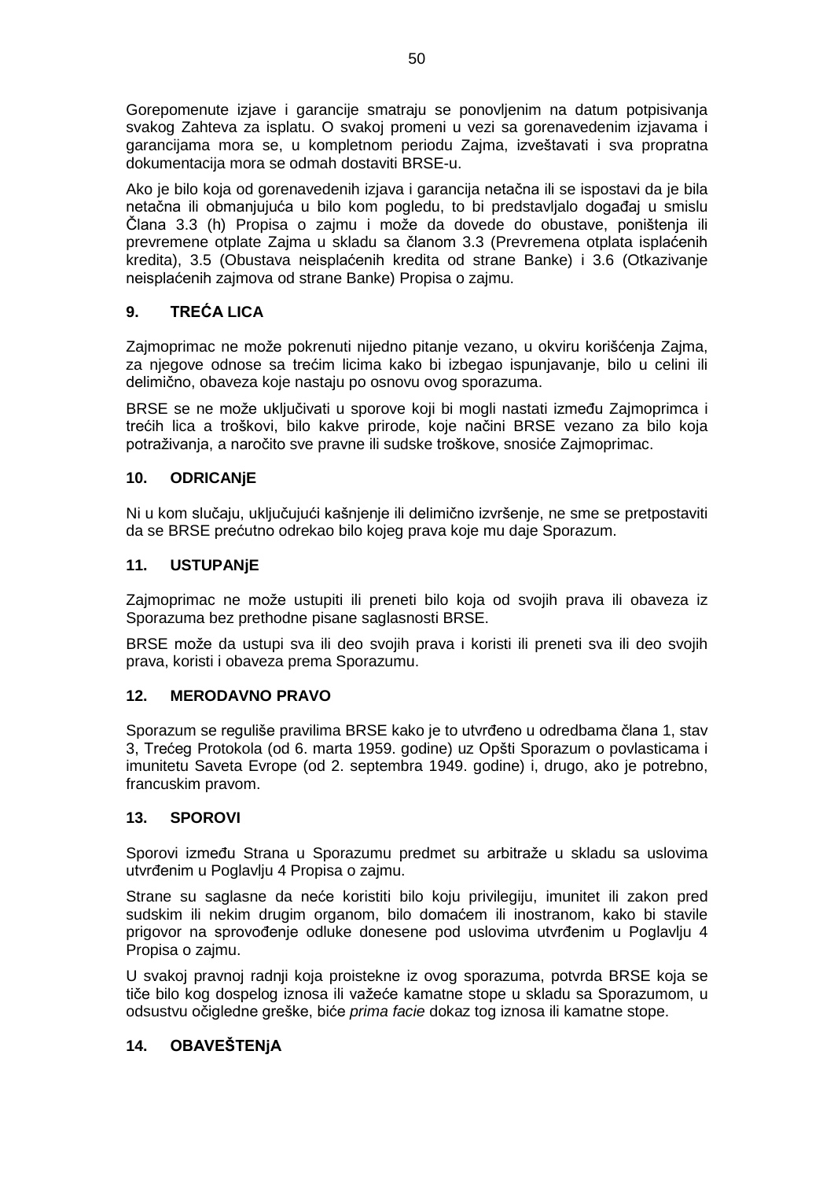Gorepomenute izjave i garancije smatraju se ponovljenim na datum potpisivanja svakog Zahteva za isplatu. O svakoj promeni u vezi sa gorenavedenim izjavama i garancijama mora se, u kompletnom periodu Zajma, izveštavati i sva propratna dokumentacija mora se odmah dostaviti BRSE-u.

Ako je bilo koja od gorenavedenih izjava i garancija netačna ili se ispostavi da je bila netačna ili obmanjujuća u bilo kom pogledu, to bi predstavljalo događaj u smislu Člana 3.3 (h) Propisa o zajmu i može da dovede do obustave, poništenja ili prevremene otplate Zajma u skladu sa članom 3.3 (Prevremena otplata isplaćenih kredita), 3.5 (Obustava neisplaćenih kredita od strane Banke) i 3.6 (Otkazivanje neisplaćenih zajmova od strane Banke) Propisa o zajmu.

## 9. TREĆA LICA

Zajmoprimac ne može pokrenuti nijedno pitanje vezano, u okviru korišćenja Zajma, za njegove odnose sa trećim licima kako bi izbegao ispunjavanje, bilo u celini ili delimično, obaveza koje nastaju po osnovu ovog sporazuma.

BRSE se ne može uključivati u sporove koji bi mogli nastati između Zajmoprimca i trećih lica a troškovi, bilo kakve prirode, koje načini BRSE vezano za bilo koja potraživanja, a naročito sve pravne ili sudske troškove, snosiće Zajmoprimac.

## 10. ODRICANjE

Ni u kom slučaju, uključujući kašnjenje ili delimično izvršenje, ne sme se pretpostaviti da se BRSE prećutno odrekao bilo kojeg prava koje mu daje Sporazum.

## 11. USTUPANjE

Zajmoprimac ne može ustupiti ili preneti bilo koja od svojih prava ili obaveza iz Sporazuma bez prethodne pisane saglasnosti BRSE.

BRSE može da ustupi sva ili deo svojih prava i koristi ili preneti sva ili deo svojih prava, koristi i obaveza prema Sporazumu.

## 12. MERODAVNO PRAVO

Sporazum se reguliše pravilima BRSE kako je to utvrđeno u odredbama člana 1, stav 3, Trećeg Protokola (od 6. marta 1959. godine) uz Opšti Sporazum o povlasticama i imunitetu Saveta Evrope (od 2. septembra 1949. godine) i, drugo, ako je potrebno, francuskim pravom.

## 13. SPOROVI

Sporovi između Strana u Sporazumu predmet su arbitraže u skladu sa uslovima utvrđenim u Poglavlju 4 Propisa o zajmu.

Strane su saglasne da neće koristiti bilo koju privilegiju, imunitet ili zakon pred sudskim ili nekim drugim organom, bilo domaćem ili inostranom, kako bi stavile prigovor na sprovođenje odluke donesene pod uslovima utvrđenim u Poglavlju 4 Propisa o zajmu.

U svakoj pravnoj radnji koja proistekne iz ovog sporazuma, potvrda BRSE koja se tiče bilo kog dospelog iznosa ili važeće kamatne stope u skladu sa Sporazumom, u odsustvu očigledne greške, biće *prima facie* dokaz tog iznosa ili kamatne stope.

## 14. OBAVEŠTENjA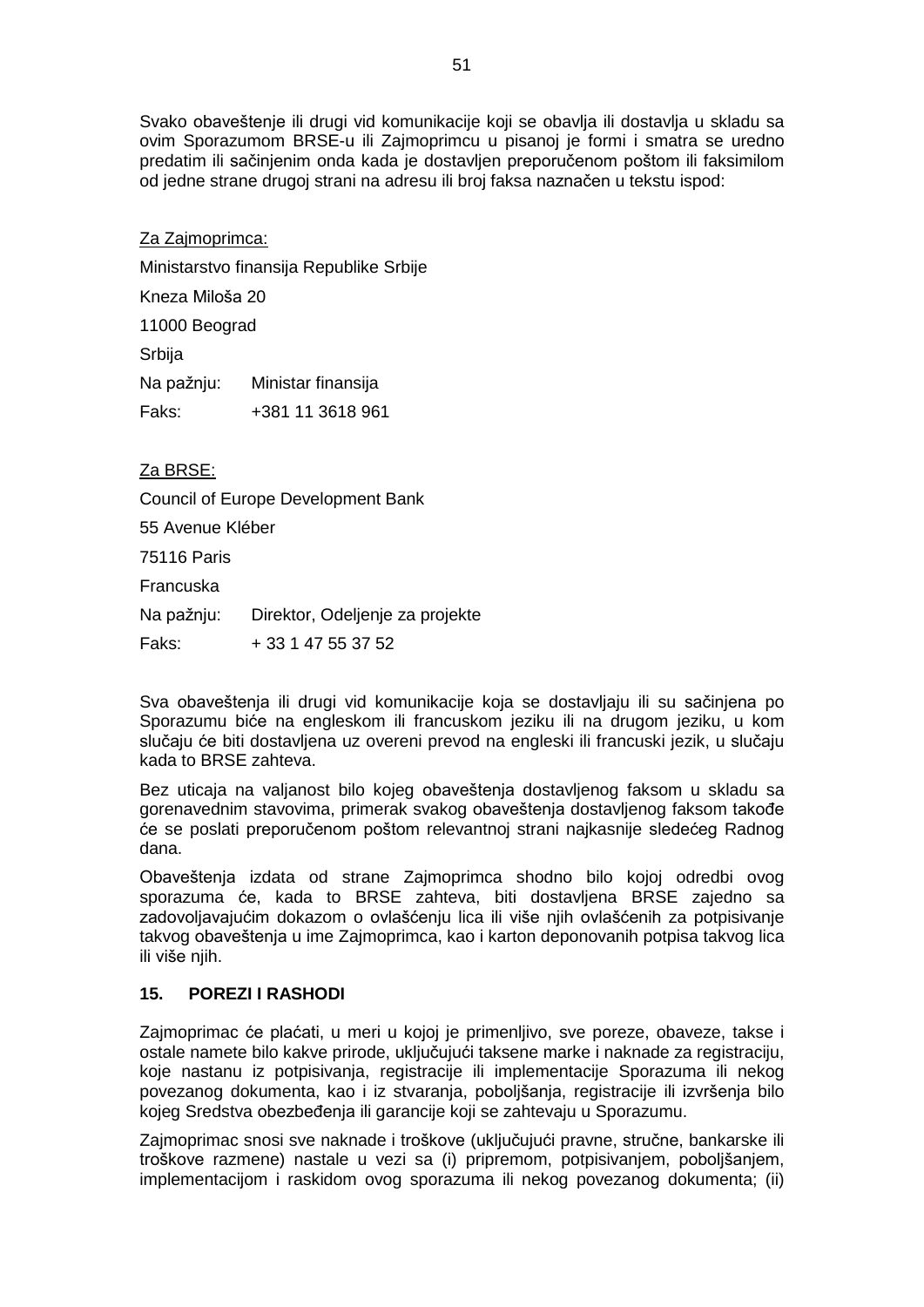Svako obaveštenje ili drugi vid komunikacije koji se obavlja ili dostavlja u skladu sa ovim Sporazumom BRSE-u ili Zajmoprimcu u pisanoj je formi i smatra se uredno predatim ili sačinjenim onda kada je dostavljen preporučenom poštom ili faksimilom od jedne strane drugoj strani na adresu ili broj faksa naznačen u tekstu ispod:

Za Zajmoprimca:

Ministarstvo finansija Republike Srbije

Kneza Miloša 20

11000 Beograd

Srbija

Na pažnju: Ministar finansija

Faks: +381 11 3618 961

Za BRSE:

Council of Europe Development Bank

55 Avenue Kléber

75116 Paris

Francuska

Na pažnju: Direktor, Odeljenje za projekte

Faks: + 33 1 47 55 37 52

Sva obaveštenja ili drugi vid komunikacije koja se dostavljaju ili su sačinjena po Sporazumu biće na engleskom ili francuskom jeziku ili na drugom jeziku, u kom slučaju će biti dostavljena uz overeni prevod na engleski ili francuski jezik, u slučaju kada to BRSE zahteva.

Bez uticaja na valjanost bilo kojeg obaveštenja dostavljenog faksom u skladu sa gorenavednim stavovima, primerak svakog obaveštenja dostavljenog faksom takođe će se poslati preporučenom poštom relevantnoj strani najkasnije sledećeg Radnog dana.

Obaveštenja izdata od strane Zajmoprimca shodno bilo kojoj odredbi ovog sporazuma će, kada to BRSE zahteva, biti dostavljena BRSE zajedno sa zadovoljavajućim dokazom o ovlašćenju lica ili više njih ovlašćenih za potpisivanje takvog obaveštenja u ime Zajmoprimca, kao i karton deponovanih potpisa takvog lica ili više njih.

## 15. POREZI I RASHODI

Zajmoprimac će plaćati, u meri u kojoj je primenljivo, sve poreze, obaveze, takse i ostale namete bilo kakve prirode, uključujući taksene marke i naknade za registraciju, koje nastanu iz potpisivanja, registracije ili implementacije Sporazuma ili nekog povezanog dokumenta, kao i iz stvaranja, poboljšanja, registracije ili izvršenja bilo kojeg Sredstva obezbeđenja ili garancije koji se zahtevaju u Sporazumu.

Zajmoprimac snosi sve naknade i troškove (uključujući pravne, stručne, bankarske ili troškove razmene) nastale u vezi sa (i) pripremom, potpisivanjem, poboljšanjem, implementacijom i raskidom ovog sporazuma ili nekog povezanog dokumenta; (ii)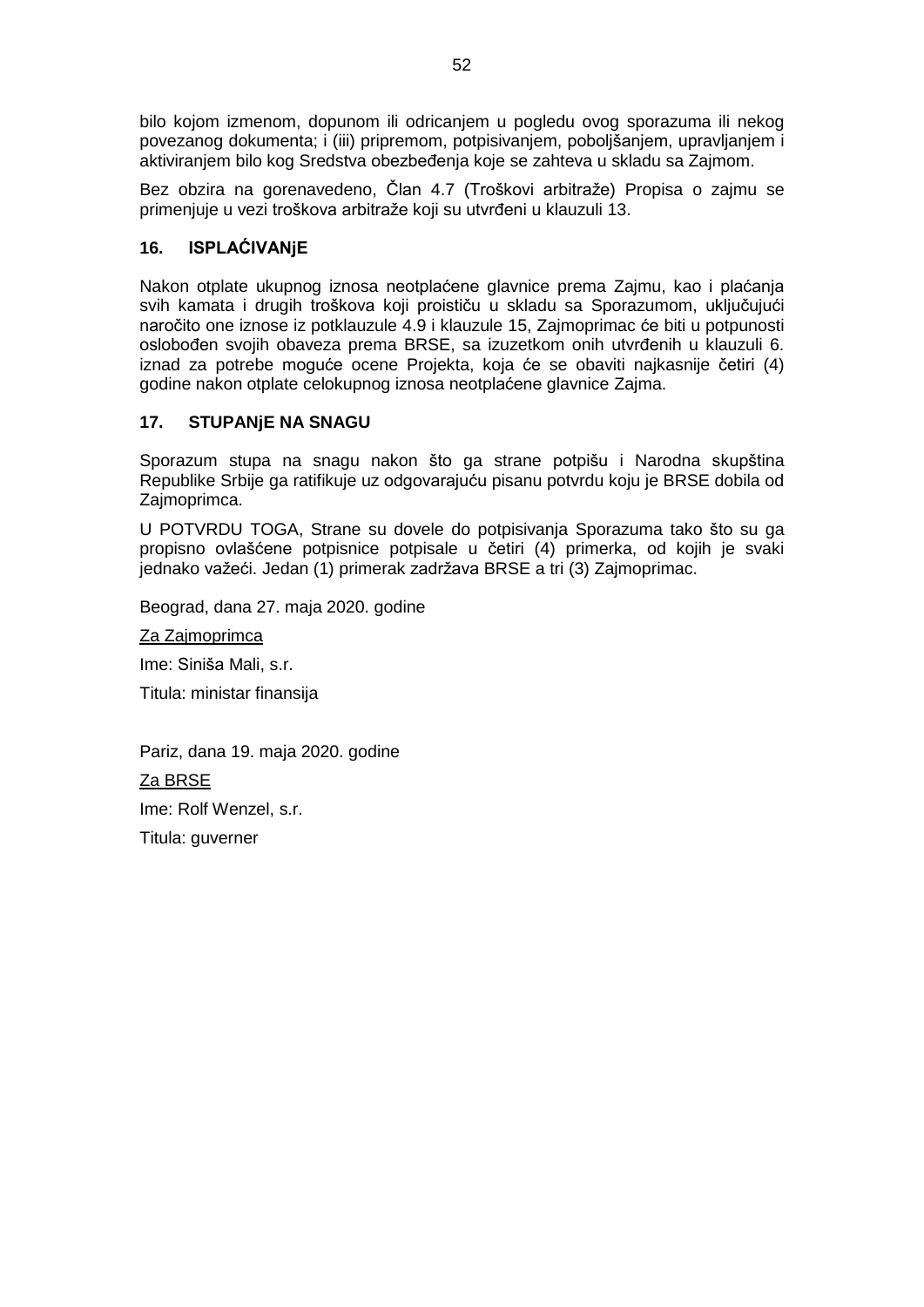bilo kojom izmenom, dopunom ili odricanjem u pogledu ovog sporazuma ili nekog povezanog dokumenta; i (iii) pripremom, potpisivanjem, poboljšanjem, upravljanjem i aktiviranjem bilo kog Sredstva obezbeđenja koje se zahteva u skladu sa Zajmom.

Bez obzira na gorenavedeno, Član 4.7 (Troškovi arbitraže) Propisa o zajmu se primenjuje u vezi troškova arbitraže koji su utvrđeni u klauzuli 13.

## 16. ISPLAĆIVANjE

Nakon otplate ukupnog iznosa neotplaćene glavnice prema Zajmu, kao i plaćanja svih kamata i drugih troškova koji proističu u skladu sa Sporazumom, uključujući naročito one iznose iz potklauzule 4.9 i klauzule 15, Zajmoprimac će biti u potpunosti oslobođen svojih obaveza prema BRSE, sa izuzetkom onih utvrđenih u klauzuli 6. iznad za potrebe moguće ocene Projekta, koja će se obaviti najkasnije četiri (4) godine nakon otplate celokupnog iznosa neotplaćene glavnice Zajma.

## 17. STUPANjE NA SNAGU

Sporazum stupa na snagu nakon što ga strane potpišu i Narodna skupština Republike Srbije ga ratifikuje uz odgovarajuću pisanu potvrdu koju je BRSE dobila od Zajmoprimca.

U POTVRDU TOGA, Strane su dovele do potpisivanja Sporazuma tako što su ga propisno ovlašćene potpisnice potpisale u četiri (4) primerka, od kojih je svaki jednako važeći. Jedan (1) primerak zadržava BRSE a tri (3) Zajmoprimac.

Beograd, dana 27. maja 2020. godine

Za Zajmoprimca

Ime: Siniša Mali, s.r.

Titula: ministar finansija

Pariz, dana 19. maja 2020. godine

Za BRSE

Ime: Rolf Wenzel, s.r.

Titula: guverner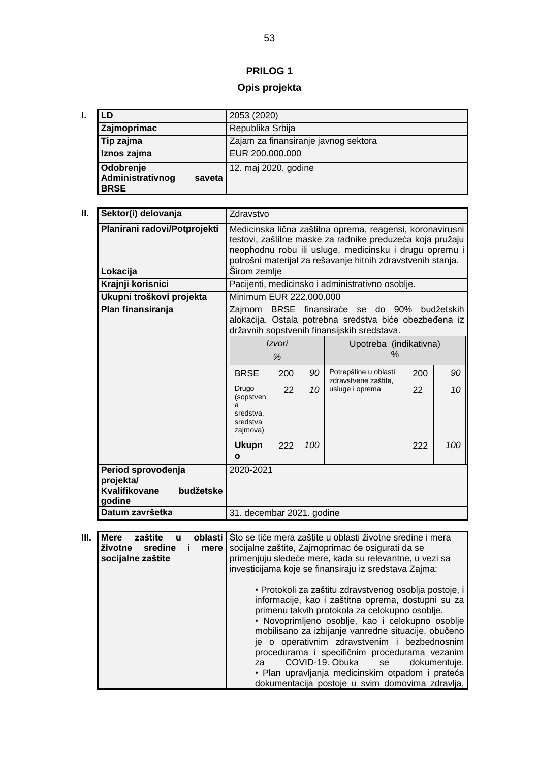**PRILOG 1**

**Opis projekta**

**I.**

| **LD** | 2053 (2020) |
|---|---|
| **Zajmoprimac** | Republika Srbija |
| **Tip zajma** | Zajam za finansiranje javnog sektora |
| **Iznos zajma** | EUR 200.000.000 |
| **Odobrenje Administrativnog saveta BRSE** | 12. maj 2020. godine |

**II.**

| **Sektor(i) delovanja** | Zdravstvo |
|---|---|
| **Planirani radovi/Potprojekti** | Medicinska lična zaštitna oprema, reagensi, koronavirusni testovi, zaštitne maske za radnike preduzeća koja pružaju neophodnu robu ili usluge, medicinsku i drugu opremu i potrošni materijal za rešavanje hitnih zdravstvenih stanja. |
| **Lokacija** | Širom zemlje |
| **Krajnji korisnici** | Pacijenti, medicinsko i administrativno osoblje. |
| **Ukupni troškovi projekta** | Minimum EUR 222.000.000 |
| **Plan finansiranja** | Zajmom BRSE finansiraće se do 90% budžetskih alokacija. Ostala potrebna sredstva biće obezbeđena iz državnih sopstvenih finansijskih sredstava. |
| **Period sprovođenja projekta/ Kvalifikovane budžetske godine** | 2020-2021 |
| **Datum završetka** | 31. decembar 2021. godine |

| *Izvori* % | | | Upotreba (indikativna) % | | |
|---|---|---|---|---|---|
| BRSE | 200 | *90* | Potrepštine u oblasti zdravstvene zaštite, usluge i oprema | 200 | *90* |
| Drugo (sopstvena sredstva, sredstva zajmova) | 22 | *10* | | 22 | *10* |
| **Ukupno** | 222 | *100* | | 222 | *100* |

**III.**

| **Mere zaštite u oblasti životne sredine i mere socijalne zaštite** | Što se tiče mera zaštite u oblasti životne sredine i mera socijalne zaštite, Zajmoprimac će osigurati da se primenjuju sledeće mere, kada su relevantne, u vezi sa investicijama koje se finansiraju iz sredstava Zajma:<br><br>• Protokoli za zaštitu zdravstvenog osoblja postoje, i informacije, kao i zaštitna oprema, dostupni su za primenu takvih protokola za celokupno osoblje.<br>• Novoprimljeno osoblje, kao i celokupno osoblje mobilisano za izbijanje vanredne situacije, obučeno je o operativnim zdravstvenim i bezbednosnim procedurama i specifičnim procedurama vezanim za COVID-19. Obuka se dokumentuje.<br>• Plan upravljanja medicinskim otpadom i prateća dokumentacija postoje u svim domovima zdravlja, |
|---|---|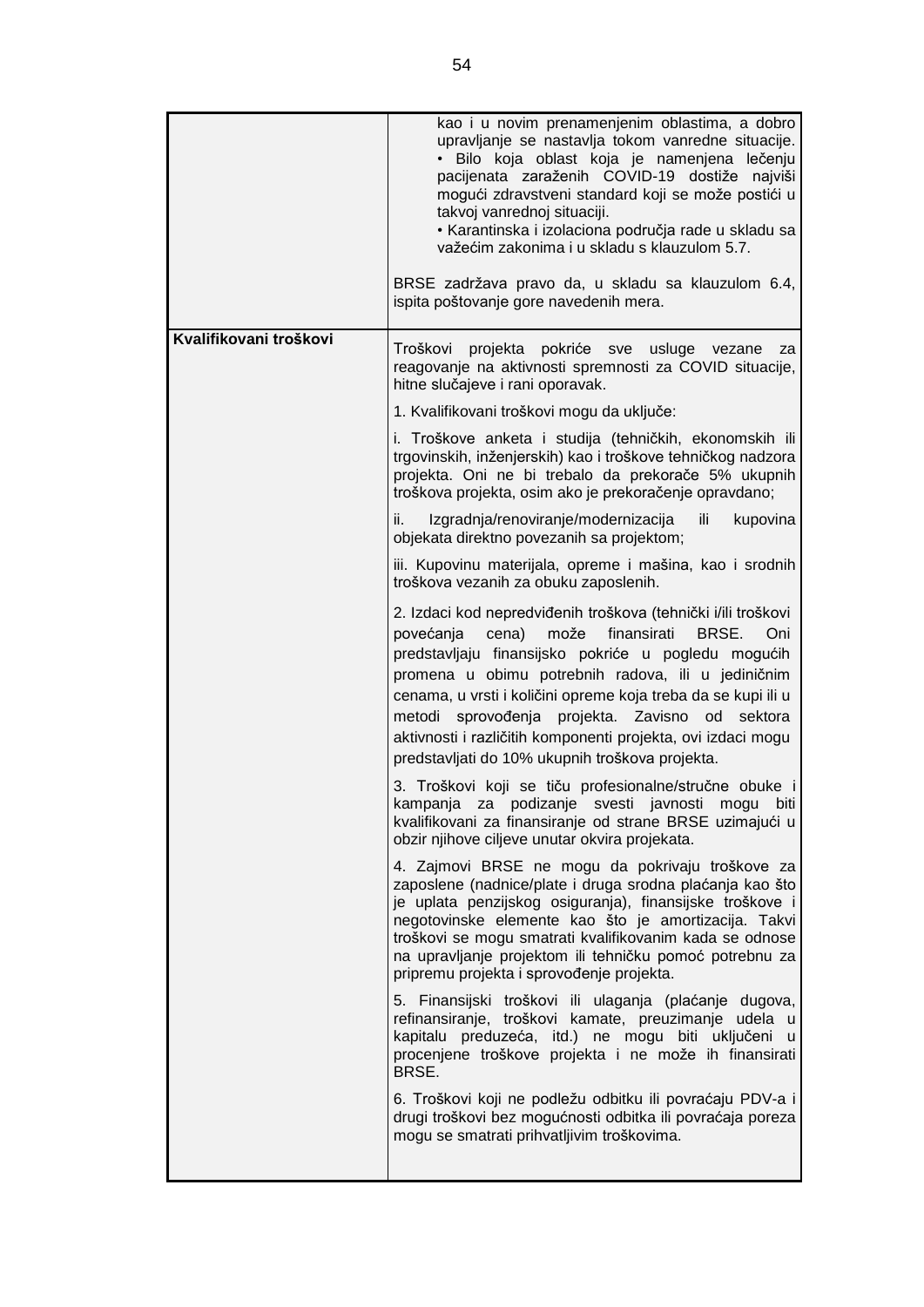| | |
|---|---|
| | kao i u novim prenamenjenim oblastima, a dobro upravljanje se nastavlja tokom vanredne situacije.<br>• Bilo koja oblast koja je namenjena lečenju pacijenata zaraženih COVID-19 dostiže najviši mogući zdravstveni standard koji se može postići u takvoj vanrednoj situaciji.<br>• Karantinska i izolaciona područja rade u skladu sa važećim zakonima i u skladu s klauzulom 5.7.<br><br>BRSE zadržava pravo da, u skladu sa klauzulom 6.4, ispita poštovanje gore navedenih mera. |
| **Kvalifikovani troškovi** | Troškovi projekta pokriće sve usluge vezane za reagovanje na aktivnosti spremnosti za COVID situacije, hitne slučajeve i rani oporavak.<br><br>1. Kvalifikovani troškovi mogu da uključe:<br><br>i. Troškove anketa i studija (tehničkih, ekonomskih ili trgovinskih, inženjerskih) kao i troškove tehničkog nadzora projekta. Oni ne bi trebalo da prekorače 5% ukupnih troškova projekta, osim ako je prekoračenje opravdano;<br><br>ii. Izgradnja/renoviranje/modernizacija ili kupovina objekata direktno povezanih sa projektom;<br><br>iii. Kupovinu materijala, opreme i mašina, kao i srodnih troškova vezanih za obuku zaposlenih.<br><br>2. Izdaci kod nepredviđenih troškova (tehnički i/ili troškovi povećanja cena) može finansirati BRSE. Oni predstavljaju finansijsko pokriće u pogledu mogućih promena u obimu potrebnih radova, ili u jediničnim cenama, u vrsti i količini opreme koja treba da se kupi ili u metodi sprovođenja projekta. Zavisno od sektora aktivnosti i različitih komponenti projekta, ovi izdaci mogu predstavljati do 10% ukupnih troškova projekta.<br><br>3. Troškovi koji se tiču profesionalne/stručne obuke i kampanja za podizanje svesti javnosti mogu biti kvalifikovani za finansiranje od strane BRSE uzimajući u obzir njihove ciljeve unutar okvira projekata.<br><br>4. Zajmovi BRSE ne mogu da pokrivaju troškove za zaposlene (nadnice/plate i druga srodna plaćanja kao što je uplata penzijskog osiguranja), finansijske troškove i negotovinske elemente kao što je amortizacija. Takvi troškovi se mogu smatrati kvalifikovanim kada se odnose na upravljanje projektom ili tehničku pomoć potrebnu za pripremu projekta i sprovođenje projekta.<br><br>5. Finansijski troškovi ili ulaganja (plaćanje dugova, refinansiranje, troškovi kamate, preuzimanje udela u kapitalu preduzeća, itd.) ne mogu biti uključeni u procenjene troškove projekta i ne može ih finansirati BRSE.<br><br>6. Troškovi koji ne podležu odbitku ili povraćaju PDV-a i drugi troškovi bez mogućnosti odbitka ili povraćaja poreza mogu se smatrati prihvatljivim troškovima. |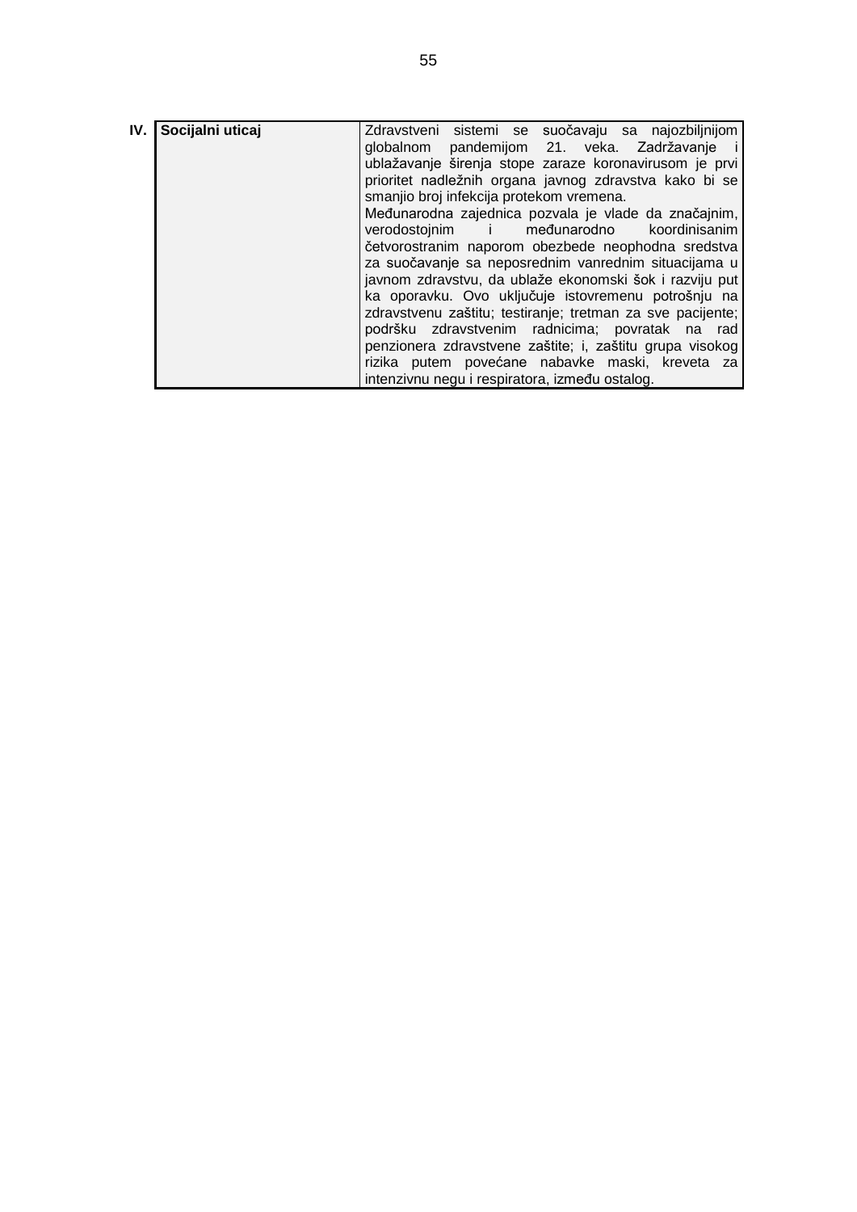| IV. | **Socijalni uticaj** | Zdravstveni sistemi se suočavaju sa najozbiljnijom globalnom pandemijom 21. veka. Zadržavanje i ublažavanje širenja stope zaraze koronavirusom je prvi prioritet nadležnih organa javnog zdravstva kako bi se smanjio broj infekcija protekom vremena.<br>Međunarodna zajednica pozvala je vlade da značajnim, verodostojnim i međunarodno koordinisanim četvorostranim naporom obezbede neophodna sredstva za suočavanje sa neposrednim vanrednim situacijama u javnom zdravstvu, da ublaže ekonomski šok i razviju put ka oporavku. Ovo uključuje istovremenu potrošnju na zdravstvenu zaštitu; testiranje; tretman za sve pacijente; podršku zdravstvenim radnicima; povratak na rad penzionera zdravstvene zaštite; i, zaštitu grupa visokog rizika putem povećane nabavke maski, kreveta za intenzivnu negu i respiratora, između ostalog. |
|---|---|---|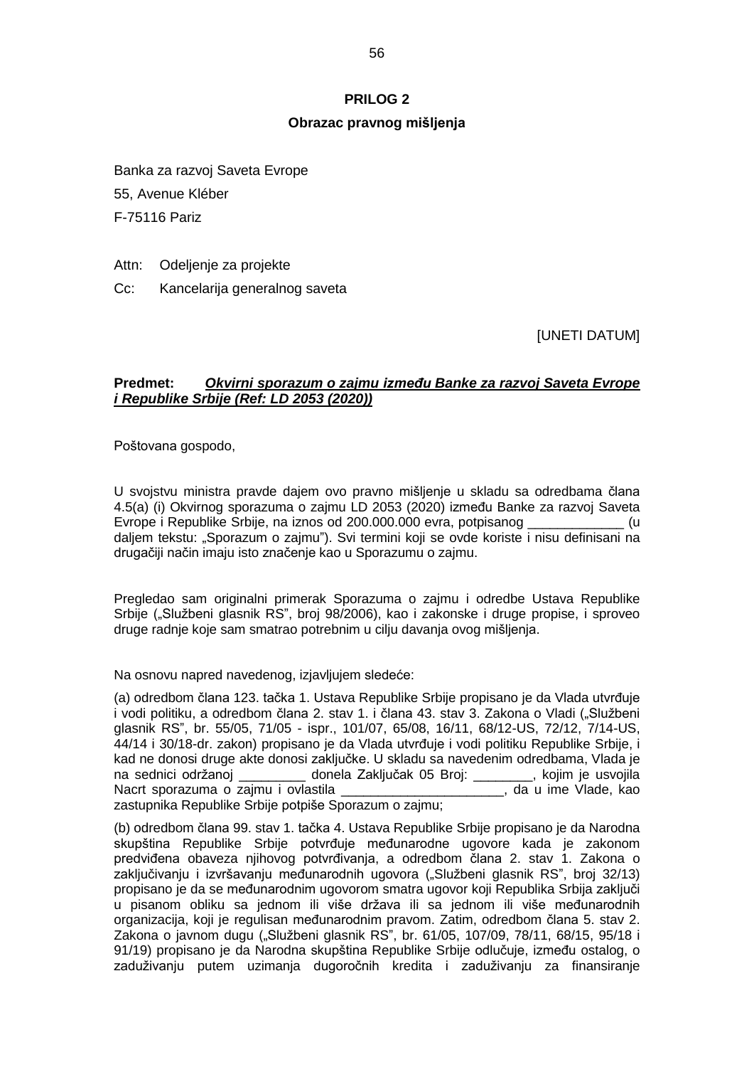**PRILOG 2**

**Obrazac pravnog mišljenja**

Banka za razvoj Saveta Evrope

55, Avenue Kléber

F-75116 Pariz

Attn: Odeljenje za projekte

Cc: Kancelarija generalnog saveta

[UNETI DATUM]

**Predmet:** ***Okvirni sporazum o zajmu između Banke za razvoj Saveta Evrope i Republike Srbije (Ref: LD 2053 (2020))***

Poštovana gospodo,

U svojstvu ministra pravde dajem ovo pravno mišljenje u skladu sa odredbama člana 4.5(a) (i) Okvirnog sporazuma o zajmu LD 2053 (2020) između Banke za razvoj Saveta Evrope i Republike Srbije, na iznos od 200.000.000 evra, potpisanog _____________ (u daljem tekstu: „Sporazum o zajmu"). Svi termini koji se ovde koriste i nisu definisani na drugačiji način imaju isto značenje kao u Sporazumu o zajmu.

Pregledao sam originalni primerak Sporazuma o zajmu i odredbe Ustava Republike Srbije („Službeni glasnik RS", broj 98/2006), kao i zakonske i druge propise, i sproveo druge radnje koje sam smatrao potrebnim u cilju davanja ovog mišljenja.

Na osnovu napred navedenog, izjavljujem sledeće:

(a) odredbom člana 123. tačka 1. Ustava Republike Srbije propisano je da Vlada utvrđuje i vodi politiku, a odredbom člana 2. stav 1. i člana 43. stav 3. Zakona o Vladi („Službeni glasnik RS", br. 55/05, 71/05 - ispr., 101/07, 65/08, 16/11, 68/12-US, 72/12, 7/14-US, 44/14 i 30/18-dr. zakon) propisano je da Vlada utvrđuje i vodi politiku Republike Srbije, i kad ne donosi druge akte donosi zaključke. U skladu sa navedenim odredbama, Vlada je na sednici održanoj _________ donela Zaključak 05 Broj: ________, kojim je usvojila Nacrt sporazuma o zajmu i ovlastila ______________________, da u ime Vlade, kao zastupnika Republike Srbije potpiše Sporazum o zajmu;

(b) odredbom člana 99. stav 1. tačka 4. Ustava Republike Srbije propisano je da Narodna skupština Republike Srbije potvrđuje međunarodne ugovore kada je zakonom predviđena obaveza njihovog potvrđivanja, a odredbom člana 2. stav 1. Zakona o zaključivanju i izvršavanju međunarodnih ugovora („Službeni glasnik RS", broj 32/13) propisano je da se međunarodnim ugovorom smatra ugovor koji Republika Srbija zaključi u pisanom obliku sa jednom ili više država ili sa jednom ili više međunarodnih organizacija, koji je regulisan međunarodnim pravom. Zatim, odredbom člana 5. stav 2. Zakona o javnom dugu („Službeni glasnik RS", br. 61/05, 107/09, 78/11, 68/15, 95/18 i 91/19) propisano je da Narodna skupština Republike Srbije odlučuje, između ostalog, o zaduživanju putem uzimanja dugoročnih kredita i zaduživanju za finansiranje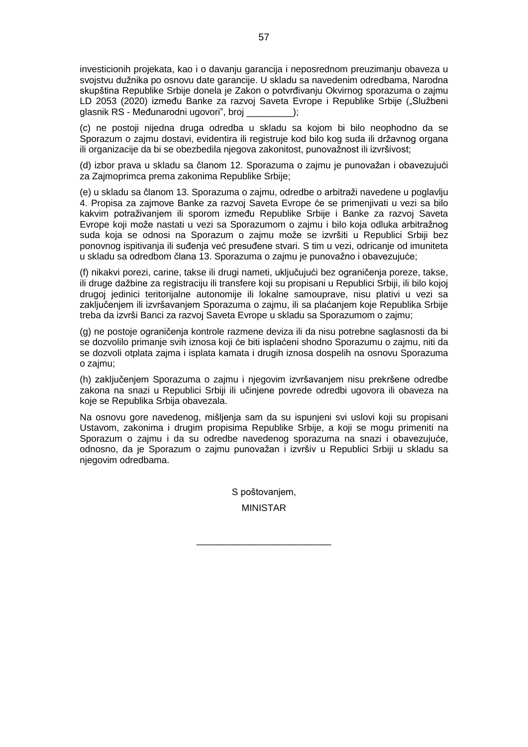investicionih projekata, kao i o davanju garancija i neposrednom preuzimanju obaveza u svojstvu dužnika po osnovu date garancije. U skladu sa navedenim odredbama, Narodna skupština Republike Srbije donela je Zakon o potvrđivanju Okvirnog sporazuma o zajmu LD 2053 (2020) između Banke za razvoj Saveta Evrope i Republike Srbije („Službeni glasnik RS - Međunarodni ugovori", broj ________);

(c) ne postoji nijedna druga odredba u skladu sa kojom bi bilo neophodno da se Sporazum o zajmu dostavi, evidentira ili registruje kod bilo kog suda ili državnog organa ili organizacije da bi se obezbedila njegova zakonitost, punovažnost ili izvršivost;

(d) izbor prava u skladu sa članom 12. Sporazuma o zajmu je punovažan i obavezujući za Zajmoprimca prema zakonima Republike Srbije;

(e) u skladu sa članom 13. Sporazuma o zajmu, odredbe o arbitraži navedene u poglavlju 4. Propisa za zajmove Banke za razvoj Saveta Evrope će se primenjivati u vezi sa bilo kakvim potraživanjem ili sporom između Republike Srbije i Banke za razvoj Saveta Evrope koji može nastati u vezi sa Sporazumom o zajmu i bilo koja odluka arbitražnog suda koja se odnosi na Sporazum o zajmu može se izvršiti u Republici Srbiji bez ponovnog ispitivanja ili suđenja već presuđene stvari. S tim u vezi, odricanje od imuniteta u skladu sa odredbom člana 13. Sporazuma o zajmu je punovažno i obavezujuće;

(f) nikakvi porezi, carine, takse ili drugi nameti, uključujući bez ograničenja poreze, takse, ili druge dažbine za registraciju ili transfere koji su propisani u Republici Srbiji, ili bilo kojoj drugoj jedinici teritorijalne autonomije ili lokalne samouprave, nisu plativi u vezi sa zaključenjem ili izvršavanjem Sporazuma o zajmu, ili sa plaćanjem koje Republika Srbije treba da izvrši Banci za razvoj Saveta Evrope u skladu sa Sporazumom o zajmu;

(g) ne postoje ograničenja kontrole razmene deviza ili da nisu potrebne saglasnosti da bi se dozvolilo primanje svih iznosa koji će biti isplaćeni shodno Sporazumu o zajmu, niti da se dozvoli otplata zajma i isplata kamata i drugih iznosa dospelih na osnovu Sporazuma o zajmu;

(h) zaključenjem Sporazuma o zajmu i njegovim izvršavanjem nisu prekršene odredbe zakona na snazi u Republici Srbiji ili učinjene povrede odredbi ugovora ili obaveza na koje se Republika Srbija obavezala.

Na osnovu gore navedenog, mišljenja sam da su ispunjeni svi uslovi koji su propisani Ustavom, zakonima i drugim propisima Republike Srbije, a koji se mogu primeniti na Sporazum o zajmu i da su odredbe navedenog sporazuma na snazi i obavezujuće, odnosno, da je Sporazum o zajmu punovažan i izvršiv u Republici Srbiji u skladu sa njegovim odredbama.

S poštovanjem,

MINISTAR

__________________________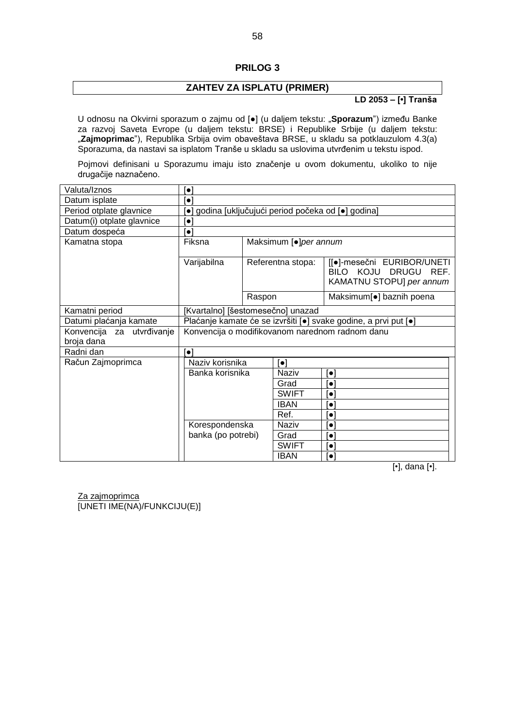# PRILOG 3

## ZAHTEV ZA ISPLATU (PRIMER)

**LD 2053 – [•] Tranša**

U odnosu na Okvirni sporazum o zajmu od [●] (u daljem tekstu: „**Sporazum**") između Banke za razvoj Saveta Evrope (u daljem tekstu: BRSE) i Republike Srbije (u daljem tekstu: „**Zajmoprimac**"), Republika Srbija ovim obaveštava BRSE, u skladu sa potklauzulom 4.3(a) Sporazuma, da nastavi sa isplatom Tranše u skladu sa uslovima utvrđenim u tekstu ispod.

Pojmovi definisani u Sporazumu imaju isto značenje u ovom dokumentu, ukoliko to nije drugačije naznačeno.

| | | | |
|---|---|---|---|
| Valuta/Iznos | [●] | | |
| Datum isplate | [●] | | |
| Period otplate glavnice | [●] godina [uključujući period počeka od [●] godina] | | |
| Datum(i) otplate glavnice | [●] | | |
| Datum dospeća | [●] | | |
| Kamatna stopa | Fiksna | Maksimum [●]*per annum* | |
| | Varijabilna | Referentna stopa: | [[●]-mesečni EURIBOR/UNETI BILO KOJU DRUGU REF. KAMATNU STOPU] *per annum* |
| | | Raspon | Maksimum[●] baznih poena |
| Kamatni period | [Kvartalno] [šestomesečno] unazad | | |
| Datumi plaćanja kamate | Plaćanje kamate će se izvršiti [●] svake godine, a prvi put [●] | | |
| Konvencija za utvrđivanje broja dana | Konvencija o modifikovanom narednom radnom danu | | |
| Radni dan | [●] | | |
| Račun Zajmoprimca | Naziv korisnika | [●] | |
| | Banka korisnika | Naziv | [●] |
| | | Grad | [●] |
| | | SWIFT | [●] |
| | | IBAN | [●] |
| | | Ref. | [●] |
| | Korespondenska banka (po potrebi) | Naziv | [●] |
| | | Grad | [●] |
| | | SWIFT | [●] |
| | | IBAN | [●] |

[•], dana [•].

Za zajmoprimca
[UNETI IME(NA)/FUNKCIJU(E)]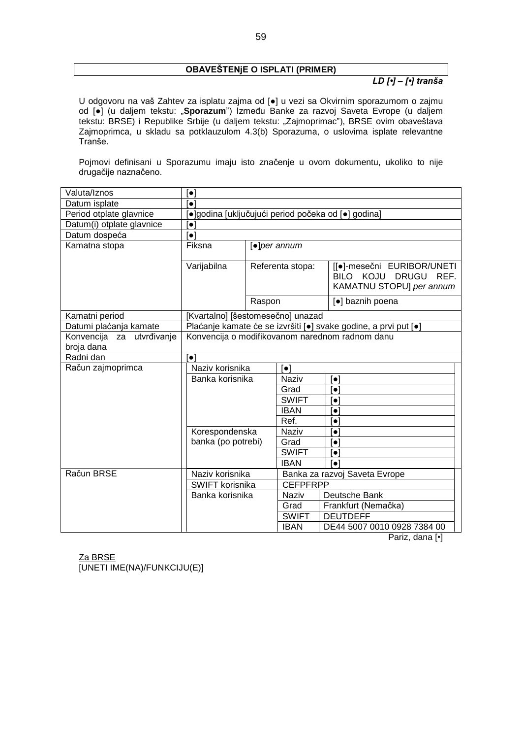## OBAVEŠTENjE O ISPLATI (PRIMER)

***LD [•] – [•] tranša***

U odgovoru na vaš Zahtev za isplatu zajma od [●] u vezi sa Okvirnim sporazumom o zajmu od [●] (u daljem tekstu: „**Sporazum**") Između Banke za razvoj Saveta Evrope (u daljem tekstu: BRSE) i Republike Srbije (u daljem tekstu: „Zajmoprimac"), BRSE ovim obaveštava Zajmoprimca, u skladu sa potklauzulom 4.3(b) Sporazuma, o uslovima isplate relevantne Tranše.

Pojmovi definisani u Sporazumu imaju isto značenje u ovom dokumentu, ukoliko to nije drugačije naznačeno.

| | | | | |
|---|---|---|---|---|
| Valuta/Iznos | [●] | | | |
| Datum isplate | [●] | | | |
| Period otplate glavnice | [●]godina [uključujući period počeka od [●] godina] | | | |
| Datum(i) otplate glavnice | [●] | | | |
| Datum dospeća | [●] | | | |
| Kamatna stopa | Fiksna | [●]*per annum* | | |
| | Varijabilna | Referenta stopa: | | [[●]-mesečni EURIBOR/UNETI BILO KOJU DRUGU REF. KAMATNU STOPU] *per annum* |
| | | Raspon | | [●] baznih poena |
| Kamatni period | [Kvartalno] [šestomesečno] unazad | | | |
| Datumi plaćanja kamate | Plaćanje kamate će se izvršiti [●] svake godine, a prvi put [●] | | | |
| Konvencija za utvrđivanje broja dana | Konvencija o modifikovanom narednom radnom danu | | | |
| Radni dan | [●] | | | |
| Račun zajmoprimca | Naziv korisnika | [●] | | |
| | Banka korisnika | Naziv | [●] | |
| | | Grad | [●] | |
| | | SWIFT | [●] | |
| | | IBAN | [●] | |
| | | Ref. | [●] | |
| | Korespondenska banka (po potrebi) | Naziv | [●] | |
| | | Grad | [●] | |
| | | SWIFT | [●] | |
| | | IBAN | [●] | |
| Račun BRSE | Naziv korisnika | Banka za razvoj Saveta Evrope | | |
| | SWIFT korisnika | CEFPFRPP | | |
| | Banka korisnika | Naziv | Deutsche Bank | |
| | | Grad | Frankfurt (Nemačka) | |
| | | SWIFT | DEUTDEFF | |
| | | IBAN | DE44 5007 0010 0928 7384 00 | |

Pariz, dana [•]

<u>Za BRSE</u>
[UNETI IME(NA)/FUNKCIJU(E)]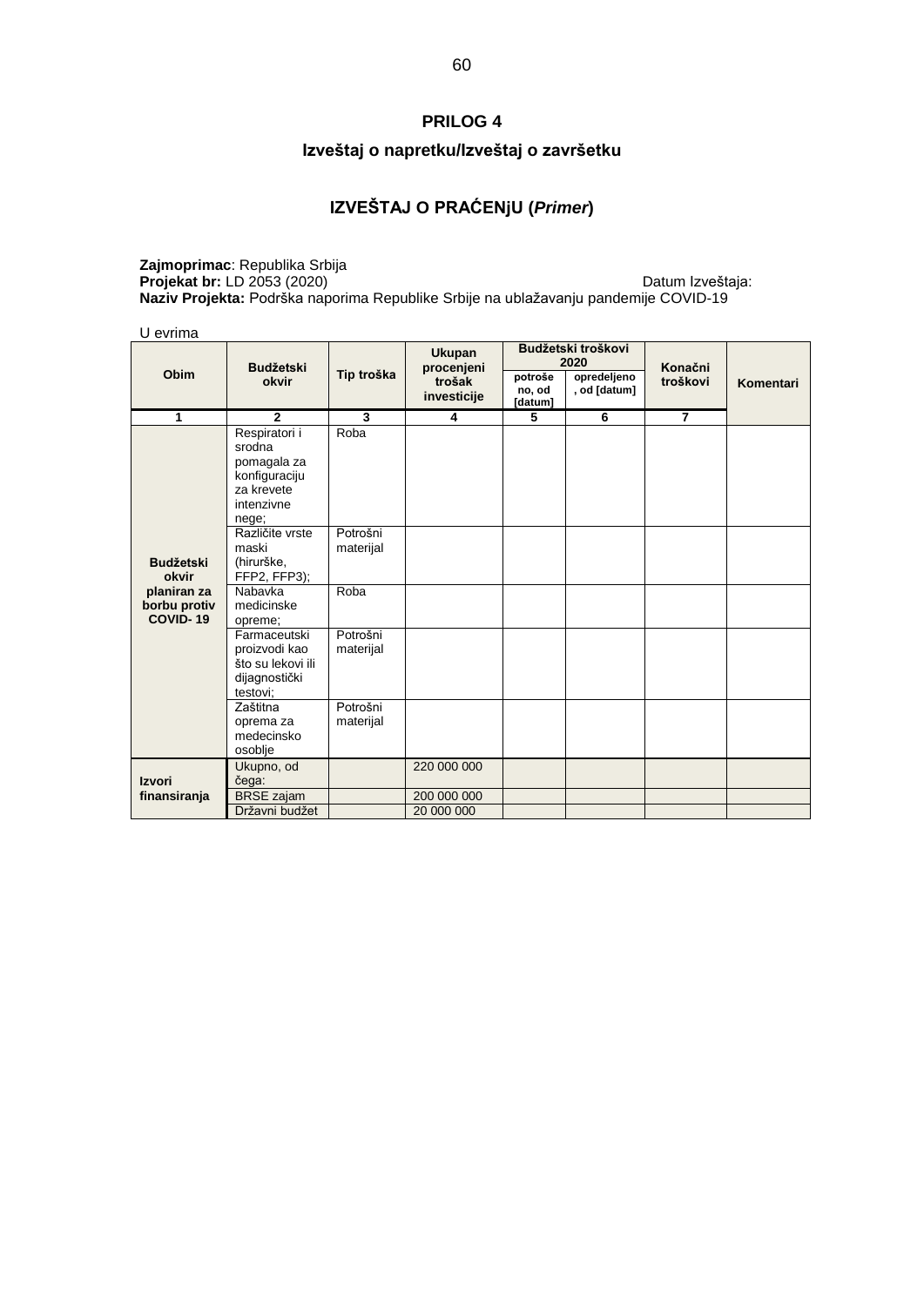## PRILOG 4

### Izveštaj o napretku/Izveštaj o završetku

### IZVEŠTAJ O PRAĆENjU (*Primer*)

**Zajmoprimac**: Republika Srbija
**Projekat br:** LD 2053 (2020) Datum Izveštaja:
**Naziv Projekta:** Podrška naporima Republike Srbije na ublažavanju pandemije COVID-19

U evrima

| Obim | Budžetski okvir | Tip troška | Ukupan procenjeni trošak investicije | Budžetski troškovi 2020 | | Konačni troškovi | Komentari |
|---|---|---|---|---|---|---|---|
| | | | | potrošeno, od [datum] | opredeljeno, od [datum] | | |
| 1 | 2 | 3 | 4 | 5 | 6 | 7 | |
| **Budžetski okvir planiran za borbu protiv COVID- 19** | Respiratori i srodna pomagala za konfiguraciju za krevete intenzivne nege; | Roba | | | | | |
| | Različite vrste maski (hirurške, FFP2, FFP3); | Potrošni materijal | | | | | |
| | Nabavka medicinske opreme; | Roba | | | | | |
| | Farmaceutski proizvodi kao što su lekovi ili dijagnostički testovi; | Potrošni materijal | | | | | |
| | Zaštitna oprema za medecinsko osoblje | Potrošni materijal | | | | | |
| **Izvori finansiranja** | Ukupno, od čega: | | 220 000 000 | | | | |
| | BRSE zajam | | 200 000 000 | | | | |
| | Državni budžet | | 20 000 000 | | | | |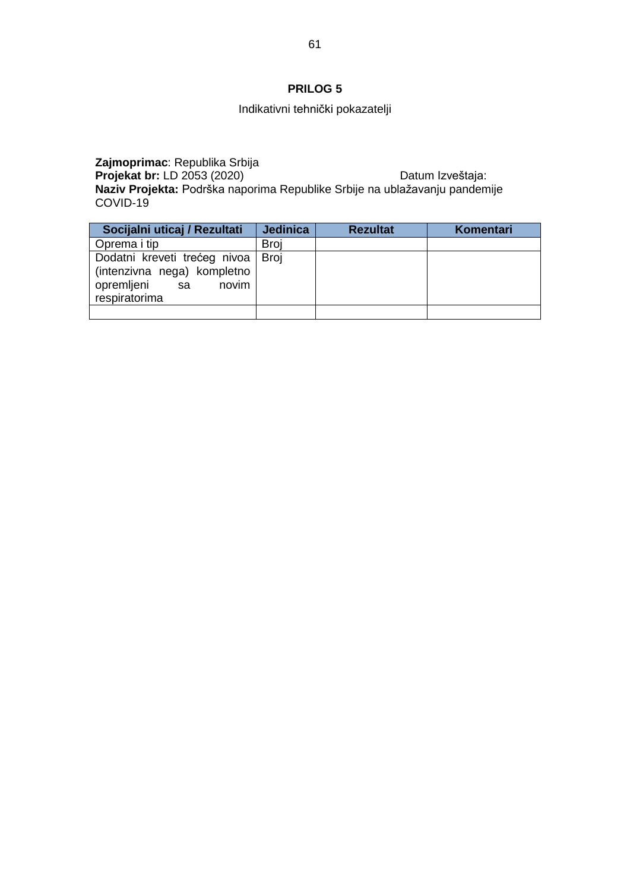**PRILOG 5**

Indikativni tehnički pokazatelji

**Zajmoprimac**: Republika Srbija
**Projekat br:** LD 2053 (2020) Datum Izveštaja:
**Naziv Projekta:** Podrška naporima Republike Srbije na ublažavanju pandemije COVID-19

| Socijalni uticaj / Rezultati | Jedinica | Rezultat | Komentari |
|---|---|---|---|
| Oprema i tip | Broj | | |
| Dodatni kreveti trećeg nivoa (intenzivna nega) kompletno opremljeni sa novim respiratorima | Broj | | |
| | | | |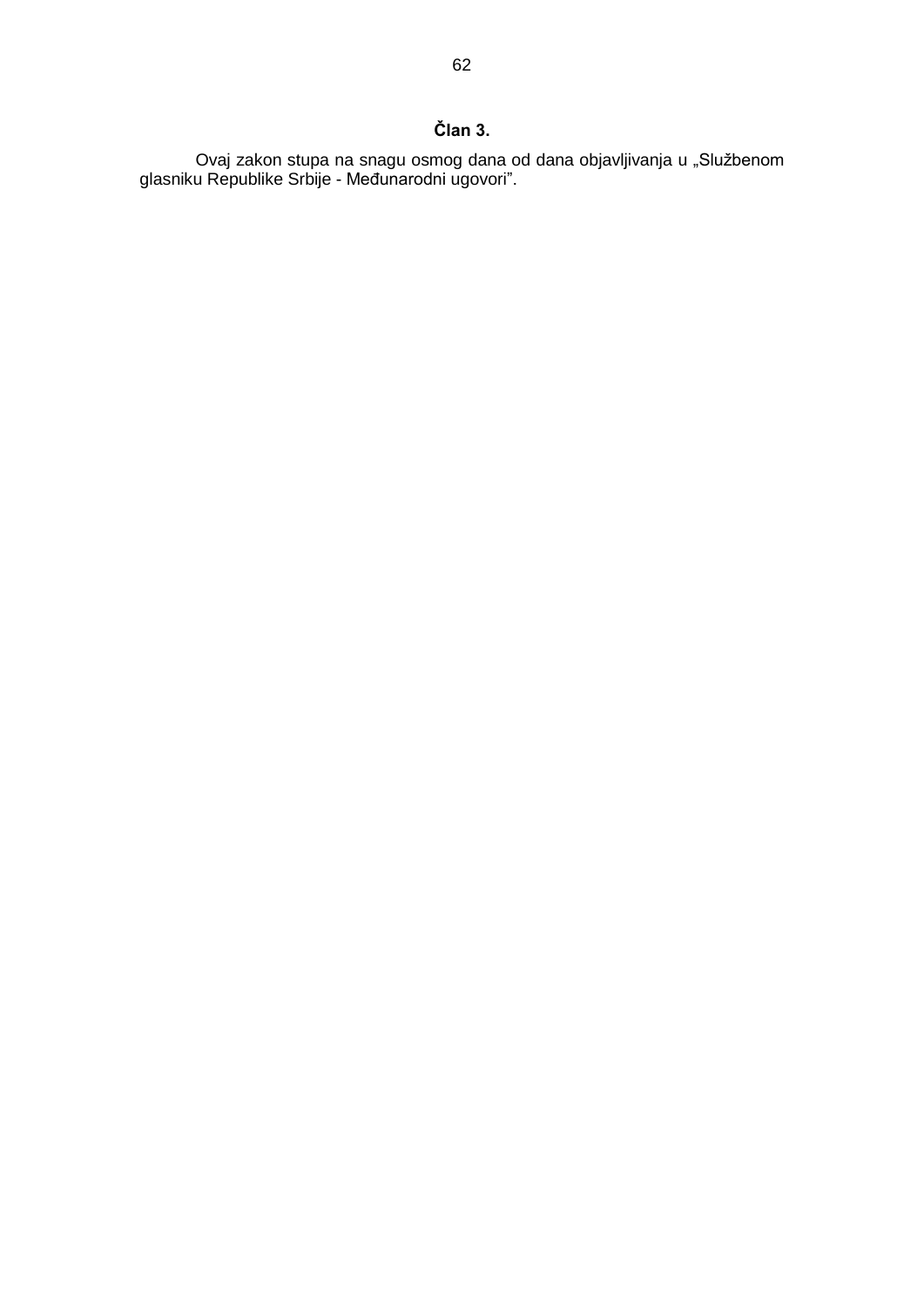### Član 3.

Ovaj zakon stupa na snagu osmog dana od dana objavljivanja u „Službenom glasniku Republike Srbije - Međunarodni ugovori”.